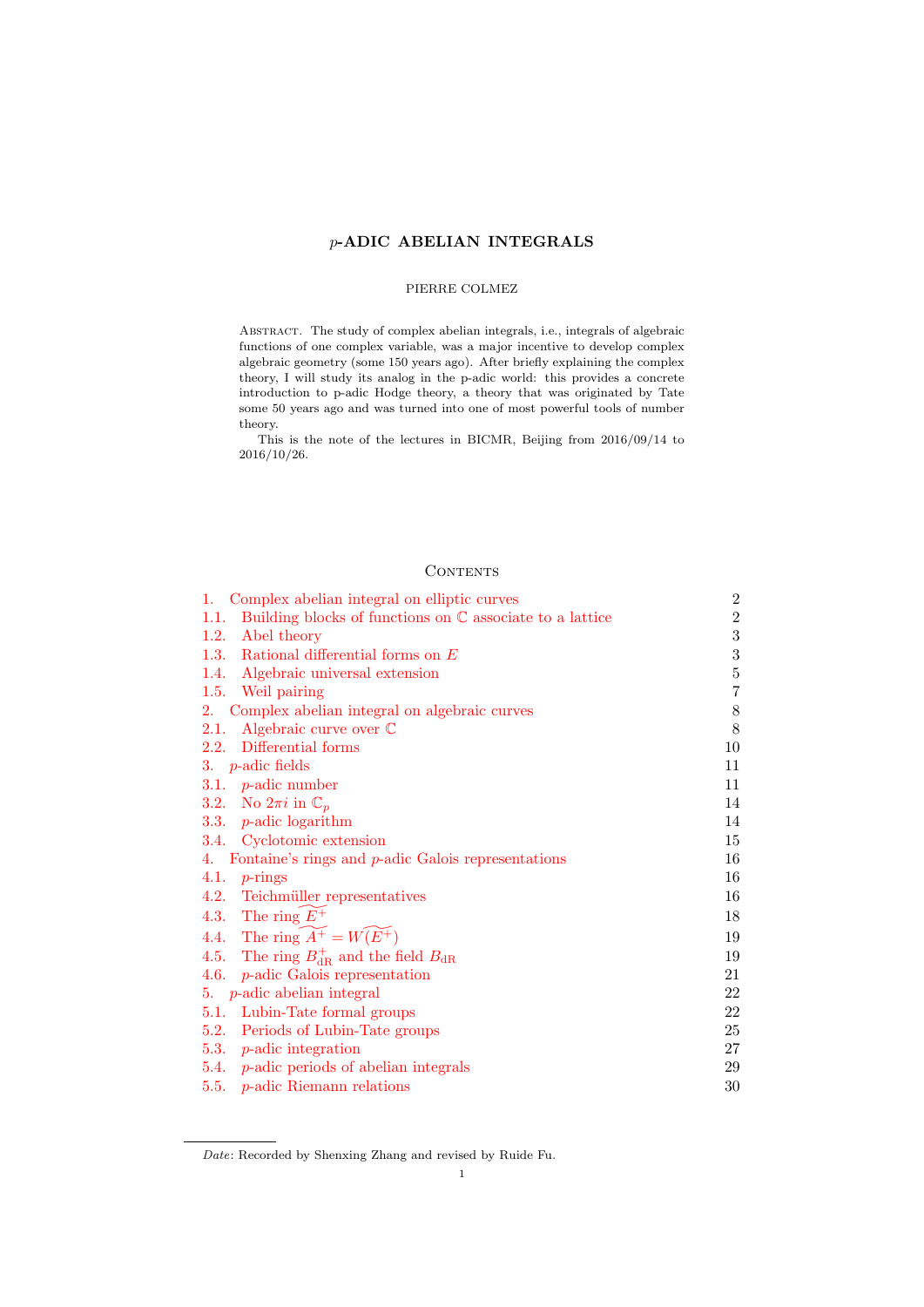# $p$-ADIC ABELIAN INTEGRALS

PIERRE COLMEZ

ABSTRACT. The study of complex abelian integrals, i.e., integrals of algebraic functions of one complex variable, was a major incentive to develop complex algebraic geometry (some 150 years ago). After briefly explaining the complex theory, I will study its analog in the p-adic world: this provides a concrete introduction to p-adic Hodge theory, a theory that was originated by Tate some 50 years ago and was turned into one of most powerful tools of number theory.

This is the note of the lectures in BICMR, Beijing from 2016/09/14 to 2016/10/26.

## CONTENTS

| | |
|---|---|
| 1. Complex abelian integral on elliptic curves | 2 |
| 1.1. Building blocks of functions on $\mathbb{C}$ associate to a lattice | 2 |
| 1.2. Abel theory | 3 |
| 1.3. Rational differential forms on $E$ | 3 |
| 1.4. Algebraic universal extension | 5 |
| 1.5. Weil pairing | 7 |
| 2. Complex abelian integral on algebraic curves | 8 |
| 2.1. Algebraic curve over $\mathbb{C}$ | 8 |
| 2.2. Differential forms | 10 |
| 3. $p$-adic fields | 11 |
| 3.1. $p$-adic number | 11 |
| 3.2. No $2\pi i$ in $\mathbb{C}_p$ | 14 |
| 3.3. $p$-adic logarithm | 14 |
| 3.4. Cyclotomic extension | 15 |
| 4. Fontaine's rings and $p$-adic Galois representations | 16 |
| 4.1. $p$-rings | 16 |
| 4.2. Teichmüller representatives | 16 |
| 4.3. The ring $\widetilde{E^+}$ | 18 |
| 4.4. The ring $\widetilde{A^+} = W(\widetilde{E^+})$ | 19 |
| 4.5. The ring $B_{\mathrm{dR}}^+$ and the field $B_{\mathrm{dR}}$ | 19 |
| 4.6. $p$-adic Galois representation | 21 |
| 5. $p$-adic abelian integral | 22 |
| 5.1. Lubin-Tate formal groups | 22 |
| 5.2. Periods of Lubin-Tate groups | 25 |
| 5.3. $p$-adic integration | 27 |
| 5.4. $p$-adic periods of abelian integrals | 29 |
| 5.5. $p$-adic Riemann relations | 30 |

*Date*: Recorded by Shenxing Zhang and revised by Ruide Fu.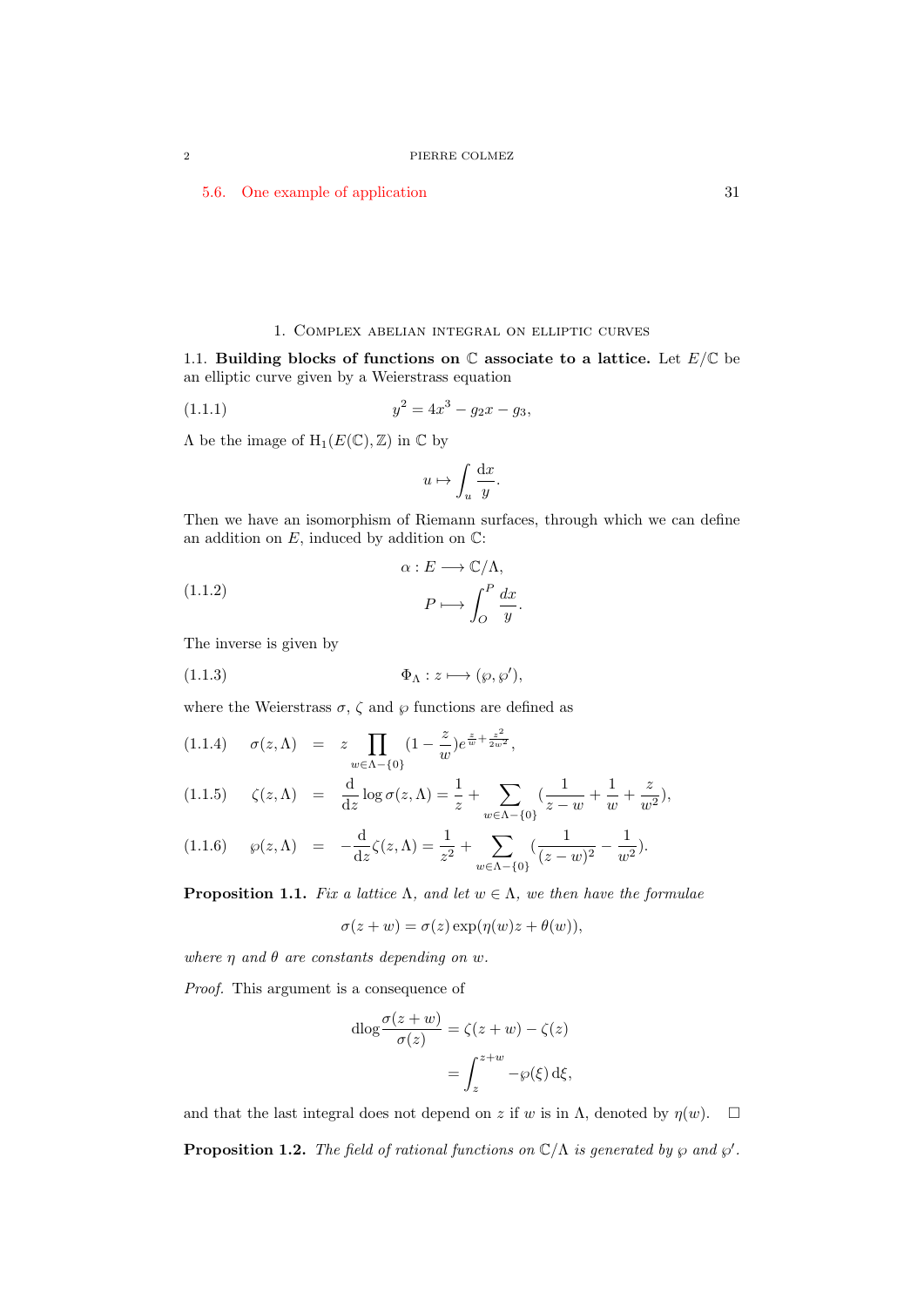5.6. One example of application 31

## 1. Complex abelian integral on elliptic curves

**1.1. Building blocks of functions on $\mathbb{C}$ associate to a lattice.** Let $E/\mathbb{C}$ be an elliptic curve given by a Weierstrass equation

$$y^2 = 4x^3 - g_2 x - g_3, \tag{1.1.1}$$

$\Lambda$ be the image of $\mathrm{H}_1(E(\mathbb{C}), \mathbb{Z})$ in $\mathbb{C}$ by

$$u \mapsto \int_u \frac{\mathrm{d}x}{y}.$$

Then we have an isomorphism of Riemann surfaces, through which we can define an addition on $E$, induced by addition on $\mathbb{C}$:

$$\begin{aligned} \alpha : E &\longrightarrow \mathbb{C}/\Lambda, \\ P &\longmapsto \int_O^P \frac{dx}{y}. \end{aligned} \tag{1.1.2}$$

The inverse is given by

$$\Phi_\Lambda : z \longmapsto (\wp, \wp'), \tag{1.1.3}$$

where the Weierstrass $\sigma$, $\zeta$ and $\wp$ functions are defined as

$$\sigma(z, \Lambda) = z \prod_{w \in \Lambda - \{0\}} (1 - \frac{z}{w}) e^{\frac{z}{w} + \frac{z^2}{2w^2}}, \tag{1.1.4}$$

$$\zeta(z, \Lambda) = \frac{\mathrm{d}}{\mathrm{d}z} \log \sigma(z, \Lambda) = \frac{1}{z} + \sum_{w \in \Lambda - \{0\}} (\frac{1}{z-w} + \frac{1}{w} + \frac{z}{w^2}), \tag{1.1.5}$$

$$\wp(z, \Lambda) = -\frac{\mathrm{d}}{\mathrm{d}z} \zeta(z, \Lambda) = \frac{1}{z^2} + \sum_{w \in \Lambda - \{0\}} (\frac{1}{(z-w)^2} - \frac{1}{w^2}). \tag{1.1.6}$$

**Proposition 1.1.** *Fix a lattice $\Lambda$, and let $w \in \Lambda$, we then have the formulae*

$$\sigma(z + w) = \sigma(z) \exp(\eta(w) z + \theta(w)),$$

*where $\eta$ and $\theta$ are constants depending on $w$.*

*Proof.* This argument is a consequence of

$$\begin{aligned} \mathrm{dlog} \frac{\sigma(z+w)}{\sigma(z)} &= \zeta(z+w) - \zeta(z) \\ &= \int_z^{z+w} -\wp(\xi) \, \mathrm{d}\xi, \end{aligned}$$

and that the last integral does not depend on $z$ if $w$ is in $\Lambda$, denoted by $\eta(w)$. $\square$

**Proposition 1.2.** *The field of rational functions on $\mathbb{C}/\Lambda$ is generated by $\wp$ and $\wp'$.*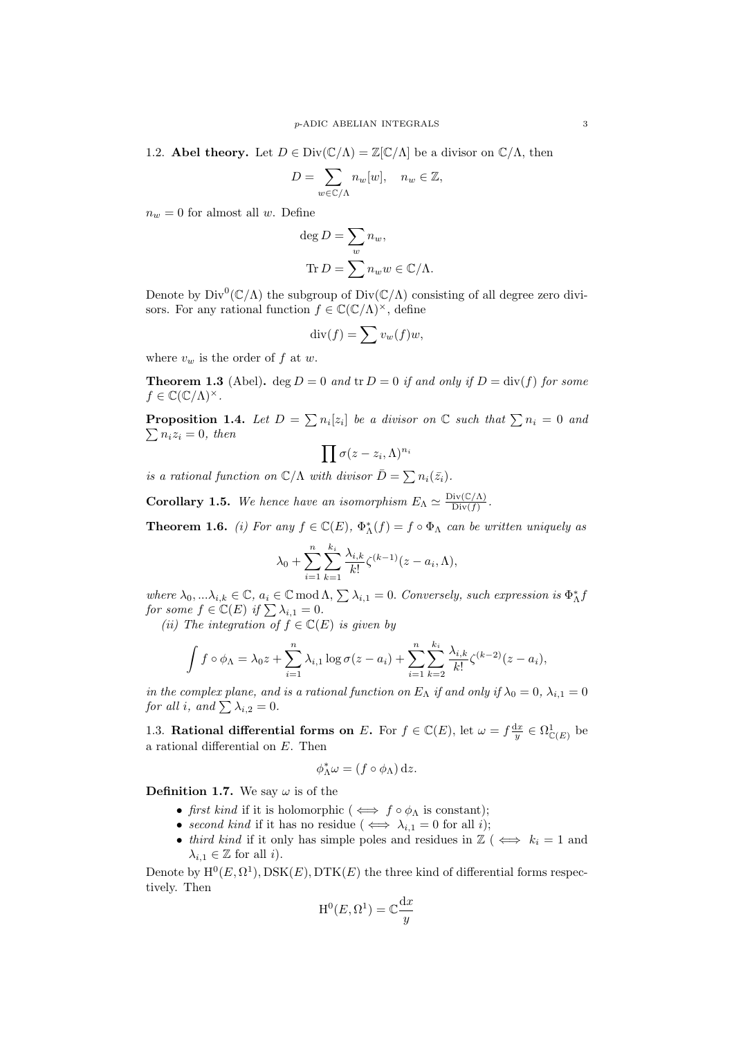1.2. **Abel theory.** Let $D \in \mathrm{Div}(\mathbb{C}/\Lambda) = \mathbb{Z}[\mathbb{C}/\Lambda]$ be a divisor on $\mathbb{C}/\Lambda$, then

$$D = \sum_{w \in \mathbb{C}/\Lambda} n_w[w], \quad n_w \in \mathbb{Z},$$

$n_w = 0$ for almost all $w$. Define

$$\deg D = \sum_w n_w,$$
$$\mathrm{Tr}\, D = \sum n_w w \in \mathbb{C}/\Lambda.$$

Denote by $\mathrm{Div}^0(\mathbb{C}/\Lambda)$ the subgroup of $\mathrm{Div}(\mathbb{C}/\Lambda)$ consisting of all degree zero divisors. For any rational function $f \in \mathbb{C}(\mathbb{C}/\Lambda)^\times$, define

$$\mathrm{div}(f) = \sum v_w(f) w,$$

where $v_w$ is the order of $f$ at $w$.

**Theorem 1.3** (Abel). *$\deg D = 0$ and $\mathrm{tr}\, D = 0$ if and only if $D = \mathrm{div}(f)$ for some $f \in \mathbb{C}(\mathbb{C}/\Lambda)^\times$.*

**Proposition 1.4.** *Let $D = \sum n_i[z_i]$ be a divisor on $\mathbb{C}$ such that $\sum n_i = 0$ and $\sum n_i z_i = 0$, then*

$$\prod \sigma(z - z_i, \Lambda)^{n_i}$$

*is a rational function on $\mathbb{C}/\Lambda$ with divisor $\bar{D} = \sum n_i(\bar{z_i})$.*

**Corollary 1.5.** *We hence have an isomorphism $E_\Lambda \simeq \frac{\mathrm{Div}(\mathbb{C}/\Lambda)}{\mathrm{Div}(f)}$.*

**Theorem 1.6.** *(i) For any $f \in \mathbb{C}(E)$, $\Phi_\Lambda^*(f) = f \circ \Phi_\Lambda$ can be written uniquely as*

$$\lambda_0 + \sum_{i=1}^{n} \sum_{k=1}^{k_i} \frac{\lambda_{i,k}}{k!} \zeta^{(k-1)}(z - a_i, \Lambda),$$

*where $\lambda_0, ...\lambda_{i,k} \in \mathbb{C}$, $a_i \in \mathbb{C} \bmod \Lambda$, $\sum \lambda_{i,1} = 0$. Conversely, such expression is $\Phi_\Lambda^* f$ for some $f \in \mathbb{C}(E)$ if $\sum \lambda_{i,1} = 0$.*

*(ii) The integration of $f \in \mathbb{C}(E)$ is given by*

$$\int f \circ \phi_\Lambda = \lambda_0 z + \sum_{i=1}^{n} \lambda_{i,1} \log \sigma(z - a_i) + \sum_{i=1}^{n} \sum_{k=2}^{k_i} \frac{\lambda_{i,k}}{k!} \zeta^{(k-2)}(z - a_i),$$

*in the complex plane, and is a rational function on $E_\Lambda$ if and only if $\lambda_0 = 0$, $\lambda_{i,1} = 0$ for all $i$, and $\sum \lambda_{i,2} = 0$.*

1.3. **Rational differential forms on $E$.** For $f \in \mathbb{C}(E)$, let $\omega = f \frac{\mathrm{d}x}{y} \in \Omega^1_{\mathbb{C}(E)}$ be a rational differential on $E$. Then

$$\phi_\Lambda^* \omega = (f \circ \phi_\Lambda)\, \mathrm{d}z.$$

**Definition 1.7.** We say $\omega$ is of the

- *first kind* if it is holomorphic ( $\iff$ $f \circ \phi_\Lambda$ is constant);
- *second kind* if it has no residue ( $\iff$ $\lambda_{i,1} = 0$ for all $i$);
- *third kind* if it only has simple poles and residues in $\mathbb{Z}$ ( $\iff$ $k_i = 1$ and $\lambda_{i,1} \in \mathbb{Z}$ for all $i$).

Denote by $\mathrm{H}^0(E, \Omega^1), \mathrm{DSK}(E), \mathrm{DTK}(E)$ the three kind of differential forms respectively. Then

$$\mathrm{H}^0(E, \Omega^1) = \mathbb{C}\frac{\mathrm{d}x}{y}$$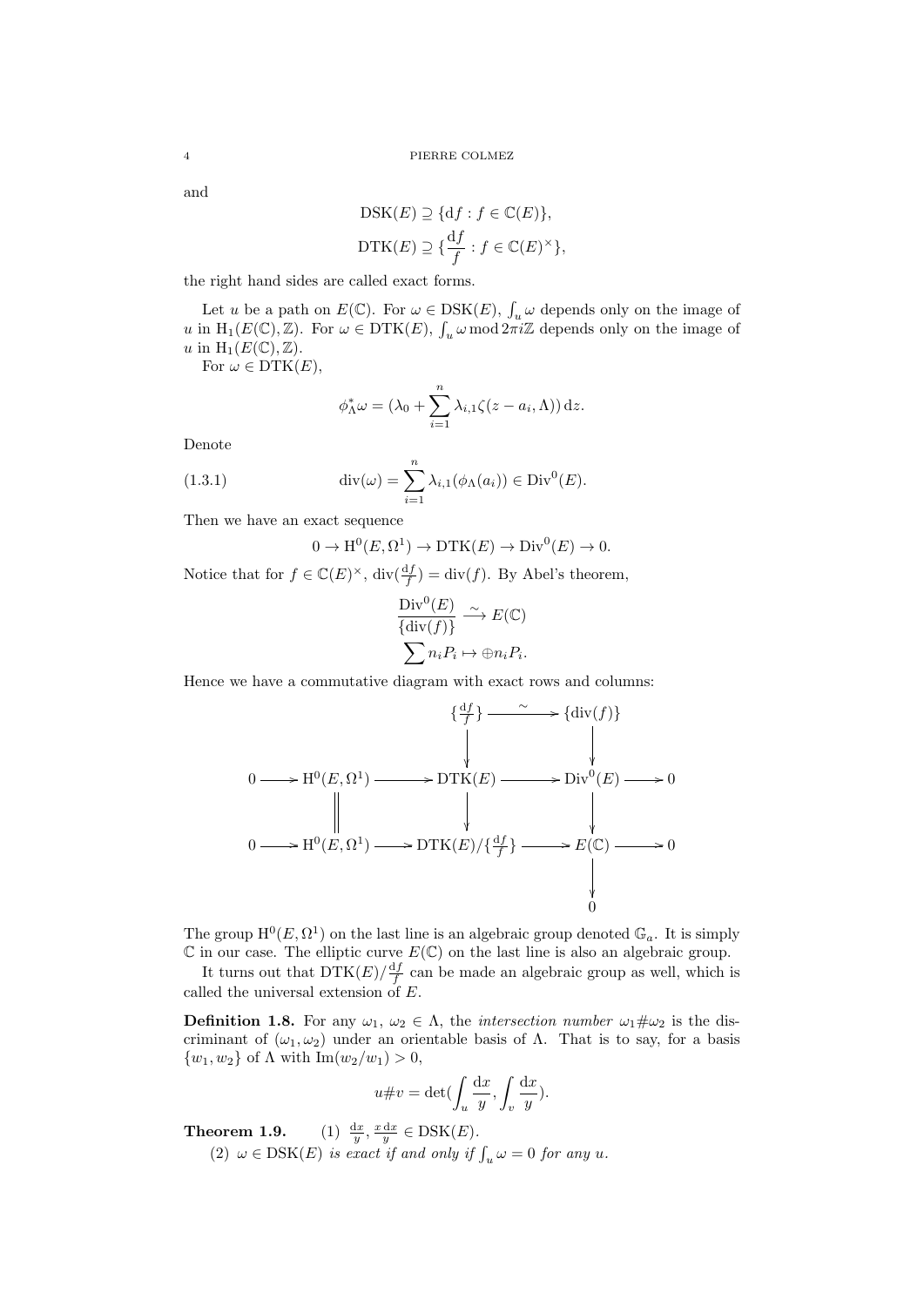and

$$\mathrm{DSK}(E) \supseteq \{\mathrm{d}f : f \in \mathbb{C}(E)\},$$

$$\mathrm{DTK}(E) \supseteq \{\frac{\mathrm{d}f}{f} : f \in \mathbb{C}(E)^\times\},$$

the right hand sides are called exact forms.

Let $u$ be a path on $E(\mathbb{C})$. For $\omega \in \mathrm{DSK}(E)$, $\int_u \omega$ depends only on the image of $u$ in $\mathrm{H}_1(E(\mathbb{C}), \mathbb{Z})$. For $\omega \in \mathrm{DTK}(E)$, $\int_u \omega \bmod 2\pi i\mathbb{Z}$ depends only on the image of $u$ in $\mathrm{H}_1(E(\mathbb{C}), \mathbb{Z})$.

For $\omega \in \mathrm{DTK}(E)$,

$$\phi_\Lambda^* \omega = (\lambda_0 + \sum_{i=1}^n \lambda_{i,1} \zeta(z - a_i, \Lambda))\, \mathrm{d}z.$$

Denote

$$\mathrm{div}(\omega) = \sum_{i=1}^n \lambda_{i,1}(\phi_\Lambda(a_i)) \in \mathrm{Div}^0(E). \tag{1.3.1}$$

Then we have an exact sequence

$$0 \to \mathrm{H}^0(E, \Omega^1) \to \mathrm{DTK}(E) \to \mathrm{Div}^0(E) \to 0.$$

Notice that for $f \in \mathbb{C}(E)^\times$, $\mathrm{div}(\frac{\mathrm{d}f}{f}) = \mathrm{div}(f)$. By Abel's theorem,

$$\frac{\mathrm{Div}^0(E)}{\{\mathrm{div}(f)\}} \xrightarrow{\sim} E(\mathbb{C})$$

$$\sum n_i P_i \mapsto \oplus n_i P_i.$$

Hence we have a commutative diagram with exact rows and columns:

$$\begin{array}{ccccccccc}
 & & & & \{\frac{\mathrm{d}f}{f}\} & \xrightarrow{\sim} & \{\mathrm{div}(f)\} & & \\
 & & & & \downarrow & & \downarrow & & \\
0 & \to & \mathrm{H}^0(E, \Omega^1) & \to & \mathrm{DTK}(E) & \to & \mathrm{Div}^0(E) & \to & 0 \\
 & & \| & & \downarrow & & \downarrow & & \\
0 & \to & \mathrm{H}^0(E, \Omega^1) & \to & \mathrm{DTK}(E)/\{\frac{\mathrm{d}f}{f}\} & \to & E(\mathbb{C}) & \to & 0 \\
 & & & & & & \downarrow & & \\
 & & & & & & 0 & &
\end{array}$$

The group $\mathrm{H}^0(E, \Omega^1)$ on the last line is an algebraic group denoted $\mathbb{G}_a$. It is simply $\mathbb{C}$ in our case. The elliptic curve $E(\mathbb{C})$ on the last line is also an algebraic group.

It turns out that $\mathrm{DTK}(E)/\frac{\mathrm{d}f}{f}$ can be made an algebraic group as well, which is called the universal extension of $E$.

**Definition 1.8.** For any $\omega_1, \omega_2 \in \Lambda$, the *intersection number* $\omega_1 \# \omega_2$ is the discriminant of $(\omega_1, \omega_2)$ under an orientable basis of $\Lambda$. That is to say, for a basis $\{w_1, w_2\}$ of $\Lambda$ with $\mathrm{Im}(w_2/w_1) > 0$,

$$u \# v = \det(\int_u \frac{\mathrm{d}x}{y}, \int_v \frac{\mathrm{d}x}{y}).$$

**Theorem 1.9.** (1) $\frac{\mathrm{d}x}{y}, \frac{x\,\mathrm{d}x}{y} \in \mathrm{DSK}(E)$.

(2) *$\omega \in \mathrm{DSK}(E)$ is exact if and only if $\int_u \omega = 0$ for any $u$.*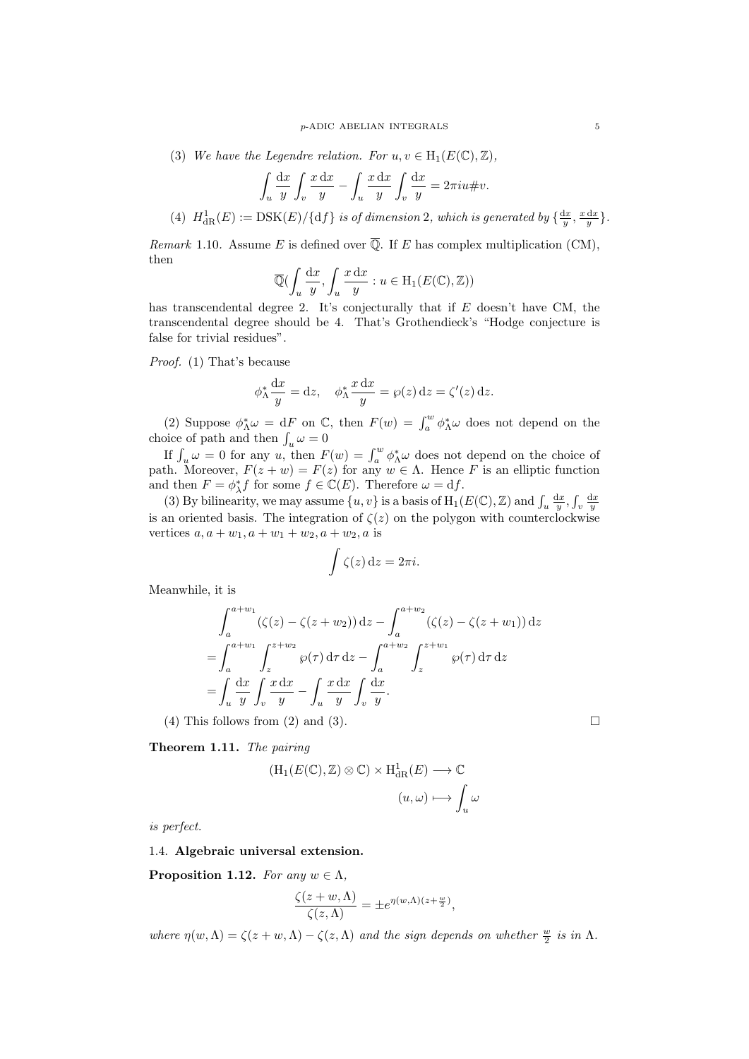(3) *We have the Legendre relation. For $u, v \in \mathrm{H}_1(E(\mathbb{C}), \mathbb{Z})$,*

$$\int_u \frac{\mathrm{d}x}{y} \int_v \frac{x\,\mathrm{d}x}{y} - \int_u \frac{x\,\mathrm{d}x}{y} \int_v \frac{\mathrm{d}x}{y} = 2\pi i u \# v.$$

(4) *$H^1_{\mathrm{dR}}(E) := \mathrm{DSK}(E)/\{\mathrm{d}f\}$ is of dimension 2, which is generated by $\{\frac{\mathrm{d}x}{y}, \frac{x\,\mathrm{d}x}{y}\}$.*

*Remark* 1.10. Assume $E$ is defined over $\overline{\mathbb{Q}}$. If $E$ has complex multiplication (CM), then

$$\overline{\mathbb{Q}}(\int_u \frac{\mathrm{d}x}{y}, \int_u \frac{x\,\mathrm{d}x}{y} : u \in \mathrm{H}_1(E(\mathbb{C}), \mathbb{Z}))$$

has transcendental degree 2. It's conjecturally that if $E$ doesn't have CM, the transcendental degree should be 4. That's Grothendieck's "Hodge conjecture is false for trivial residues".

*Proof.* (1) That's because

$$\phi_\Lambda^* \frac{\mathrm{d}x}{y} = \mathrm{d}z, \quad \phi_\Lambda^* \frac{x\,\mathrm{d}x}{y} = \wp(z)\,\mathrm{d}z = \zeta'(z)\,\mathrm{d}z.$$

(2) Suppose $\phi_\Lambda^* \omega = \mathrm{d}F$ on $\mathbb{C}$, then $F(w) = \int_a^w \phi_\Lambda^* \omega$ does not depend on the choice of path and then $\int_u \omega = 0$

If $\int_u \omega = 0$ for any $u$, then $F(w) = \int_a^w \phi_\Lambda^* \omega$ does not depend on the choice of path. Moreover, $F(z + w) = F(z)$ for any $w \in \Lambda$. Hence $F$ is an elliptic function and then $F = \phi_\lambda^* f$ for some $f \in \mathbb{C}(E)$. Therefore $\omega = \mathrm{d}f$.

(3) By bilinearity, we may assume $\{u, v\}$ is a basis of $\mathrm{H}_1(E(\mathbb{C}), \mathbb{Z})$ and $\int_u \frac{\mathrm{d}x}{y}, \int_v \frac{\mathrm{d}x}{y}$ is an oriented basis. The integration of $\zeta(z)$ on the polygon with counterclockwise vertices $a, a + w_1, a + w_1 + w_2, a + w_2, a$ is

$$\int \zeta(z)\,\mathrm{d}z = 2\pi i.$$

Meanwhile, it is

$$\begin{aligned}
&\int_a^{a+w_1} (\zeta(z) - \zeta(z + w_2))\,\mathrm{d}z - \int_a^{a+w_2} (\zeta(z) - \zeta(z + w_1))\,\mathrm{d}z \\
=& \int_a^{a+w_1} \int_z^{z+w_2} \wp(\tau)\,\mathrm{d}\tau\,\mathrm{d}z - \int_a^{a+w_2} \int_z^{z+w_1} \wp(\tau)\,\mathrm{d}\tau\,\mathrm{d}z \\
=& \int_u \frac{\mathrm{d}x}{y} \int_v \frac{x\,\mathrm{d}x}{y} - \int_u \frac{x\,\mathrm{d}x}{y} \int_v \frac{\mathrm{d}x}{y}.
\end{aligned}$$

(4) This follows from (2) and (3). $\square$

**Theorem 1.11.** *The pairing*

$$(\mathrm{H}_1(E(\mathbb{C}), \mathbb{Z}) \otimes \mathbb{C}) \times \mathrm{H}^1_{\mathrm{dR}}(E) \longrightarrow \mathbb{C}$$
$$(u, \omega) \longmapsto \int_u \omega$$

*is perfect.*

### 1.4. Algebraic universal extension.

**Proposition 1.12.** *For any $w \in \Lambda$,*

$$\frac{\zeta(z + w, \Lambda)}{\zeta(z, \Lambda)} = \pm e^{\eta(w, \Lambda)(z + \frac{w}{2})},$$

*where $\eta(w, \Lambda) = \zeta(z + w, \Lambda) - \zeta(z, \Lambda)$ and the sign depends on whether $\frac{w}{2}$ is in $\Lambda$.*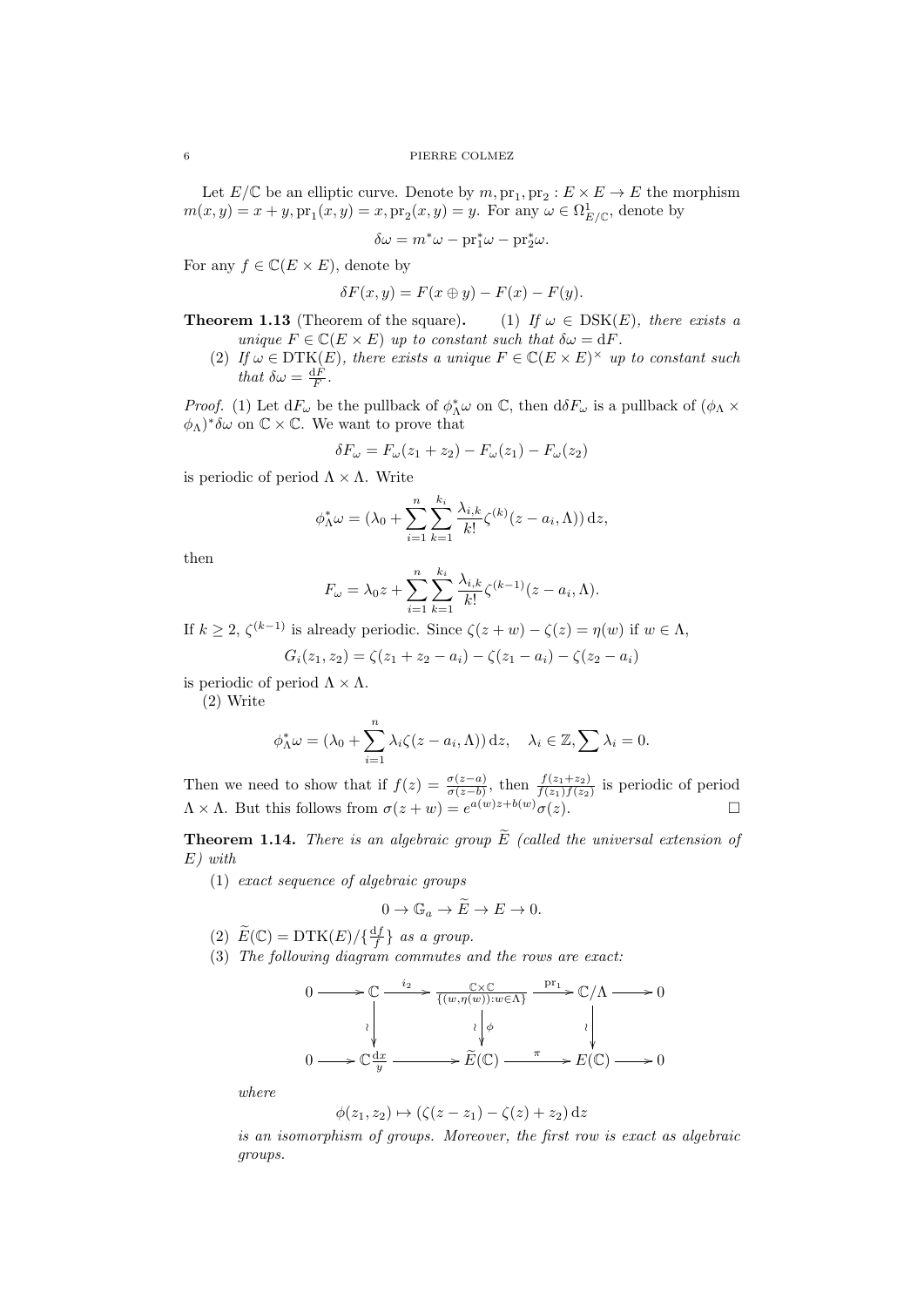Let $E/\mathbb{C}$ be an elliptic curve. Denote by $m, \mathrm{pr}_1, \mathrm{pr}_2 : E \times E \to E$ the morphism $m(x,y) = x + y, \mathrm{pr}_1(x,y) = x, \mathrm{pr}_2(x,y) = y$. For any $\omega \in \Omega^1_{E/\mathbb{C}}$, denote by

$$\delta\omega = m^*\omega - \mathrm{pr}_1^*\omega - \mathrm{pr}_2^*\omega.$$

For any $f \in \mathbb{C}(E \times E)$, denote by

$$\delta F(x,y) = F(x \oplus y) - F(x) - F(y).$$

**Theorem 1.13** (Theorem of the square). *(1) If $\omega \in \mathrm{DSK}(E)$, there exists a unique $F \in \mathbb{C}(E \times E)$ up to constant such that $\delta\omega = \mathrm{d}F$.*

*(2) If $\omega \in \mathrm{DTK}(E)$, there exists a unique $F \in \mathbb{C}(E \times E)^\times$ up to constant such that $\delta\omega = \frac{\mathrm{d}F}{F}$.*

*Proof.* (1) Let $\mathrm{d}F_\omega$ be the pullback of $\phi_\Lambda^*\omega$ on $\mathbb{C}$, then $\mathrm{d}\delta F_\omega$ is a pullback of $(\phi_\Lambda \times \phi_\Lambda)^*\delta\omega$ on $\mathbb{C} \times \mathbb{C}$. We want to prove that

$$\delta F_\omega = F_\omega(z_1 + z_2) - F_\omega(z_1) - F_\omega(z_2)$$

is periodic of period $\Lambda \times \Lambda$. Write

$$\phi_\Lambda^*\omega = (\lambda_0 + \sum_{i=1}^n \sum_{k=1}^{k_i} \frac{\lambda_{i,k}}{k!}\zeta^{(k)}(z - a_i, \Lambda))\,\mathrm{d}z,$$

then

$$F_\omega = \lambda_0 z + \sum_{i=1}^n \sum_{k=1}^{k_i} \frac{\lambda_{i,k}}{k!}\zeta^{(k-1)}(z - a_i, \Lambda).$$

If $k \geq 2$, $\zeta^{(k-1)}$ is already periodic. Since $\zeta(z+w) - \zeta(z) = \eta(w)$ if $w \in \Lambda$,

$$G_i(z_1, z_2) = \zeta(z_1 + z_2 - a_i) - \zeta(z_1 - a_i) - \zeta(z_2 - a_i)$$

is periodic of period $\Lambda \times \Lambda$.

(2) Write

$$\phi_\Lambda^*\omega = (\lambda_0 + \sum_{i=1}^n \lambda_i\zeta(z - a_i, \Lambda))\,\mathrm{d}z, \quad \lambda_i \in \mathbb{Z}, \sum \lambda_i = 0.$$

Then we need to show that if $f(z) = \frac{\sigma(z-a)}{\sigma(z-b)}$, then $\frac{f(z_1+z_2)}{f(z_1)f(z_2)}$ is periodic of period $\Lambda \times \Lambda$. But this follows from $\sigma(z+w) = e^{a(w)z+b(w)}\sigma(z)$. $\square$

**Theorem 1.14.** *There is an algebraic group $\widetilde{E}$ (called the universal extension of $E$) with*

*(1) exact sequence of algebraic groups*

$$0 \to \mathbb{G}_a \to \widetilde{E} \to E \to 0.$$

*(2) $\widetilde{E}(\mathbb{C}) = \mathrm{DTK}(E)/\{\frac{\mathrm{d}f}{f}\}$ as a group.*

*(3) The following diagram commutes and the rows are exact:*

$$\begin{array}{ccccccccc}
0 & \longrightarrow & \mathbb{C} & \xrightarrow{i_2} & \frac{\mathbb{C}\times\mathbb{C}}{\{(w,\eta(w)):w\in\Lambda\}} & \xrightarrow{\mathrm{pr}_1} & \mathbb{C}/\Lambda & \longrightarrow & 0 \\
 & & \downarrow \wr & & \wr \downarrow \phi & & \downarrow \wr & & \\
0 & \longrightarrow & \mathbb{C}\frac{\mathrm{d}x}{y} & \longrightarrow & \widetilde{E}(\mathbb{C}) & \xrightarrow{\pi} & E(\mathbb{C}) & \longrightarrow & 0
\end{array}$$

*where*

$$\phi(z_1, z_2) \mapsto (\zeta(z - z_1) - \zeta(z) + z_2)\,\mathrm{d}z$$

*is an isomorphism of groups. Moreover, the first row is exact as algebraic groups.*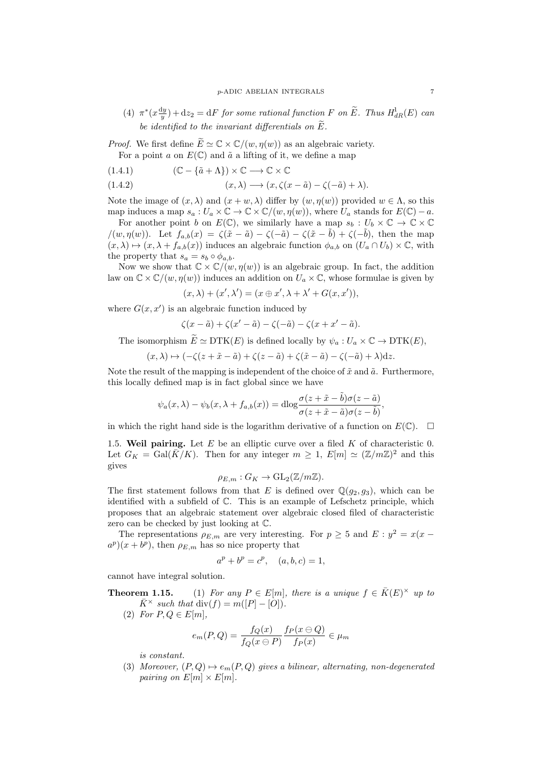(4) $\pi^*(x\frac{\mathrm{d}y}{y}) + \mathrm{d}z_2 = \mathrm{d}F$ *for some rational function* $F$ *on* $\widetilde{E}$. *Thus* $H^1_{dR}(E)$ *can be identified to the invariant differentials on* $\widetilde{E}$.

*Proof.* We first define $\widetilde{E} \simeq \mathbb{C} \times \mathbb{C}/(w, \eta(w))$ as an algebraic variety.

For a point $a$ on $E(\mathbb{C})$ and $\tilde{a}$ a lifting of it, we define a map

$$(\mathbb{C} - \{\tilde{a} + \Lambda\}) \times \mathbb{C} \longrightarrow \mathbb{C} \times \mathbb{C} \tag{1.4.1}$$

$$(x, \lambda) \longrightarrow (x, \zeta(x - \tilde{a}) - \zeta(-\tilde{a}) + \lambda). \tag{1.4.2}$$

Note the image of $(x, \lambda)$ and $(x + w, \lambda)$ differ by $(w, \eta(w))$ provided $w \in \Lambda$, so this map induces a map $s_a : U_a \times \mathbb{C} \to \mathbb{C} \times \mathbb{C}/(w, \eta(w))$, where $U_a$ stands for $E(\mathbb{C}) - a$.

For another point $b$ on $E(\mathbb{C})$, we similarly have a map $s_b : U_b \times \mathbb{C} \to \mathbb{C} \times \mathbb{C} /(w, \eta(w))$. Let $f_{a,b}(x) = \zeta(\tilde{x} - \tilde{a}) - \zeta(-\tilde{a}) - \zeta(\tilde{x} - \tilde{b}) + \zeta(-\tilde{b})$, then the map $(x, \lambda) \mapsto (x, \lambda + f_{a,b}(x))$ induces an algebraic function $\phi_{a,b}$ on $(U_a \cap U_b) \times \mathbb{C}$, with the property that $s_a = s_b \circ \phi_{a,b}$.

Now we show that $\mathbb{C} \times \mathbb{C}/(w, \eta(w))$ is an algebraic group. In fact, the addition law on $\mathbb{C} \times \mathbb{C}/(w, \eta(w))$ induces an addition on $U_a \times \mathbb{C}$, whose formulae is given by

$$(x, \lambda) + (x', \lambda') = (x \oplus x', \lambda + \lambda' + G(x, x')),$$

where $G(x, x')$ is an algebraic function induced by

$$\zeta(x - \tilde{a}) + \zeta(x' - \tilde{a}) - \zeta(-\tilde{a}) - \zeta(x + x' - \tilde{a}).$$

The isomorphism $\widetilde{E} \simeq \mathrm{DTK}(E)$ is defined locally by $\psi_a : U_a \times \mathbb{C} \to \mathrm{DTK}(E)$,

$$(x, \lambda) \mapsto (-\zeta(z + \tilde{x} - \tilde{a}) + \zeta(z - \tilde{a}) + \zeta(\tilde{x} - \tilde{a}) - \zeta(-\tilde{a}) + \lambda)\mathrm{d}z.$$

Note the result of the mapping is independent of the choice of $\tilde{x}$ and $\tilde{a}$. Furthermore, this locally defined map is in fact global since we have

$$\psi_a(x, \lambda) - \psi_b(x, \lambda + f_{a,b}(x)) = \mathrm{dlog}\frac{\sigma(z + \tilde{x} - \tilde{b})\sigma(z - \tilde{a})}{\sigma(z + \tilde{x} - \tilde{a})\sigma(z - \tilde{b})},$$

in which the right hand side is the logarithm derivative of a function on $E(\mathbb{C})$. $\square$

1.5. **Weil pairing.** Let $E$ be an elliptic curve over a filed $K$ of characteristic 0. Let $G_K = \mathrm{Gal}(\bar{K}/K)$. Then for any integer $m \geq 1$, $E[m] \simeq (\mathbb{Z}/m\mathbb{Z})^2$ and this gives

$$\rho_{E,m} : G_K \to \mathrm{GL}_2(\mathbb{Z}/m\mathbb{Z}).$$

The first statement follows from that $E$ is defined over $\mathbb{Q}(g_2, g_3)$, which can be identified with a subfield of $\mathbb{C}$. This is an example of Lefschetz principle, which proposes that an algebraic statement over algebraic closed filed of characteristic zero can be checked by just looking at $\mathbb{C}$.

The representations $\rho_{E,m}$ are very interesting. For $p \geq 5$ and $E : y^2 = x(x - a^p)(x + b^p)$, then $\rho_{E,m}$ has so nice property that

$$a^p + b^p = c^p, \quad (a, b, c) = 1,$$

cannot have integral solution.

**Theorem 1.15.** (1) *For any* $P \in E[m]$, *there is a unique* $f \in \bar{K}(E)^\times$ *up to* $\bar{K}^\times$ *such that* $\mathrm{div}(f) = m([P] - [O])$.

(2) *For* $P, Q \in E[m]$,

$$e_m(P, Q) = \frac{f_Q(x)}{f_Q(x \ominus P)} \frac{f_P(x \ominus Q)}{f_P(x)} \in \mu_m$$

*is constant.*

(3) *Moreover,* $(P, Q) \mapsto e_m(P, Q)$ *gives a bilinear, alternating, non-degenerated pairing on* $E[m] \times E[m]$.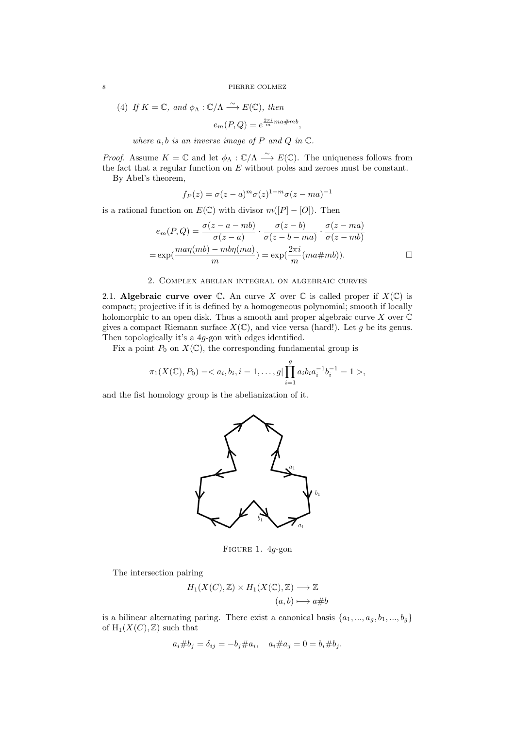(4) *If $K = \mathbb{C}$, and $\phi_\Lambda : \mathbb{C}/\Lambda \xrightarrow{\sim} E(\mathbb{C})$, then*

$$e_m(P, Q) = e^{\frac{2\pi i}{m} ma\# mb},$$

*where $a, b$ is an inverse image of $P$ and $Q$ in $\mathbb{C}$.*

*Proof.* Assume $K = \mathbb{C}$ and let $\phi_\Lambda : \mathbb{C}/\Lambda \xrightarrow{\sim} E(\mathbb{C})$. The uniqueness follows from the fact that a regular function on $E$ without poles and zeroes must be constant.

By Abel's theorem,

$$f_P(z) = \sigma(z-a)^m \sigma(z)^{1-m} \sigma(z-ma)^{-1}$$

is a rational function on $E(\mathbb{C})$ with divisor $m([P] - [O])$. Then

$$e_m(P, Q) = \frac{\sigma(z-a-mb)}{\sigma(z-a)} \cdot \frac{\sigma(z-b)}{\sigma(z-b-ma)} \cdot \frac{\sigma(z-ma)}{\sigma(z-mb)}$$

$$= \exp\left(\frac{ma\eta(mb) - mb\eta(ma)}{m}\right) = \exp\left(\frac{2\pi i}{m}(ma\# mb)\right). \qquad \square$$

## 2. Complex abelian integral on algebraic curves

2.1. **Algebraic curve over $\mathbb{C}$.** An curve $X$ over $\mathbb{C}$ is called proper if $X(\mathbb{C})$ is compact; projective if it is defined by a homogeneous polynomial; smooth if locally holomorphic to an open disk. Thus a smooth and proper algebraic curve $X$ over $\mathbb{C}$ gives a compact Riemann surface $X(\mathbb{C})$, and vice versa (hard!). Let $g$ be its genus. Then topologically it's a $4g$-gon with edges identified.

Fix a point $P_0$ on $X(\mathbb{C})$, the corresponding fundamental group is

$$\pi_1(X(\mathbb{C}), P_0) = < a_i, b_i, i = 1, \ldots, g | \prod_{i=1}^{g} a_i b_i a_i^{-1} b_i^{-1} = 1 >,$$

and the fist homology group is the abelianization of it.

Figure 1. $4g$-gon

The intersection pairing

$$H_1(X(C), \mathbb{Z}) \times H_1(X(\mathbb{C}), \mathbb{Z}) \longrightarrow \mathbb{Z}$$
$$(a, b) \longmapsto a\# b$$

is a bilinear alternating paring. There exist a canonical basis $\{a_1, ..., a_g, b_1, ..., b_g\}$ of $\mathrm{H}_1(X(C), \mathbb{Z})$ such that

$$a_i \# b_j = \delta_{ij} = -b_j \# a_i, \quad a_i \# a_j = 0 = b_i \# b_j.$$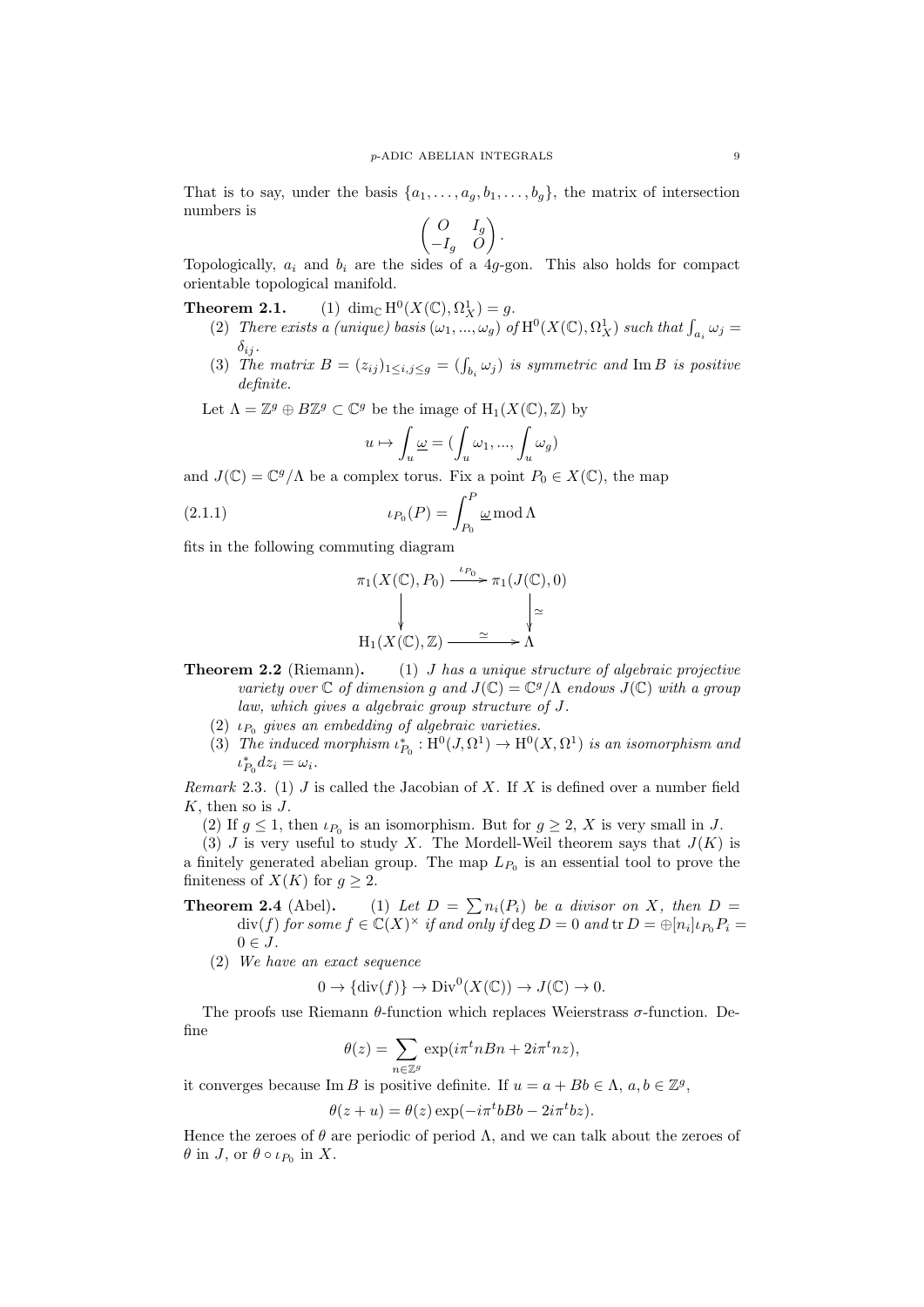That is to say, under the basis $\{a_1, \ldots, a_g, b_1, \ldots, b_g\}$, the matrix of intersection numbers is

$$\begin{pmatrix} O & I_g \\ -I_g & O \end{pmatrix}.$$

Topologically, $a_i$ and $b_i$ are the sides of a $4g$-gon. This also holds for compact orientable topological manifold.

**Theorem 2.1.** (1) $\dim_{\mathbb{C}} \mathrm{H}^0(X(\mathbb{C}), \Omega^1_X) = g$.

(2) *There exists a (unique) basis $(\omega_1, ..., \omega_g)$ of $\mathrm{H}^0(X(\mathbb{C}), \Omega^1_X)$ such that $\int_{a_i} \omega_j = \delta_{ij}$.*

(3) *The matrix $B = (z_{ij})_{1\le i,j\le g} = (\int_{b_i} \omega_j)$ is symmetric and $\mathrm{Im}\, B$ is positive definite.*

Let $\Lambda = \mathbb{Z}^g \oplus B\mathbb{Z}^g \subset \mathbb{C}^g$ be the image of $\mathrm{H}_1(X(\mathbb{C}), \mathbb{Z})$ by

$$u \mapsto \int_u \underline{\omega} = (\int_u \omega_1, ..., \int_u \omega_g)$$

and $J(\mathbb{C}) = \mathbb{C}^g/\Lambda$ be a complex torus. Fix a point $P_0 \in X(\mathbb{C})$, the map

$$\iota_{P_0}(P) = \int_{P_0}^{P} \underline{\omega} \bmod \Lambda \tag{2.1.1}$$

fits in the following commuting diagram

$$\begin{array}{ccc} \pi_1(X(\mathbb{C}), P_0) & \xrightarrow{\iota_{P_0}} & \pi_1(J(\mathbb{C}), 0) \\ \downarrow & & \downarrow \simeq \\ \mathrm{H}_1(X(\mathbb{C}), \mathbb{Z}) & \xrightarrow{\simeq} & \Lambda \end{array}$$

**Theorem 2.2** (Riemann)**.** (1) *$J$ has a unique structure of algebraic projective variety over $\mathbb{C}$ of dimension $g$ and $J(\mathbb{C}) = \mathbb{C}^g/\Lambda$ endows $J(\mathbb{C})$ with a group law, which gives a algebraic group structure of $J$.*

(2) *$\iota_{P_0}$ gives an embedding of algebraic varieties.*

(3) *The induced morphism $\iota^*_{P_0} : \mathrm{H}^0(J, \Omega^1) \to \mathrm{H}^0(X, \Omega^1)$ is an isomorphism and $\iota^*_{P_0} dz_i = \omega_i$.*

*Remark* 2.3. (1) $J$ is called the Jacobian of $X$. If $X$ is defined over a number field $K$, then so is $J$.

(2) If $g \le 1$, then $\iota_{P_0}$ is an isomorphism. But for $g \ge 2$, $X$ is very small in $J$.

(3) $J$ is very useful to study $X$. The Mordell-Weil theorem says that $J(K)$ is a finitely generated abelian group. The map $L_{P_0}$ is an essential tool to prove the finiteness of $X(K)$ for $g \ge 2$.

**Theorem 2.4** (Abel)**.** (1) *Let $D = \sum n_i(P_i)$ be a divisor on $X$, then $D = \mathrm{div}(f)$ for some $f \in \mathbb{C}(X)^\times$ if and only if $\deg D = 0$ and $\mathrm{tr}\, D = \oplus [n_i]\iota_{P_0} P_i = 0 \in J$.*

(2) *We have an exact sequence*

$$0 \to \{\mathrm{div}(f)\} \to \mathrm{Div}^0(X(\mathbb{C})) \to J(\mathbb{C}) \to 0.$$

The proofs use Riemann $\theta$-function which replaces Weierstrass $\sigma$-function. Define

$$\theta(z) = \sum_{n\in\mathbb{Z}^g} \exp(i\pi^t nBn + 2i\pi^t nz),$$

it converges because $\mathrm{Im}\, B$ is positive definite. If $u = a + Bb \in \Lambda$, $a, b \in \mathbb{Z}^g$,

$$\theta(z + u) = \theta(z) \exp(-i\pi^t bBb - 2i\pi^t bz).$$

Hence the zeroes of $\theta$ are periodic of period $\Lambda$, and we can talk about the zeroes of $\theta$ in $J$, or $\theta \circ \iota_{P_0}$ in $X$.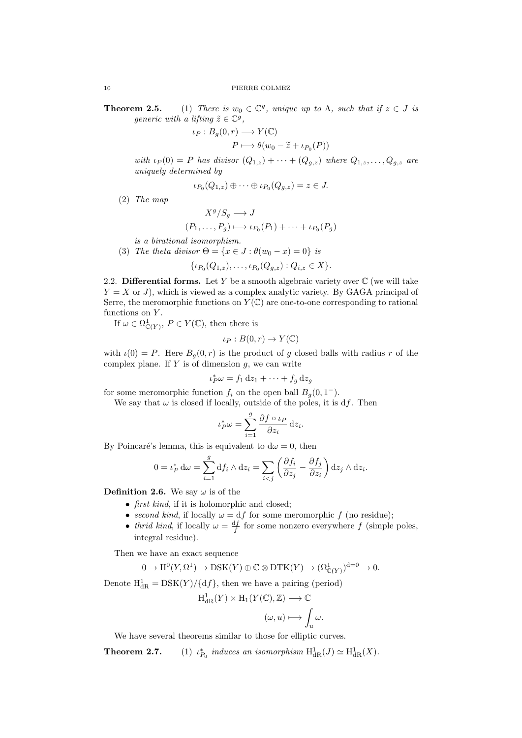**Theorem 2.5.** (1) *There is $w_0 \in \mathbb{C}^g$, unique up to $\Lambda$, such that if $z \in J$ is generic with a lifting $\tilde{z} \in \mathbb{C}^g$,*

$$\iota_P : B_g(0,r) \longrightarrow Y(\mathbb{C})$$
$$P \longmapsto \theta(w_0 - \tilde{z} + \iota_{P_0}(P))$$

*with $\iota_P(0) = P$ has divisor $(Q_{1,z}) + \cdots + (Q_{g,z})$ where $Q_{1,z}, \ldots, Q_{g,z}$ are uniquely determined by*

$$\iota_{P_0}(Q_{1,z}) \oplus \cdots \oplus \iota_{P_0}(Q_{g,z}) = z \in J.$$

(2) *The map*

$$X^g/S_g \longrightarrow J$$
$$(P_1, \ldots, P_g) \longmapsto \iota_{P_0}(P_1) + \cdots + \iota_{P_0}(P_g)$$

*is a birational isomorphism.*

(3) *The theta divisor $\Theta = \{x \in J : \theta(w_0 - x) = 0\}$ is*

$$\{\iota_{P_0}(Q_{1,z}), \ldots, \iota_{P_0}(Q_{g,z}) : Q_{i,z} \in X\}.$$

2.2. **Differential forms.** Let $Y$ be a smooth algebraic variety over $\mathbb{C}$ (we will take $Y = X$ or $J$), which is viewed as a complex analytic variety. By GAGA principal of Serre, the meromorphic functions on $Y(\mathbb{C})$ are one-to-one corresponding to rational functions on $Y$.

If $\omega \in \Omega^1_{\mathbb{C}(Y)}$, $P \in Y(\mathbb{C})$, then there is

$$\iota_P : B(0,r) \to Y(\mathbb{C})$$

with $\iota(0) = P$. Here $B_g(0,r)$ is the product of $g$ closed balls with radius $r$ of the complex plane. If $Y$ is of dimension $g$, we can write

$$\iota_P^* \omega = f_1 \, \mathrm{d}z_1 + \cdots + f_g \, \mathrm{d}z_g$$

for some meromorphic function $f_i$ on the open ball $B_g(0, 1^-)$.

We say that $\omega$ is closed if locally, outside of the poles, it is $\mathrm{d}f$. Then

$$\iota_P^* \omega = \sum_{i=1}^{g} \frac{\partial f \circ \iota_P}{\partial z_i} \, \mathrm{d}z_i.$$

By Poincaré's lemma, this is equivalent to $\mathrm{d}\omega = 0$, then

$$0 = \iota_P^* \, \mathrm{d}\omega = \sum_{i=1}^{g} \mathrm{d}f_i \wedge \mathrm{d}z_i = \sum_{i<j} \left( \frac{\partial f_i}{\partial z_j} - \frac{\partial f_j}{\partial z_i} \right) \mathrm{d}z_j \wedge \mathrm{d}z_i.$$

**Definition 2.6.** We say $\omega$ is of the

- *first kind*, if it is holomorphic and closed;
- *second kind*, if locally $\omega = \mathrm{d}f$ for some meromorphic $f$ (no residue);
- *thrid kind*, if locally $\omega = \frac{\mathrm{d}f}{f}$ for some nonzero everywhere $f$ (simple poles, integral residue).

Then we have an exact sequence

$$0 \to \mathrm{H}^0(Y, \Omega^1) \to \mathrm{DSK}(Y) \oplus \mathbb{C} \otimes \mathrm{DTK}(Y) \to (\Omega^1_{\mathbb{C}(Y)})^{\mathrm{d}=0} \to 0.$$

Denote $\mathrm{H}^1_{\mathrm{dR}} = \mathrm{DSK}(Y)/\{\mathrm{d}f\}$, then we have a pairing (period)

$$\mathrm{H}^1_{\mathrm{dR}}(Y) \times \mathrm{H}_1(Y(\mathbb{C}), \mathbb{Z}) \longrightarrow \mathbb{C}$$
$$(\omega, u) \longmapsto \int_u \omega.$$

We have several theorems similar to those for elliptic curves.

**Theorem 2.7.** (1) *$\iota_{P_0}^*$ induces an isomorphism $\mathrm{H}^1_{\mathrm{dR}}(J) \simeq \mathrm{H}^1_{\mathrm{dR}}(X)$.*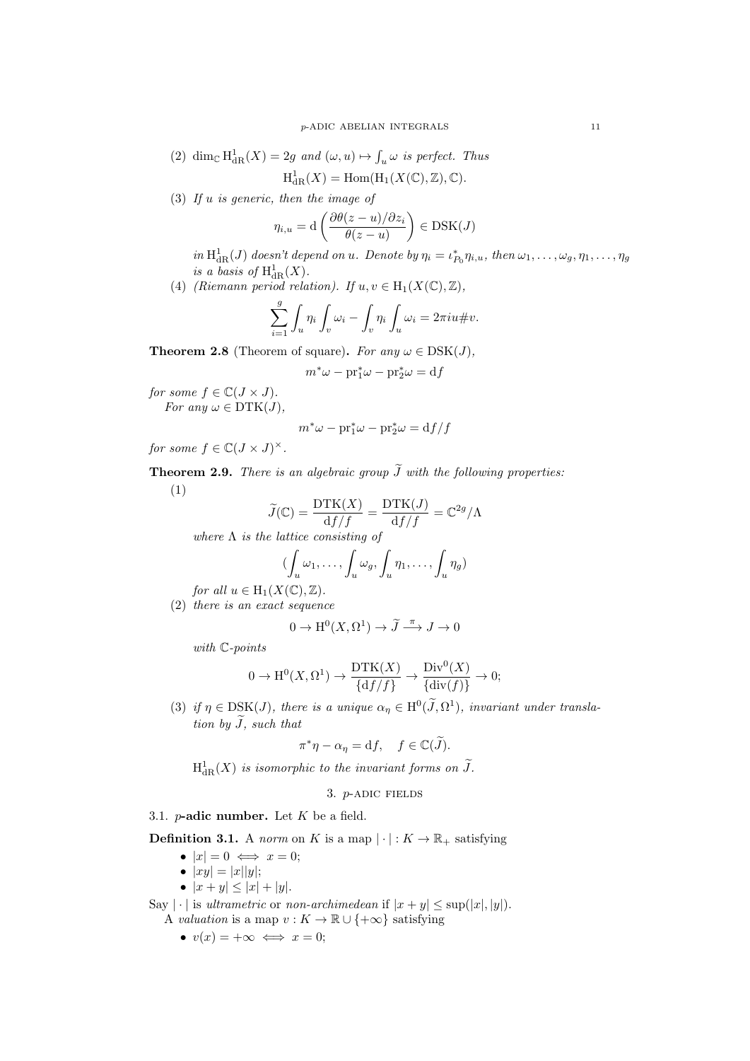(2) $\dim_{\mathbb{C}} \mathrm{H}^1_{\mathrm{dR}}(X) = 2g$ *and* $(\omega, u) \mapsto \int_u \omega$ *is perfect. Thus*

$$\mathrm{H}^1_{\mathrm{dR}}(X) = \mathrm{Hom}(\mathrm{H}_1(X(\mathbb{C}), \mathbb{Z}), \mathbb{C}).$$

(3) *If* $u$ *is generic, then the image of*

$$\eta_{i,u} = \mathrm{d}\left(\frac{\partial\theta(z-u)/\partial z_i}{\theta(z-u)}\right) \in \mathrm{DSK}(J)$$

*in* $\mathrm{H}^1_{\mathrm{dR}}(J)$ *doesn't depend on* $u$. *Denote by* $\eta_i = \iota_{P_0}^* \eta_{i,u}$, *then* $\omega_1, \ldots, \omega_g, \eta_1, \ldots, \eta_g$ *is a basis of* $\mathrm{H}^1_{\mathrm{dR}}(X)$.

(4) *(Riemann period relation). If* $u, v \in \mathrm{H}_1(X(\mathbb{C}), \mathbb{Z})$,

$$\sum_{i=1}^{g} \int_u \eta_i \int_v \omega_i - \int_v \eta_i \int_u \omega_i = 2\pi i u \# v.$$

**Theorem 2.8** (Theorem of square)**.** *For any* $\omega \in \mathrm{DSK}(J)$,

$$m^*\omega - \mathrm{pr}_1^*\omega - \mathrm{pr}_2^*\omega = \mathrm{d}f$$

*for some* $f \in \mathbb{C}(J \times J)$.

*For any* $\omega \in \mathrm{DTK}(J)$,

$$m^*\omega - \mathrm{pr}_1^*\omega - \mathrm{pr}_2^*\omega = \mathrm{d}f/f$$

*for some* $f \in \mathbb{C}(J \times J)^\times$.

**Theorem 2.9.** *There is an algebraic group* $\widetilde{J}$ *with the following properties:*

(1)

$$\widetilde{J}(\mathbb{C}) = \frac{\mathrm{DTK}(X)}{\mathrm{d}f/f} = \frac{\mathrm{DTK}(J)}{\mathrm{d}f/f} = \mathbb{C}^{2g}/\Lambda$$

*where* $\Lambda$ *is the lattice consisting of*

$$(\int_u \omega_1, \ldots, \int_u \omega_g, \int_u \eta_1, \ldots, \int_u \eta_g)$$

*for all* $u \in \mathrm{H}_1(X(\mathbb{C}), \mathbb{Z})$.

(2) *there is an exact sequence*

$$0 \to \mathrm{H}^0(X, \Omega^1) \to \widetilde{J} \xrightarrow{\pi} J \to 0$$

*with* $\mathbb{C}$*-points*

$$0 \to \mathrm{H}^0(X, \Omega^1) \to \frac{\mathrm{DTK}(X)}{\{\mathrm{d}f/f\}} \to \frac{\mathrm{Div}^0(X)}{\{\mathrm{div}(f)\}} \to 0;$$

(3) *if* $\eta \in \mathrm{DSK}(J)$, *there is a unique* $\alpha_\eta \in \mathrm{H}^0(\widetilde{J}, \Omega^1)$, *invariant under translation by* $\widetilde{J}$, *such that*

$$\pi^*\eta - \alpha_\eta = \mathrm{d}f, \quad f \in \mathbb{C}(\widetilde{J}).$$

$\mathrm{H}^1_{\mathrm{dR}}(X)$ *is isomorphic to the invariant forms on* $\widetilde{J}$.

## 3. $p$-adic fields

### 3.1. $p$-adic number.

Let $K$ be a field.

**Definition 3.1.** A *norm* on $K$ is a map $|\cdot| : K \to \mathbb{R}_+$ satisfying

- $|x| = 0 \iff x = 0$;
- $|xy| = |x||y|$;
- $|x + y| \leq |x| + |y|$.

Say $|\cdot|$ is *ultrametric* or *non-archimedean* if $|x + y| \leq \sup(|x|, |y|)$.

A *valuation* is a map $v : K \to \mathbb{R} \cup \{+\infty\}$ satisfying

- $v(x) = +\infty \iff x = 0$;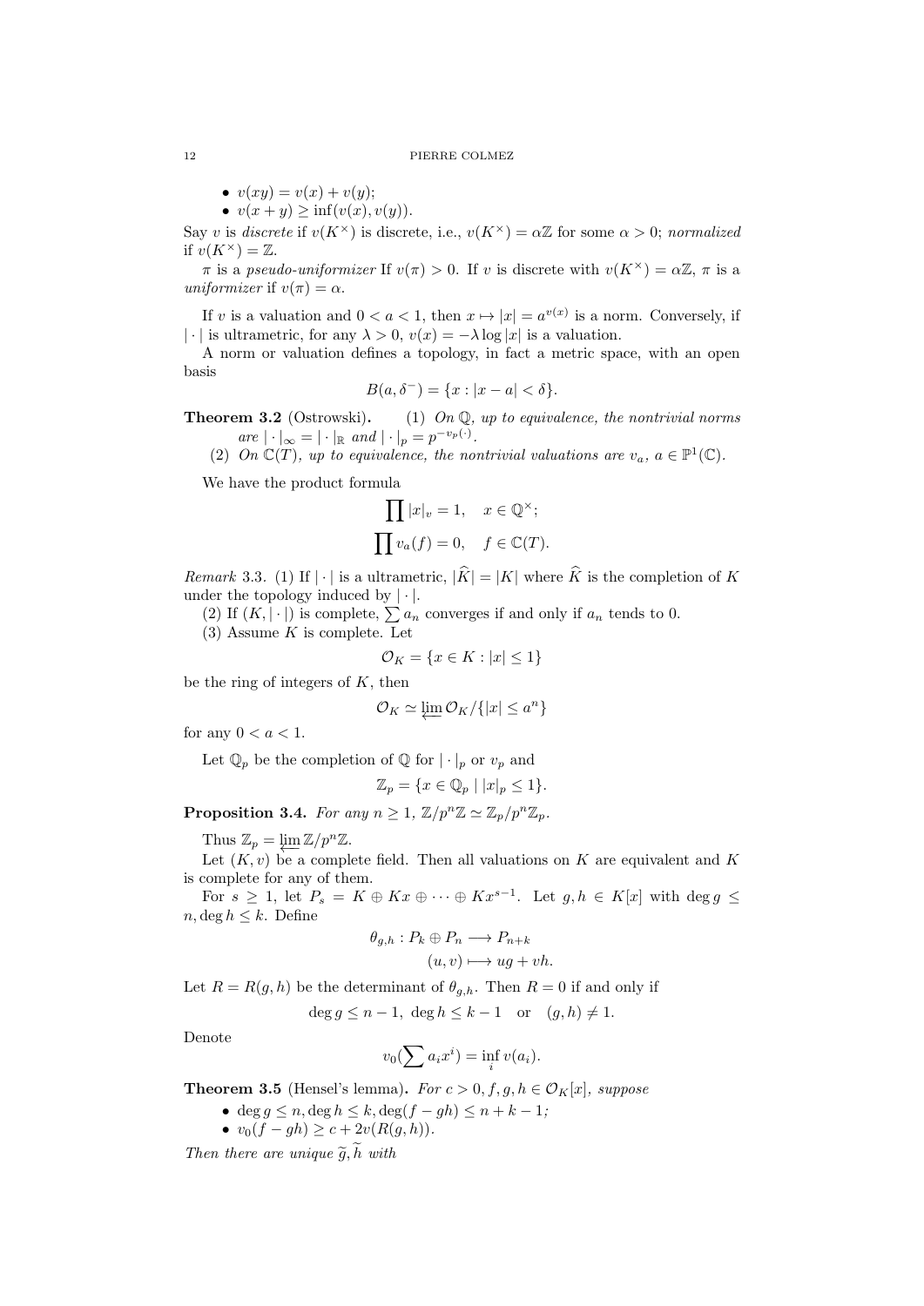- $v(xy) = v(x) + v(y)$;
- $v(x+y) \geq \inf(v(x), v(y))$.

Say $v$ is *discrete* if $v(K^\times)$ is discrete, i.e., $v(K^\times) = \alpha\mathbb{Z}$ for some $\alpha > 0$; *normalized* if $v(K^\times) = \mathbb{Z}$.

$\pi$ is a *pseudo-uniformizer* If $v(\pi) > 0$. If $v$ is discrete with $v(K^\times) = \alpha\mathbb{Z}$, $\pi$ is a *uniformizer* if $v(\pi) = \alpha$.

If $v$ is a valuation and $0 < a < 1$, then $x \mapsto |x| = a^{v(x)}$ is a norm. Conversely, if $|\cdot|$ is ultrametric, for any $\lambda > 0$, $v(x) = -\lambda \log |x|$ is a valuation.

A norm or valuation defines a topology, in fact a metric space, with an open basis

$$B(a, \delta^-) = \{x : |x - a| < \delta\}.$$

**Theorem 3.2** (Ostrowski). (1) *On $\mathbb{Q}$, up to equivalence, the nontrivial norms are $|\cdot|_\infty = |\cdot|_\mathbb{R}$ and $|\cdot|_p = p^{-v_p(\cdot)}$.*

(2) *On $\mathbb{C}(T)$, up to equivalence, the nontrivial valuations are $v_a$, $a \in \mathbb{P}^1(\mathbb{C})$.*

We have the product formula

$$\prod |x|_v = 1, \quad x \in \mathbb{Q}^\times;$$

$$\prod v_a(f) = 0, \quad f \in \mathbb{C}(T).$$

*Remark* 3.3. (1) If $|\cdot|$ is a ultrametric, $|\widehat{K}| = |K|$ where $\widehat{K}$ is the completion of $K$ under the topology induced by $|\cdot|$.

(2) If $(K, |\cdot|)$ is complete, $\sum a_n$ converges if and only if $a_n$ tends to 0.

(3) Assume $K$ is complete. Let

$$\mathcal{O}_K = \{x \in K : |x| \leq 1\}$$

be the ring of integers of $K$, then

$$\mathcal{O}_K \simeq \varprojlim \mathcal{O}_K / \{|x| \leq a^n\}$$

for any $0 < a < 1$.

Let $\mathbb{Q}_p$ be the completion of $\mathbb{Q}$ for $|\cdot|_p$ or $v_p$ and

$$\mathbb{Z}_p = \{x \in \mathbb{Q}_p \mid |x|_p \leq 1\}.$$

**Proposition 3.4.** *For any $n \geq 1$, $\mathbb{Z}/p^n\mathbb{Z} \simeq \mathbb{Z}_p/p^n\mathbb{Z}_p$.*

Thus $\mathbb{Z}_p = \varprojlim \mathbb{Z}/p^n\mathbb{Z}$.

Let $(K, v)$ be a complete field. Then all valuations on $K$ are equivalent and $K$ is complete for any of them.

For $s \geq 1$, let $P_s = K \oplus Kx \oplus \cdots \oplus Kx^{s-1}$. Let $g, h \in K[x]$ with $\deg g \leq n, \deg h \leq k$. Define

$$\theta_{g,h} : P_k \oplus P_n \longrightarrow P_{n+k}$$
$$(u, v) \longmapsto ug + vh.$$

Let $R = R(g, h)$ be the determinant of $\theta_{g,h}$. Then $R = 0$ if and only if

$$\deg g \leq n - 1, \ \deg h \leq k - 1 \quad \text{or} \quad (g, h) \neq 1.$$

Denote

$$v_0(\sum a_i x^i) = \inf_i v(a_i).$$

**Theorem 3.5** (Hensel's lemma). *For $c > 0, f, g, h \in \mathcal{O}_K[x]$, suppose*

- $\deg g \leq n, \deg h \leq k, \deg(f - gh) \leq n + k - 1$;
- $v_0(f - gh) \geq c + 2v(R(g, h))$.

*Then there are unique $\widetilde{g}, \widetilde{h}$ with*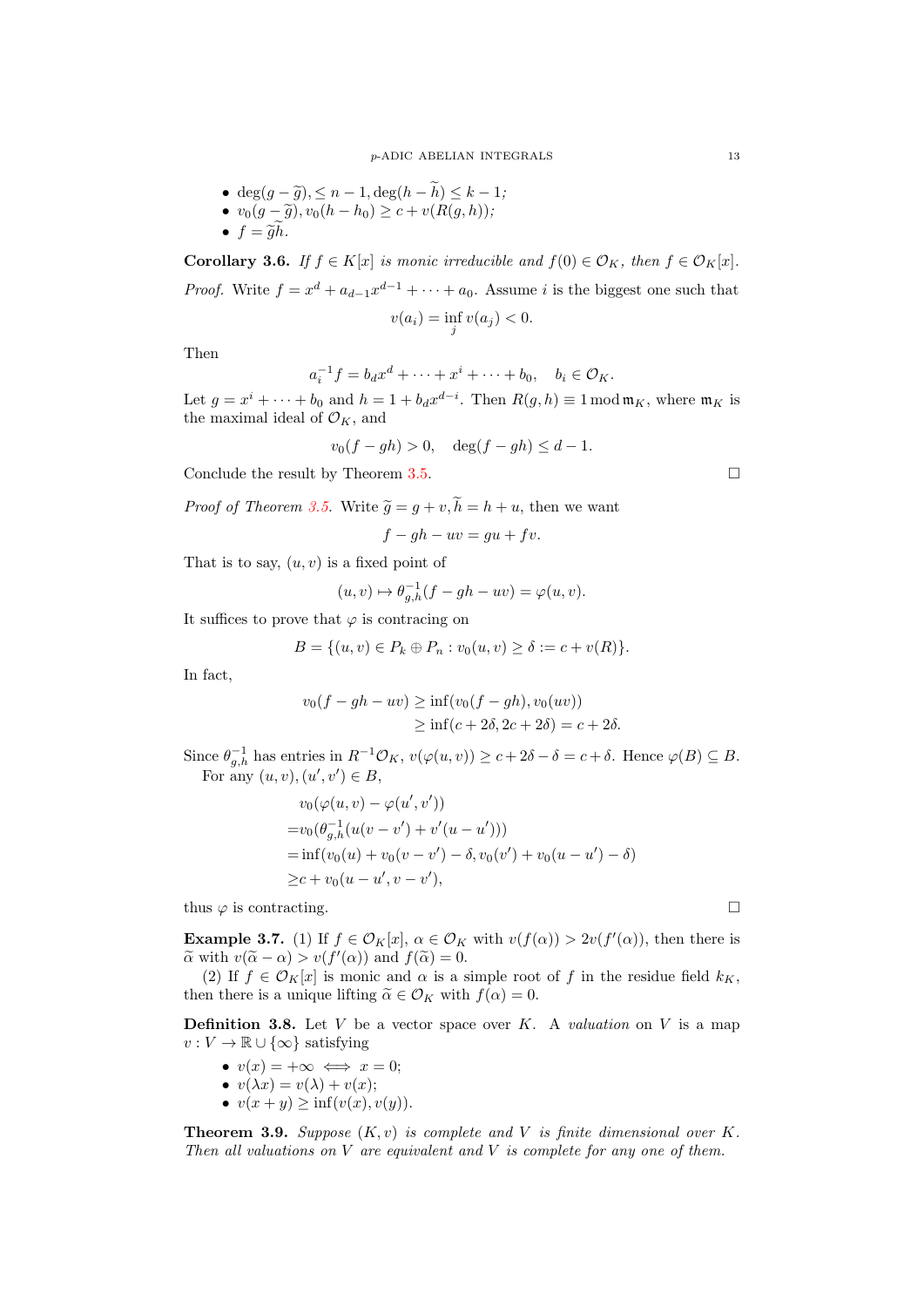- $\deg(g - \widetilde{g}), \leq n-1, \deg(h - \widetilde{h}) \leq k-1$;
- $v_0(g - \widetilde{g}), v_0(h - h_0) \geq c + v(R(g,h))$;
- $f = \widetilde{g}\widetilde{h}$.

**Corollary 3.6.** *If $f \in K[x]$ is monic irreducible and $f(0) \in \mathcal{O}_K$, then $f \in \mathcal{O}_K[x]$.*

*Proof.* Write $f = x^d + a_{d-1}x^{d-1} + \cdots + a_0$. Assume $i$ is the biggest one such that

$$v(a_i) = \inf_j v(a_j) < 0.$$

Then

$$a_i^{-1} f = b_d x^d + \cdots + x^i + \cdots + b_0, \quad b_i \in \mathcal{O}_K.$$

Let $g = x^i + \cdots + b_0$ and $h = 1 + b_d x^{d-i}$. Then $R(g,h) \equiv 1 \bmod \mathfrak{m}_K$, where $\mathfrak{m}_K$ is the maximal ideal of $\mathcal{O}_K$, and

$$v_0(f - gh) > 0, \quad \deg(f - gh) \leq d - 1.$$

Conclude the result by Theorem 3.5. □

*Proof of Theorem 3.5.* Write $\widetilde{g} = g + v, \widetilde{h} = h + u$, then we want

$$f - gh - uv = gu + fv.$$

That is to say, $(u,v)$ is a fixed point of

$$(u,v) \mapsto \theta_{g,h}^{-1}(f - gh - uv) = \varphi(u,v).$$

It suffices to prove that $\varphi$ is contracing on

$$B = \{(u,v) \in P_k \oplus P_n : v_0(u,v) \geq \delta := c + v(R)\}.$$

In fact,

$$\begin{aligned} v_0(f - gh - uv) &\geq \inf(v_0(f - gh), v_0(uv)) \\ &\geq \inf(c + 2\delta, 2c + 2\delta) = c + 2\delta. \end{aligned}$$

Since $\theta_{g,h}^{-1}$ has entries in $R^{-1}\mathcal{O}_K$, $v(\varphi(u,v)) \geq c + 2\delta - \delta = c + \delta$. Hence $\varphi(B) \subseteq B$.

For any $(u,v),(u',v') \in B$,

$$\begin{aligned} &v_0(\varphi(u,v) - \varphi(u',v')) \\ =&v_0(\theta_{g,h}^{-1}(u(v - v') + v'(u - u'))) \\ =&\inf(v_0(u) + v_0(v - v') - \delta, v_0(v') + v_0(u - u') - \delta) \\ \geq& c + v_0(u - u', v - v'), \end{aligned}$$

thus $\varphi$ is contracting. □

**Example 3.7.** (1) If $f \in \mathcal{O}_K[x]$, $\alpha \in \mathcal{O}_K$ with $v(f(\alpha)) > 2v(f'(\alpha))$, then there is $\widetilde{\alpha}$ with $v(\widetilde{\alpha} - \alpha) > v(f'(\alpha))$ and $f(\widetilde{\alpha}) = 0$.

(2) If $f \in \mathcal{O}_K[x]$ is monic and $\alpha$ is a simple root of $f$ in the residue field $k_K$, then there is a unique lifting $\widetilde{\alpha} \in \mathcal{O}_K$ with $f(\alpha) = 0$.

**Definition 3.8.** Let $V$ be a vector space over $K$. A *valuation* on $V$ is a map $v : V \to \mathbb{R} \cup \{\infty\}$ satisfying

- $v(x) = +\infty \iff x = 0$;
- $v(\lambda x) = v(\lambda) + v(x)$;
- $v(x + y) \geq \inf(v(x), v(y))$.

**Theorem 3.9.** *Suppose $(K,v)$ is complete and $V$ is finite dimensional over $K$. Then all valuations on $V$ are equivalent and $V$ is complete for any one of them.*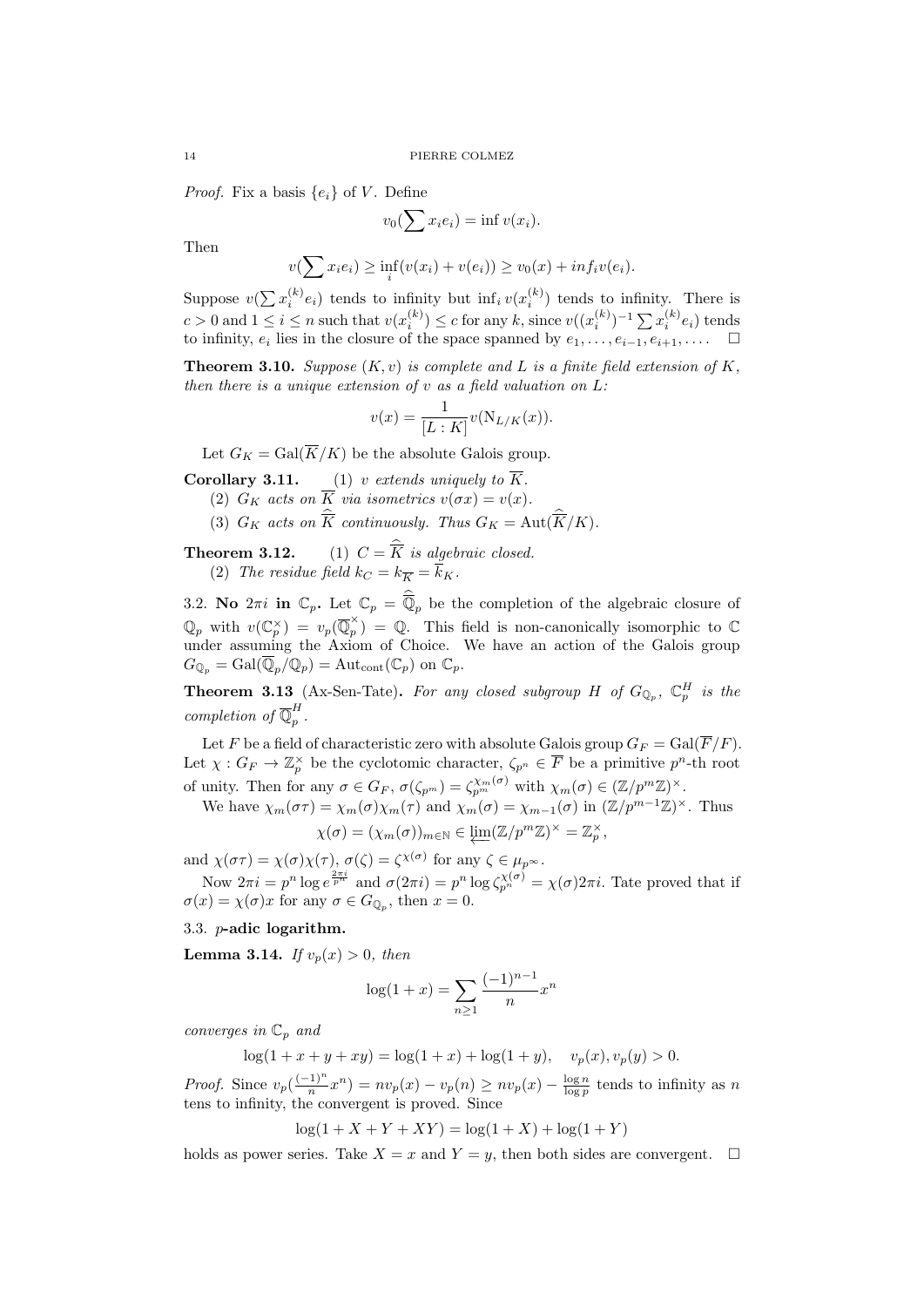*Proof.* Fix a basis $\{e_i\}$ of $V$. Define

$$v_0(\sum x_i e_i) = \inf v(x_i).$$

Then

$$v(\sum x_i e_i) \geq \inf_i (v(x_i) + v(e_i)) \geq v_0(x) + inf_i v(e_i).$$

Suppose $v(\sum x_i^{(k)} e_i)$ tends to infinity but $\inf_i v(x_i^{(k)})$ tends to infinity. There is $c > 0$ and $1 \leq i \leq n$ such that $v(x_i^{(k)}) \leq c$ for any $k$, since $v((x_i^{(k)})^{-1} \sum x_i^{(k)} e_i)$ tends to infinity, $e_i$ lies in the closure of the space spanned by $e_1, \ldots, e_{i-1}, e_{i+1}, \ldots$. $\square$

**Theorem 3.10.** *Suppose $(K, v)$ is complete and $L$ is a finite field extension of $K$, then there is a unique extension of $v$ as a field valuation on $L$:*

$$v(x) = \frac{1}{[L:K]} v(\mathrm{N}_{L/K}(x)).$$

Let $G_K = \mathrm{Gal}(\overline{K}/K)$ be the absolute Galois group.

**Corollary 3.11.** (1) *$v$ extends uniquely to $\overline{K}$.*

(2) *$G_K$ acts on $\overline{K}$ via isometrics $v(\sigma x) = v(x)$.*

(3) *$G_K$ acts on $\widehat{\overline{K}}$ continuously. Thus $G_K = \mathrm{Aut}(\widehat{\overline{K}}/K)$.*

**Theorem 3.12.** (1) *$C = \widehat{\overline{K}}$ is algebraic closed.*

(2) *The residue field $k_C = k_{\overline{K}} = \overline{k}_K$.*

3.2. **No $2\pi i$ in $\mathbb{C}_p$.** Let $\mathbb{C}_p = \widehat{\overline{\mathbb{Q}}}_p$ be the completion of the algebraic closure of $\mathbb{Q}_p$ with $v(\mathbb{C}_p^\times) = v_p(\overline{\mathbb{Q}}_p^\times) = \mathbb{Q}$. This field is non-canonically isomorphic to $\mathbb{C}$ under assuming the Axiom of Choice. We have an action of the Galois group $G_{\mathbb{Q}_p} = \mathrm{Gal}(\overline{\mathbb{Q}}_p/\mathbb{Q}_p) = \mathrm{Aut}_{\mathrm{cont}}(\mathbb{C}_p)$ on $\mathbb{C}_p$.

**Theorem 3.13** (Ax-Sen-Tate)**.** *For any closed subgroup $H$ of $G_{\mathbb{Q}_p}$, $\mathbb{C}_p^H$ is the completion of $\overline{\mathbb{Q}}_p^H$.*

Let $F$ be a field of characteristic zero with absolute Galois group $G_F = \mathrm{Gal}(\overline{F}/F)$. Let $\chi : G_F \to \mathbb{Z}_p^\times$ be the cyclotomic character, $\zeta_{p^n} \in \overline{F}$ be a primitive $p^n$-th root of unity. Then for any $\sigma \in G_F$, $\sigma(\zeta_{p^m}) = \zeta_{p^m}^{\chi_m(\sigma)}$ with $\chi_m(\sigma) \in (\mathbb{Z}/p^m\mathbb{Z})^\times$.

We have $\chi_m(\sigma\tau) = \chi_m(\sigma)\chi_m(\tau)$ and $\chi_m(\sigma) = \chi_{m-1}(\sigma)$ in $(\mathbb{Z}/p^{m-1}\mathbb{Z})^\times$. Thus

$$\chi(\sigma) = (\chi_m(\sigma))_{m \in \mathbb{N}} \in \varprojlim (\mathbb{Z}/p^m\mathbb{Z})^\times = \mathbb{Z}_p^\times,$$

and $\chi(\sigma\tau) = \chi(\sigma)\chi(\tau)$, $\sigma(\zeta) = \zeta^{\chi(\sigma)}$ for any $\zeta \in \mu_{p^\infty}$.

Now $2\pi i = p^n \log e^{\frac{2\pi i}{p^n}}$ and $\sigma(2\pi i) = p^n \log \zeta_{p^n}^{\chi(\sigma)} = \chi(\sigma) 2\pi i$. Tate proved that if $\sigma(x) = \chi(\sigma) x$ for any $\sigma \in G_{\mathbb{Q}_p}$, then $x = 0$.

3.3. **$p$-adic logarithm.**

**Lemma 3.14.** *If $v_p(x) > 0$, then*

$$\log(1+x) = \sum_{n \geq 1} \frac{(-1)^{n-1}}{n} x^n$$

*converges in $\mathbb{C}_p$ and*

$$\log(1 + x + y + xy) = \log(1+x) + \log(1+y), \quad v_p(x), v_p(y) > 0.$$

*Proof.* Since $v_p(\frac{(-1)^n}{n} x^n) = n v_p(x) - v_p(n) \geq n v_p(x) - \frac{\log n}{\log p}$ tends to infinity as $n$ tens to infinity, the convergent is proved. Since

$$\log(1 + X + Y + XY) = \log(1+X) + \log(1+Y)$$

holds as power series. Take $X = x$ and $Y = y$, then both sides are convergent. $\square$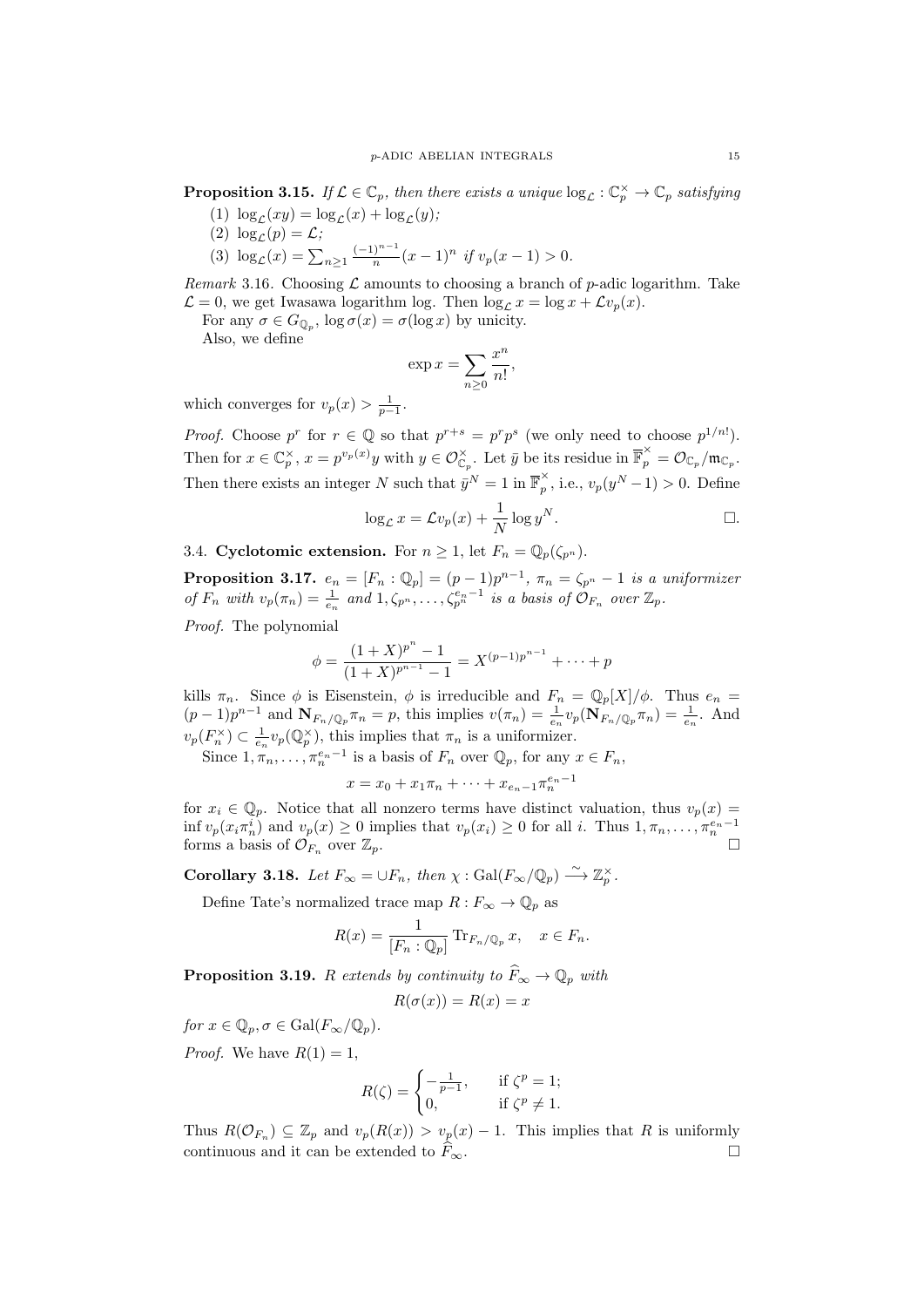**Proposition 3.15.** *If $\mathcal{L} \in \mathbb{C}_p$, then there exists a unique $\log_{\mathcal{L}} : \mathbb{C}_p^\times \to \mathbb{C}_p$ satisfying*

(1) $\log_{\mathcal{L}}(xy) = \log_{\mathcal{L}}(x) + \log_{\mathcal{L}}(y)$;

(2) $\log_{\mathcal{L}}(p) = \mathcal{L}$;

(3) $\log_{\mathcal{L}}(x) = \sum_{n\geq 1} \frac{(-1)^{n-1}}{n}(x-1)^n$ *if* $v_p(x-1) > 0$.

*Remark* 3.16. Choosing $\mathcal{L}$ amounts to choosing a branch of $p$-adic logarithm. Take $\mathcal{L} = 0$, we get Iwasawa logarithm log. Then $\log_{\mathcal{L}} x = \log x + \mathcal{L} v_p(x)$.

For any $\sigma \in G_{\mathbb{Q}_p}$, $\log \sigma(x) = \sigma(\log x)$ by unicity.

Also, we define

$$\exp x = \sum_{n\geq 0} \frac{x^n}{n!},$$

which converges for $v_p(x) > \frac{1}{p-1}$.

*Proof.* Choose $p^r$ for $r \in \mathbb{Q}$ so that $p^{r+s} = p^r p^s$ (we only need to choose $p^{1/n!}$). Then for $x \in \mathbb{C}_p^\times$, $x = p^{v_p(x)} y$ with $y \in \mathcal{O}_{\mathbb{C}_p}^\times$. Let $\bar{y}$ be its residue in $\overline{\mathbb{F}}_p^\times = \mathcal{O}_{\mathbb{C}_p}/\mathfrak{m}_{\mathbb{C}_p}$. Then there exists an integer $N$ such that $\bar{y}^N = 1$ in $\overline{\mathbb{F}}_p^\times$, i.e., $v_p(y^N - 1) > 0$. Define

$$\log_{\mathcal{L}} x = \mathcal{L} v_p(x) + \frac{1}{N} \log y^N. \qquad \square.$$

### 3.4. Cyclotomic extension.

For $n \geq 1$, let $F_n = \mathbb{Q}_p(\zeta_{p^n})$.

**Proposition 3.17.** *$e_n = [F_n : \mathbb{Q}_p] = (p-1)p^{n-1}$, $\pi_n = \zeta_{p^n} - 1$ is a uniformizer of $F_n$ with $v_p(\pi_n) = \frac{1}{e_n}$ and $1, \zeta_{p^n}, \ldots, \zeta_{p^n}^{e_n - 1}$ is a basis of $\mathcal{O}_{F_n}$ over $\mathbb{Z}_p$.*

*Proof.* The polynomial

$$\phi = \frac{(1+X)^{p^n} - 1}{(1+X)^{p^{n-1}} - 1} = X^{(p-1)p^{n-1}} + \cdots + p$$

kills $\pi_n$. Since $\phi$ is Eisenstein, $\phi$ is irreducible and $F_n = \mathbb{Q}_p[X]/\phi$. Thus $e_n = (p-1)p^{n-1}$ and $\mathbf{N}_{F_n/\mathbb{Q}_p} \pi_n = p$, this implies $v(\pi_n) = \frac{1}{e_n} v_p(\mathbf{N}_{F_n/\mathbb{Q}_p} \pi_n) = \frac{1}{e_n}$. And $v_p(F_n^\times) \subset \frac{1}{e_n} v_p(\mathbb{Q}_p^\times)$, this implies that $\pi_n$ is a uniformizer.

Since $1, \pi_n, \ldots, \pi_n^{e_n - 1}$ is a basis of $F_n$ over $\mathbb{Q}_p$, for any $x \in F_n$,

$$x = x_0 + x_1 \pi_n + \cdots + x_{e_n - 1} \pi_n^{e_n - 1}$$

for $x_i \in \mathbb{Q}_p$. Notice that all nonzero terms have distinct valuation, thus $v_p(x) = \inf v_p(x_i \pi_n^i)$ and $v_p(x) \geq 0$ implies that $v_p(x_i) \geq 0$ for all $i$. Thus $1, \pi_n, \ldots, \pi_n^{e_n - 1}$ forms a basis of $\mathcal{O}_{F_n}$ over $\mathbb{Z}_p$. $\square$

**Corollary 3.18.** *Let $F_\infty = \cup F_n$, then $\chi : \mathrm{Gal}(F_\infty/\mathbb{Q}_p) \xrightarrow{\sim} \mathbb{Z}_p^\times$.*

Define Tate's normalized trace map $R : F_\infty \to \mathbb{Q}_p$ as

$$R(x) = \frac{1}{[F_n : \mathbb{Q}_p]} \mathrm{Tr}_{F_n/\mathbb{Q}_p} x, \quad x \in F_n.$$

**Proposition 3.19.** *$R$ extends by continuity to $\widehat{F}_\infty \to \mathbb{Q}_p$ with*

$$R(\sigma(x)) = R(x) = x$$

*for $x \in \mathbb{Q}_p, \sigma \in \mathrm{Gal}(F_\infty/\mathbb{Q}_p)$.*

*Proof.* We have $R(1) = 1$,

$$R(\zeta) = \begin{cases} -\frac{1}{p-1}, & \text{if } \zeta^p = 1; \\ 0, & \text{if } \zeta^p \neq 1. \end{cases}$$

Thus $R(\mathcal{O}_{F_n}) \subseteq \mathbb{Z}_p$ and $v_p(R(x)) > v_p(x) - 1$. This implies that $R$ is uniformly continuous and it can be extended to $\widehat{F}_\infty$. $\square$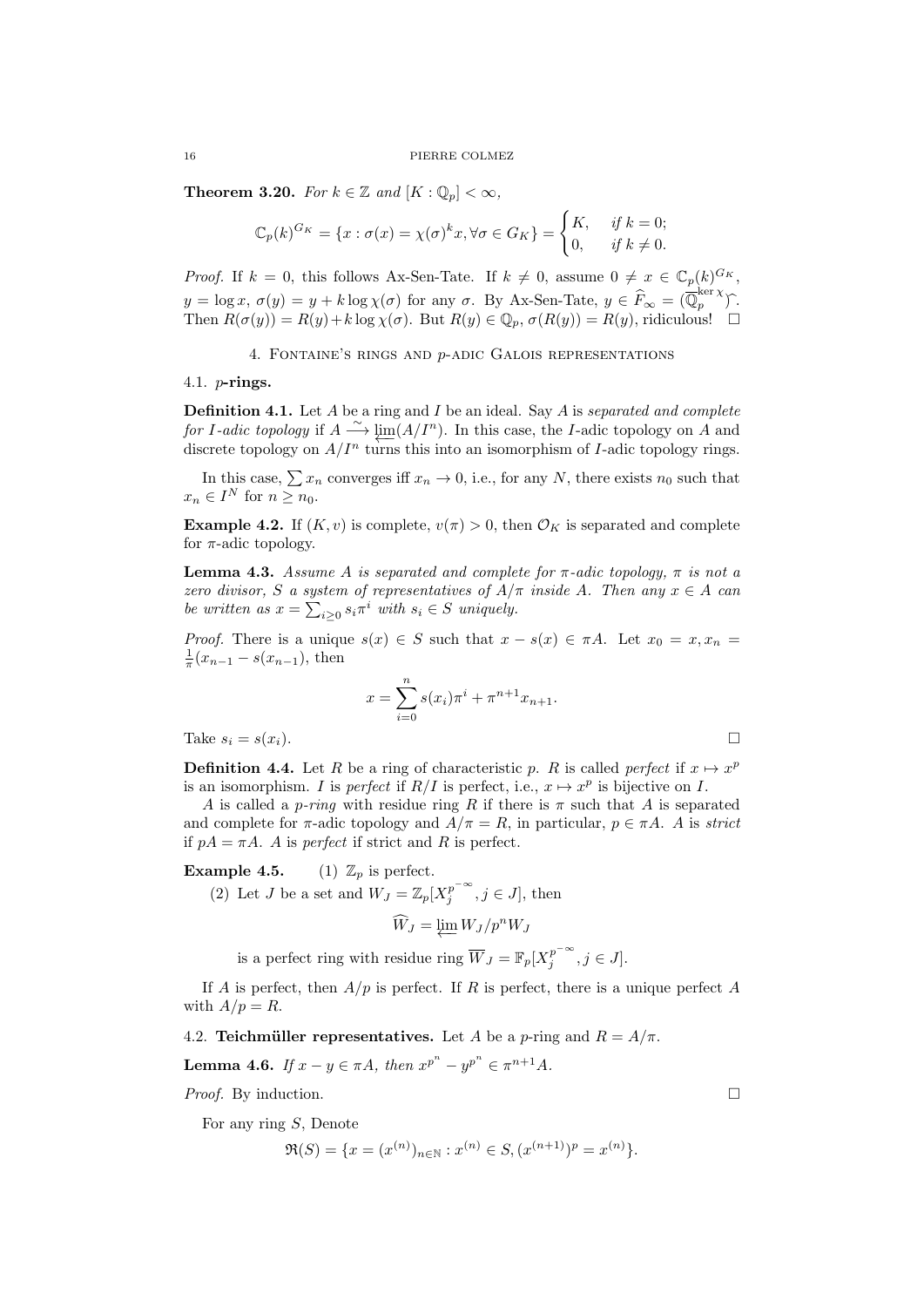**Theorem 3.20.** *For $k \in \mathbb{Z}$ and $[K : \mathbb{Q}_p] < \infty$,*

$$\mathbb{C}_p(k)^{G_K} = \{x : \sigma(x) = \chi(\sigma)^k x, \forall \sigma \in G_K\} = \begin{cases} K, & \text{if } k = 0; \\ 0, & \text{if } k \neq 0. \end{cases}$$

*Proof.* If $k = 0$, this follows Ax-Sen-Tate. If $k \neq 0$, assume $0 \neq x \in \mathbb{C}_p(k)^{G_K}$, $y = \log x$, $\sigma(y) = y + k \log \chi(\sigma)$ for any $\sigma$. By Ax-Sen-Tate, $y \in \widehat{F}_\infty = (\overline{\mathbb{Q}}_p^{\ker \chi})^\wedge$. Then $R(\sigma(y)) = R(y) + k \log \chi(\sigma)$. But $R(y) \in \mathbb{Q}_p$, $\sigma(R(y)) = R(y)$, ridiculous! $\square$

## 4. Fontaine's rings and $p$-adic Galois representations

### 4.1. $p$-rings.

**Definition 4.1.** Let $A$ be a ring and $I$ be an ideal. Say $A$ is *separated and complete for $I$-adic topology* if $A \xrightarrow{\sim} \varprojlim(A/I^n)$. In this case, the $I$-adic topology on $A$ and discrete topology on $A/I^n$ turns this into an isomorphism of $I$-adic topology rings.

In this case, $\sum x_n$ converges iff $x_n \to 0$, i.e., for any $N$, there exists $n_0$ such that $x_n \in I^N$ for $n \geq n_0$.

**Example 4.2.** If $(K, v)$ is complete, $v(\pi) > 0$, then $\mathcal{O}_K$ is separated and complete for $\pi$-adic topology.

**Lemma 4.3.** *Assume $A$ is separated and complete for $\pi$-adic topology, $\pi$ is not a zero divisor, $S$ a system of representatives of $A/\pi$ inside $A$. Then any $x \in A$ can be written as $x = \sum_{i \geq 0} s_i \pi^i$ with $s_i \in S$ uniquely.*

*Proof.* There is a unique $s(x) \in S$ such that $x - s(x) \in \pi A$. Let $x_0 = x, x_n = \frac{1}{\pi}(x_{n-1} - s(x_{n-1})$, then

$$x = \sum_{i=0}^n s(x_i)\pi^i + \pi^{n+1} x_{n+1}.$$

Take $s_i = s(x_i)$. $\square$

**Definition 4.4.** Let $R$ be a ring of characteristic $p$. $R$ is called *perfect* if $x \mapsto x^p$ is an isomorphism. $I$ is *perfect* if $R/I$ is perfect, i.e., $x \mapsto x^p$ is bijective on $I$.

$A$ is called a *$p$-ring* with residue ring $R$ if there is $\pi$ such that $A$ is separated and complete for $\pi$-adic topology and $A/\pi = R$, in particular, $p \in \pi A$. $A$ is *strict* if $pA = \pi A$. $A$ is *perfect* if strict and $R$ is perfect.

**Example 4.5.** (1) $\mathbb{Z}_p$ is perfect.

(2) Let $J$ be a set and $W_J = \mathbb{Z}_p[X_j^{p^{-\infty}}, j \in J]$, then

$$\widehat{W}_J = \varprojlim W_J/p^n W_J$$

is a perfect ring with residue ring $\overline{W}_J = \mathbb{F}_p[X_j^{p^{-\infty}}, j \in J]$.

If $A$ is perfect, then $A/p$ is perfect. If $R$ is perfect, there is a unique perfect $A$ with $A/p = R$.

### 4.2. Teichmüller representatives.

Let $A$ be a $p$-ring and $R = A/\pi$.

**Lemma 4.6.** *If $x - y \in \pi A$, then $x^{p^n} - y^{p^n} \in \pi^{n+1} A$.*

*Proof.* By induction. $\square$

For any ring $S$, Denote

$$\mathfrak{R}(S) = \{x = (x^{(n)})_{n \in \mathbb{N}} : x^{(n)} \in S, (x^{(n+1)})^p = x^{(n)}\}.$$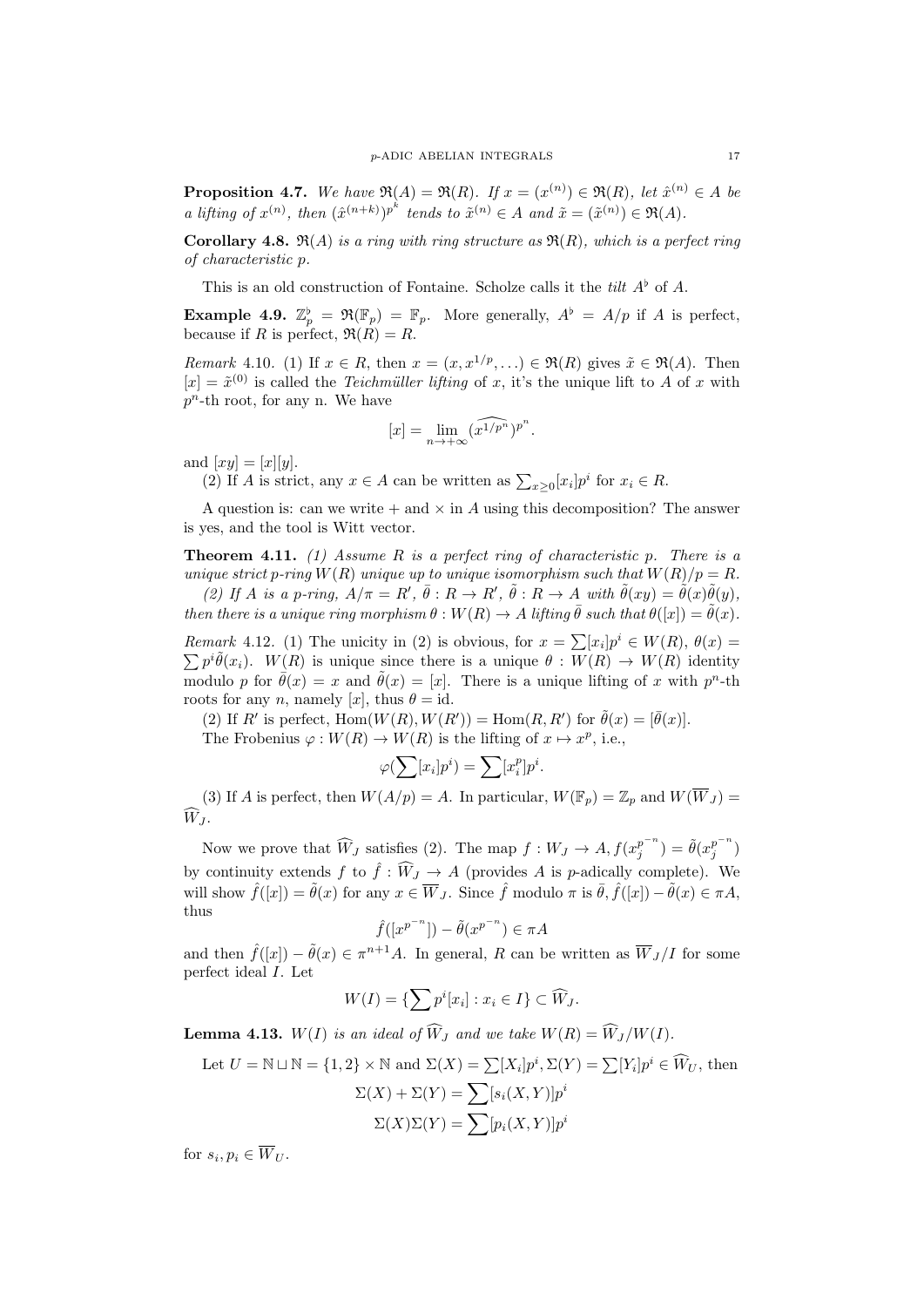**Proposition 4.7.** *We have $\mathfrak{R}(A) = \mathfrak{R}(R)$. If $x = (x^{(n)}) \in \mathfrak{R}(R)$, let $\hat{x}^{(n)} \in A$ be a lifting of $x^{(n)}$, then $(\hat{x}^{(n+k)})^{p^k}$ tends to $\tilde{x}^{(n)} \in A$ and $\tilde{x} = (\tilde{x}^{(n)}) \in \mathfrak{R}(A)$.*

**Corollary 4.8.** *$\mathfrak{R}(A)$ is a ring with ring structure as $\mathfrak{R}(R)$, which is a perfect ring of characteristic $p$.*

This is an old construction of Fontaine. Scholze calls it the *tilt* $A^\flat$ of $A$.

**Example 4.9.** $\mathbb{Z}_p^\flat = \mathfrak{R}(\mathbb{F}_p) = \mathbb{F}_p$. More generally, $A^\flat = A/p$ if $A$ is perfect, because if $R$ is perfect, $\mathfrak{R}(R) = R$.

*Remark* 4.10. (1) If $x \in R$, then $x = (x, x^{1/p}, \ldots) \in \mathfrak{R}(R)$ gives $\tilde{x} \in \mathfrak{R}(A)$. Then $[x] = \tilde{x}^{(0)}$ is called the *Teichmüller lifting* of $x$, it's the unique lift to $A$ of $x$ with $p^n$-th root, for any n. We have

$$[x] = \lim_{n \to +\infty} (\widehat{x^{1/p^n}})^{p^n}.$$

and $[xy] = [x][y]$.

(2) If $A$ is strict, any $x \in A$ can be written as $\sum_{x \geq 0} [x_i] p^i$ for $x_i \in R$.

A question is: can we write $+$ and $\times$ in $A$ using this decomposition? The answer is yes, and the tool is Witt vector.

**Theorem 4.11.** *(1) Assume $R$ is a perfect ring of characteristic $p$. There is a unique strict $p$-ring $W(R)$ unique up to unique isomorphism such that $W(R)/p = R$.*

*(2) If $A$ is a $p$-ring, $A/\pi = R'$, $\bar{\theta} : R \to R'$, $\tilde{\theta} : R \to A$ with $\tilde{\theta}(xy) = \tilde{\theta}(x)\tilde{\theta}(y)$, then there is a unique ring morphism $\theta : W(R) \to A$ lifting $\bar{\theta}$ such that $\theta([x]) = \tilde{\theta}(x)$.*

*Remark* 4.12. (1) The unicity in (2) is obvious, for $x = \sum [x_i] p^i \in W(R)$, $\theta(x) = \sum p^i \tilde{\theta}(x_i)$. $W(R)$ is unique since there is a unique $\theta : W(R) \to W(R)$ identity modulo $p$ for $\bar{\theta}(x) = x$ and $\tilde{\theta}(x) = [x]$. There is a unique lifting of $x$ with $p^n$-th roots for any $n$, namely $[x]$, thus $\theta = \mathrm{id}$.

(2) If $R'$ is perfect, $\mathrm{Hom}(W(R), W(R')) = \mathrm{Hom}(R, R')$ for $\tilde{\theta}(x) = [\bar{\theta}(x)]$.

The Frobenius $\varphi : W(R) \to W(R)$ is the lifting of $x \mapsto x^p$, i.e.,

$$\varphi(\sum [x_i] p^i) = \sum [x_i^p] p^i.$$

(3) If $A$ is perfect, then $W(A/p) = A$. In particular, $W(\mathbb{F}_p) = \mathbb{Z}_p$ and $W(\overline{W}_J) = \widehat{W}_J$.

Now we prove that $\widehat{W}_J$ satisfies (2). The map $f : W_J \to A, f(x_j^{p^{-n}}) = \tilde{\theta}(x_j^{p^{-n}})$ by continuity extends $f$ to $\hat{f} : \widehat{W}_J \to A$ (provides $A$ is $p$-adically complete). We will show $\hat{f}([x]) = \tilde{\theta}(x)$ for any $x \in \overline{W}_J$. Since $\hat{f}$ modulo $\pi$ is $\bar{\theta}$, $\hat{f}([x]) - \tilde{\theta}(x) \in \pi A$, thus

$$\hat{f}([x^{p^{-n}}]) - \tilde{\theta}(x^{p^{-n}}) \in \pi A$$

and then $\hat{f}([x]) - \tilde{\theta}(x) \in \pi^{n+1} A$. In general, $R$ can be written as $\overline{W}_J / I$ for some perfect ideal $I$. Let

$$W(I) = \{\sum p^i [x_i] : x_i \in I\} \subset \widehat{W}_J.$$

**Lemma 4.13.** *$W(I)$ is an ideal of $\widehat{W}_J$ and we take $W(R) = \widehat{W}_J / W(I)$.*

Let $U = \mathbb{N} \sqcup \mathbb{N} = \{1, 2\} \times \mathbb{N}$ and $\Sigma(X) = \sum [X_i] p^i, \Sigma(Y) = \sum [Y_i] p^i \in \widehat{W}_U$, then

$$\Sigma(X) + \Sigma(Y) = \sum [s_i(X, Y)] p^i$$

$$\Sigma(X)\Sigma(Y) = \sum [p_i(X, Y)] p^i$$

for $s_i, p_i \in \overline{W}_U$.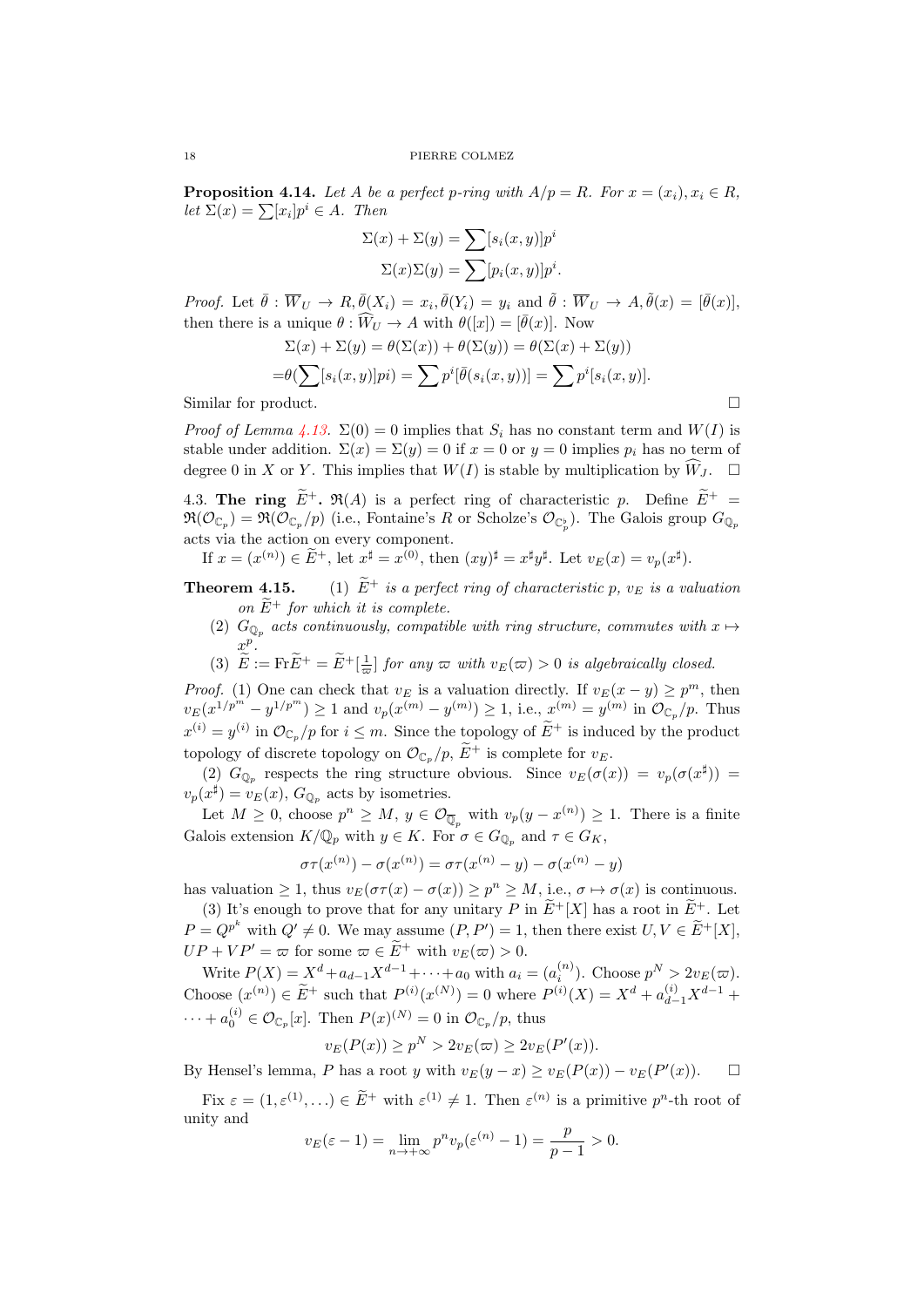**Proposition 4.14.** *Let $A$ be a perfect $p$-ring with $A/p = R$. For $x = (x_i), x_i \in R$, let $\Sigma(x) = \sum [x_i]p^i \in A$. Then*

$$\Sigma(x) + \Sigma(y) = \sum [s_i(x,y)]p^i$$
$$\Sigma(x)\Sigma(y) = \sum [p_i(x,y)]p^i.$$

*Proof.* Let $\bar{\theta} : \overline{W}_U \to R, \bar{\theta}(X_i) = x_i, \bar{\theta}(Y_i) = y_i$ and $\tilde{\theta} : \overline{W}_U \to A, \tilde{\theta}(x) = [\bar{\theta}(x)]$, then there is a unique $\theta : \widehat{W}_U \to A$ with $\theta([x]) = [\bar{\theta}(x)]$. Now

$$\Sigma(x) + \Sigma(y) = \theta(\Sigma(x)) + \theta(\Sigma(y)) = \theta(\Sigma(x) + \Sigma(y))$$
$$= \theta(\sum [s_i(x,y)]pi) = \sum p^i[\bar{\theta}(s_i(x,y))] = \sum p^i [s_i(x,y)].$$

Similar for product. $\square$

*Proof of Lemma 4.13.* $\Sigma(0) = 0$ implies that $S_i$ has no constant term and $W(I)$ is stable under addition. $\Sigma(x) = \Sigma(y) = 0$ if $x = 0$ or $y = 0$ implies $p_i$ has no term of degree 0 in $X$ or $Y$. This implies that $W(I)$ is stable by multiplication by $\widehat{W}_J$. $\square$

4.3. **The ring $\widetilde{E}^+$.** $\mathfrak{R}(A)$ is a perfect ring of characteristic $p$. Define $\widetilde{E}^+ = \mathfrak{R}(\mathcal{O}_{\mathbb{C}_p}) = \mathfrak{R}(\mathcal{O}_{\mathbb{C}_p}/p)$ (i.e., Fontaine's $R$ or Scholze's $\mathcal{O}_{\mathbb{C}_p^\flat}$). The Galois group $G_{\mathbb{Q}_p}$ acts via the action on every component.

If $x = (x^{(n)}) \in \widetilde{E}^+$, let $x^\sharp = x^{(0)}$, then $(xy)^\sharp = x^\sharp y^\sharp$. Let $v_E(x) = v_p(x^\sharp)$.

**Theorem 4.15.** (1) *$\widetilde{E}^+$ is a perfect ring of characteristic $p$, $v_E$ is a valuation on $\widetilde{E}^+$ for which it is complete.*

(2) *$G_{\mathbb{Q}_p}$ acts continuously, compatible with ring structure, commutes with $x \mapsto x^p$.*

(3) *$\widetilde{E} := \mathrm{Fr}\widetilde{E}^+ = \widetilde{E}^+[\frac{1}{\varpi}]$ for any $\varpi$ with $v_E(\varpi) > 0$ is algebraically closed.*

*Proof.* (1) One can check that $v_E$ is a valuation directly. If $v_E(x - y) \geq p^m$, then $v_E(x^{1/p^m} - y^{1/p^m}) \geq 1$ and $v_p(x^{(m)} - y^{(m)}) \geq 1$, i.e., $x^{(m)} = y^{(m)}$ in $\mathcal{O}_{\mathbb{C}_p}/p$. Thus $x^{(i)} = y^{(i)}$ in $\mathcal{O}_{\mathbb{C}_p}/p$ for $i \leq m$. Since the topology of $\widetilde{E}^+$ is induced by the product topology of discrete topology on $\mathcal{O}_{\mathbb{C}_p}/p$, $\widetilde{E}^+$ is complete for $v_E$.

(2) $G_{\mathbb{Q}_p}$ respects the ring structure obvious. Since $v_E(\sigma(x)) = v_p(\sigma(x^\sharp)) = v_p(x^\sharp) = v_E(x)$, $G_{\mathbb{Q}_p}$ acts by isometries.

Let $M \geq 0$, choose $p^n \geq M$, $y \in \mathcal{O}_{\overline{\mathbb{Q}}_p}$ with $v_p(y - x^{(n)}) \geq 1$. There is a finite Galois extension $K/\mathbb{Q}_p$ with $y \in K$. For $\sigma \in G_{\mathbb{Q}_p}$ and $\tau \in G_K$,

$$\sigma\tau(x^{(n)}) - \sigma(x^{(n)}) = \sigma\tau(x^{(n)} - y) - \sigma(x^{(n)} - y)$$

has valuation $\geq 1$, thus $v_E(\sigma\tau(x) - \sigma(x)) \geq p^n \geq M$, i.e., $\sigma \mapsto \sigma(x)$ is continuous.

(3) It's enough to prove that for any unitary $P$ in $\widetilde{E}^+[X]$ has a root in $\widetilde{E}^+$. Let $P = Q^{p^k}$ with $Q' \neq 0$. We may assume $(P, P') = 1$, then there exist $U, V \in \widetilde{E}^+[X]$, $UP + VP' = \varpi$ for some $\varpi \in \widetilde{E}^+$ with $v_E(\varpi) > 0$.

Write $P(X) = X^d + a_{d-1}X^{d-1} + \cdots + a_0$ with $a_i = (a_i^{(n)})$. Choose $p^N > 2v_E(\varpi)$. Choose $(x^{(n)}) \in \widetilde{E}^+$ such that $P^{(i)}(x^{(N)}) = 0$ where $P^{(i)}(X) = X^d + a_{d-1}^{(i)}X^{d-1} + \cdots + a_0^{(i)} \in \mathcal{O}_{\mathbb{C}_p}[x]$. Then $P(x)^{(N)} = 0$ in $\mathcal{O}_{\mathbb{C}_p}/p$, thus

$$v_E(P(x)) \geq p^N > 2v_E(\varpi) \geq 2v_E(P'(x)).$$

By Hensel's lemma, $P$ has a root $y$ with $v_E(y - x) \geq v_E(P(x)) - v_E(P'(x))$. $\square$

Fix $\varepsilon = (1, \varepsilon^{(1)}, \ldots) \in \widetilde{E}^+$ with $\varepsilon^{(1)} \neq 1$. Then $\varepsilon^{(n)}$ is a primitive $p^n$-th root of unity and

$$v_E(\varepsilon - 1) = \lim_{n \to +\infty} p^n v_p(\varepsilon^{(n)} - 1) = \frac{p}{p-1} > 0.$$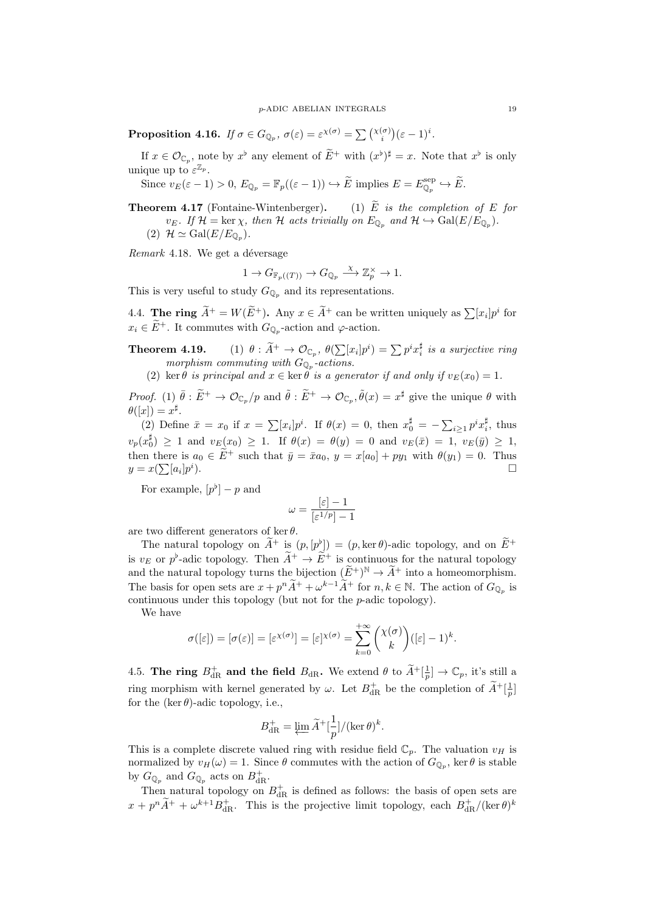**Proposition 4.16.** *If $\sigma \in G_{\mathbb{Q}_p}$, $\sigma(\varepsilon) = \varepsilon^{\chi(\sigma)} = \sum \binom{\chi(\sigma)}{i}(\varepsilon - 1)^i$.*

If $x \in \mathcal{O}_{\mathbb{C}_p}$, note by $x^\flat$ any element of $\widetilde{E}^+$ with $(x^\flat)^\sharp = x$. Note that $x^\flat$ is only unique up to $\varepsilon^{\mathbb{Z}_p}$.

Since $v_E(\varepsilon - 1) > 0$, $E_{\mathbb{Q}_p} = \mathbb{F}_p((\varepsilon - 1)) \hookrightarrow \widetilde{E}$ implies $E = E_{\mathbb{Q}_p}^{\mathrm{sep}} \hookrightarrow \widetilde{E}$.

**Theorem 4.17** (Fontaine-Wintenberger)**.** (1) *$\widetilde{E}$ is the completion of $E$ for $v_E$. If $\mathcal{H} = \ker \chi$, then $\mathcal{H}$ acts trivially on $E_{\mathbb{Q}_p}$ and $\mathcal{H} \hookrightarrow \mathrm{Gal}(E/E_{\mathbb{Q}_p})$.*
(2) *$\mathcal{H} \simeq \mathrm{Gal}(E/E_{\mathbb{Q}_p})$.*

*Remark* 4.18. We get a déversage

$$1 \to G_{\mathbb{F}_p((T))} \to G_{\mathbb{Q}_p} \xrightarrow{\chi} \mathbb{Z}_p^\times \to 1.$$

This is very useful to study $G_{\mathbb{Q}_p}$ and its representations.

4.4. **The ring $\widetilde{A}^+ = W(\widetilde{E}^+)$.** Any $x \in \widetilde{A}^+$ can be written uniquely as $\sum [x_i]p^i$ for $x_i \in \widetilde{E}^+$. It commutes with $G_{\mathbb{Q}_p}$-action and $\varphi$-action.

**Theorem 4.19.** (1) *$\theta : \widetilde{A}^+ \to \mathcal{O}_{\mathbb{C}_p}$, $\theta(\sum [x_i]p^i) = \sum p^i x_i^\sharp$ is a surjective ring morphism commuting with $G_{\mathbb{Q}_p}$-actions.*
(2) *$\ker \theta$ is principal and $x \in \ker \theta$ is a generator if and only if $v_E(x_0) = 1$.*

*Proof.* (1) $\bar{\theta} : \widetilde{E}^+ \to \mathcal{O}_{\mathbb{C}_p}/p$ and $\tilde{\theta} : \widetilde{E}^+ \to \mathcal{O}_{\mathbb{C}_p}, \tilde{\theta}(x) = x^\sharp$ give the unique $\theta$ with $\theta([x]) = x^\sharp$.

(2) Define $\bar{x} = x_0$ if $x = \sum [x_i]p^i$. If $\theta(x) = 0$, then $x_0^\sharp = -\sum_{i \geq 1} p^i x_i^\sharp$, thus $v_p(x_0^\sharp) \geq 1$ and $v_E(x_0) \geq 1$. If $\theta(x) = \theta(y) = 0$ and $v_E(\bar{x}) = 1$, $v_E(\bar{y}) \geq 1$, then there is $a_0 \in \widetilde{E}^+$ such that $\bar{y} = \bar{x}a_0$, $y = x[a_0] + py_1$ with $\theta(y_1) = 0$. Thus $y = x(\sum [a_i]p^i)$. $\square$

For example, $[p^\flat] - p$ and

$$\omega = \frac{[\varepsilon] - 1}{[\varepsilon^{1/p}] - 1}$$

are two different generators of $\ker \theta$.

The natural topology on $\widetilde{A}^+$ is $(p, [p^\flat]) = (p, \ker \theta)$-adic topology, and on $\widetilde{E}^+$ is $v_E$ or $p^\flat$-adic topology. Then $\widetilde{A}^+ \to \widetilde{E}^+$ is continuous for the natural topology and the natural topology turns the bijection $(\widetilde{E}^+)^{\mathbb{N}} \to \widetilde{A}^+$ into a homeomorphism. The basis for open sets are $x + p^n \widetilde{A}^+ + \omega^{k-1} \widetilde{A}^+$ for $n, k \in \mathbb{N}$. The action of $G_{\mathbb{Q}_p}$ is continuous under this topology (but not for the $p$-adic topology).

We have

$$\sigma([\varepsilon]) = [\sigma(\varepsilon)] = [\varepsilon^{\chi(\sigma)}] = [\varepsilon]^{\chi(\sigma)} = \sum_{k=0}^{+\infty} \binom{\chi(\sigma)}{k} ([\varepsilon] - 1)^k.$$

4.5. **The ring $B_{\mathrm{dR}}^+$ and the field $B_{\mathrm{dR}}$.** We extend $\theta$ to $\widetilde{A}^+[\frac{1}{p}] \to \mathbb{C}_p$, it's still a ring morphism with kernel generated by $\omega$. Let $B_{\mathrm{dR}}^+$ be the completion of $\widetilde{A}^+[\frac{1}{p}]$ for the $(\ker \theta)$-adic topology, i.e.,

$$B_{\mathrm{dR}}^+ = \varprojlim \widetilde{A}^+[\frac{1}{p}]/(\ker \theta)^k.$$

This is a complete discrete valued ring with residue field $\mathbb{C}_p$. The valuation $v_H$ is normalized by $v_H(\omega) = 1$. Since $\theta$ commutes with the action of $G_{\mathbb{Q}_p}$, $\ker \theta$ is stable by $G_{\mathbb{Q}_p}$ and $G_{\mathbb{Q}_p}$ acts on $B_{\mathrm{dR}}^+$.

Then natural topology on $B_{\mathrm{dR}}^+$ is defined as follows: the basis of open sets are $x + p^n \widetilde{A}^+ + \omega^{k+1} B_{\mathrm{dR}}^+$. This is the projective limit topology, each $B_{\mathrm{dR}}^+/(\ker \theta)^k$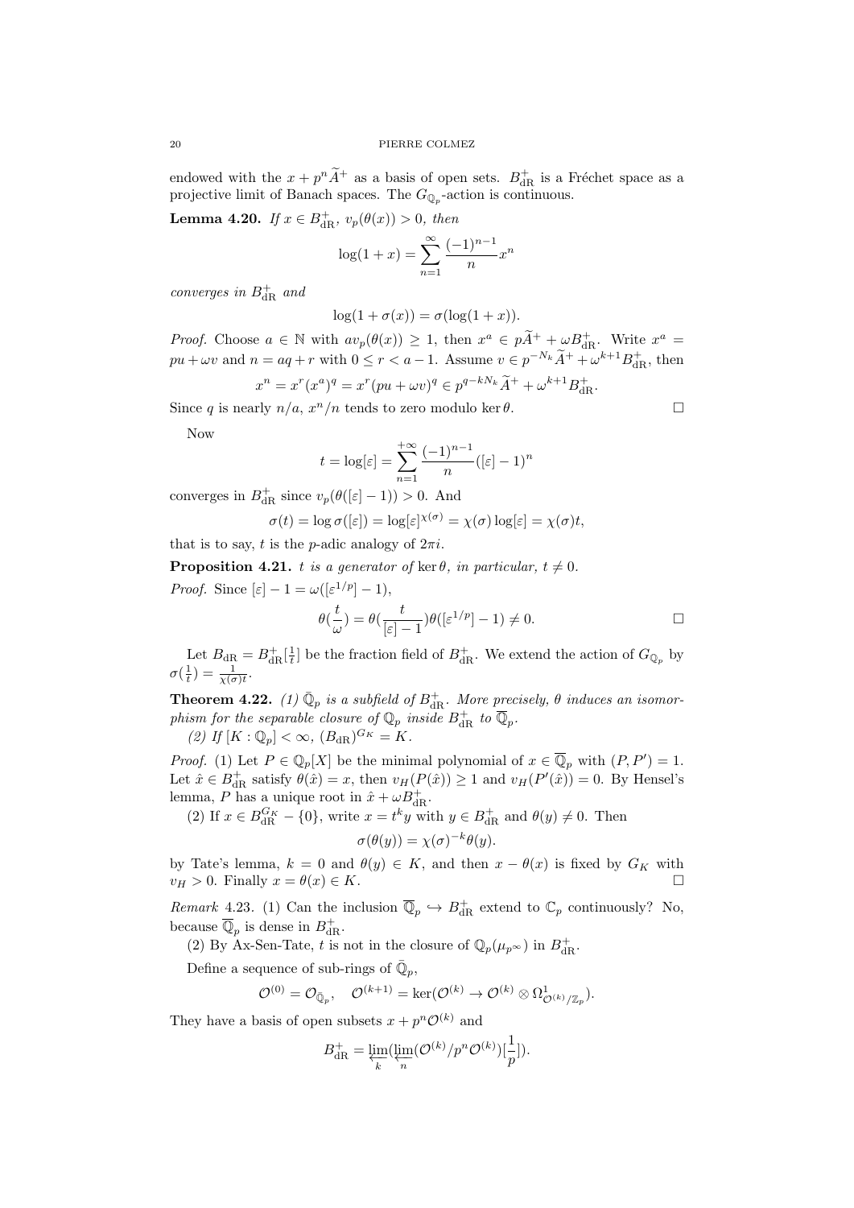endowed with the $x + p^n \widetilde{A}^+$ as a basis of open sets. $B^+_{\mathrm{dR}}$ is a Fréchet space as a projective limit of Banach spaces. The $G_{\mathbb{Q}_p}$-action is continuous.

**Lemma 4.20.** *If $x \in B^+_{\mathrm{dR}}$, $v_p(\theta(x)) > 0$, then*

$$\log(1+x) = \sum_{n=1}^{\infty} \frac{(-1)^{n-1}}{n} x^n$$

*converges in $B^+_{\mathrm{dR}}$ and*

$$\log(1+\sigma(x)) = \sigma(\log(1+x)).$$

*Proof.* Choose $a \in \mathbb{N}$ with $av_p(\theta(x)) \geq 1$, then $x^a \in p\widetilde{A}^+ + \omega B^+_{\mathrm{dR}}$. Write $x^a = pu + \omega v$ and $n = aq + r$ with $0 \leq r < a-1$. Assume $v \in p^{-N_k}\widetilde{A}^+ + \omega^{k+1} B^+_{\mathrm{dR}}$, then

$$x^n = x^r (x^a)^q = x^r (pu + \omega v)^q \in p^{q-kN_k} \widetilde{A}^+ + \omega^{k+1} B^+_{\mathrm{dR}}.$$

Since $q$ is nearly $n/a$, $x^n/n$ tends to zero modulo $\ker \theta$. $\square$

Now

$$t = \log[\varepsilon] = \sum_{n=1}^{+\infty} \frac{(-1)^{n-1}}{n} ([\varepsilon]-1)^n$$

converges in $B^+_{\mathrm{dR}}$ since $v_p(\theta([\varepsilon]-1)) > 0$. And

$$\sigma(t) = \log \sigma([\varepsilon]) = \log [\varepsilon]^{\chi(\sigma)} = \chi(\sigma) \log[\varepsilon] = \chi(\sigma) t,$$

that is to say, $t$ is the $p$-adic analogy of $2\pi i$.

**Proposition 4.21.** *$t$ is a generator of $\ker \theta$, in particular, $t \neq 0$.*

*Proof.* Since $[\varepsilon] - 1 = \omega([\varepsilon^{1/p}] - 1)$,

$$\theta(\frac{t}{\omega}) = \theta(\frac{t}{[\varepsilon]-1}) \theta([\varepsilon^{1/p}] - 1) \neq 0. \qquad \square$$

Let $B_{\mathrm{dR}} = B^+_{\mathrm{dR}}[\frac{1}{t}]$ be the fraction field of $B^+_{\mathrm{dR}}$. We extend the action of $G_{\mathbb{Q}_p}$ by $\sigma(\frac{1}{t}) = \frac{1}{\chi(\sigma) t}$.

**Theorem 4.22.** *(1) $\bar{\mathbb{Q}}_p$ is a subfield of $B^+_{\mathrm{dR}}$. More precisely, $\theta$ induces an isomorphism for the separable closure of $\mathbb{Q}_p$ inside $B^+_{\mathrm{dR}}$ to $\overline{\mathbb{Q}}_p$.*

*(2) If $[K : \mathbb{Q}_p] < \infty$, $(B_{\mathrm{dR}})^{G_K} = K$.*

*Proof.* (1) Let $P \in \mathbb{Q}_p[X]$ be the minimal polynomial of $x \in \overline{\mathbb{Q}}_p$ with $(P, P') = 1$. Let $\hat{x} \in B^+_{\mathrm{dR}}$ satisfy $\theta(\hat{x}) = x$, then $v_H(P(\hat{x})) \geq 1$ and $v_H(P'(\hat{x})) = 0$. By Hensel's lemma, $P$ has a unique root in $\hat{x} + \omega B^+_{\mathrm{dR}}$.

(2) If $x \in B^{G_K}_{\mathrm{dR}} - \{0\}$, write $x = t^k y$ with $y \in B^+_{\mathrm{dR}}$ and $\theta(y) \neq 0$. Then

$$\sigma(\theta(y)) = \chi(\sigma)^{-k} \theta(y).$$

by Tate's lemma, $k = 0$ and $\theta(y) \in K$, and then $x - \theta(x)$ is fixed by $G_K$ with $v_H > 0$. Finally $x = \theta(x) \in K$. $\square$

*Remark* 4.23. (1) Can the inclusion $\overline{\mathbb{Q}}_p \hookrightarrow B^+_{\mathrm{dR}}$ extend to $\mathbb{C}_p$ continuously? No, because $\overline{\mathbb{Q}}_p$ is dense in $B^+_{\mathrm{dR}}$.

(2) By Ax-Sen-Tate, $t$ is not in the closure of $\mathbb{Q}_p(\mu_{p^\infty})$ in $B^+_{\mathrm{dR}}$.

Define a sequence of sub-rings of $\bar{\mathbb{Q}}_p$,

$$\mathcal{O}^{(0)} = \mathcal{O}_{\bar{\mathbb{Q}}_p}, \quad \mathcal{O}^{(k+1)} = \ker(\mathcal{O}^{(k)} \to \mathcal{O}^{(k)} \otimes \Omega^1_{\mathcal{O}^{(k)}/\mathbb{Z}_p}).$$

They have a basis of open subsets $x + p^n \mathcal{O}^{(k)}$ and

$$B^+_{\mathrm{dR}} = \varprojlim_k (\varprojlim_n (\mathcal{O}^{(k)}/p^n \mathcal{O}^{(k)})[\frac{1}{p}]).$$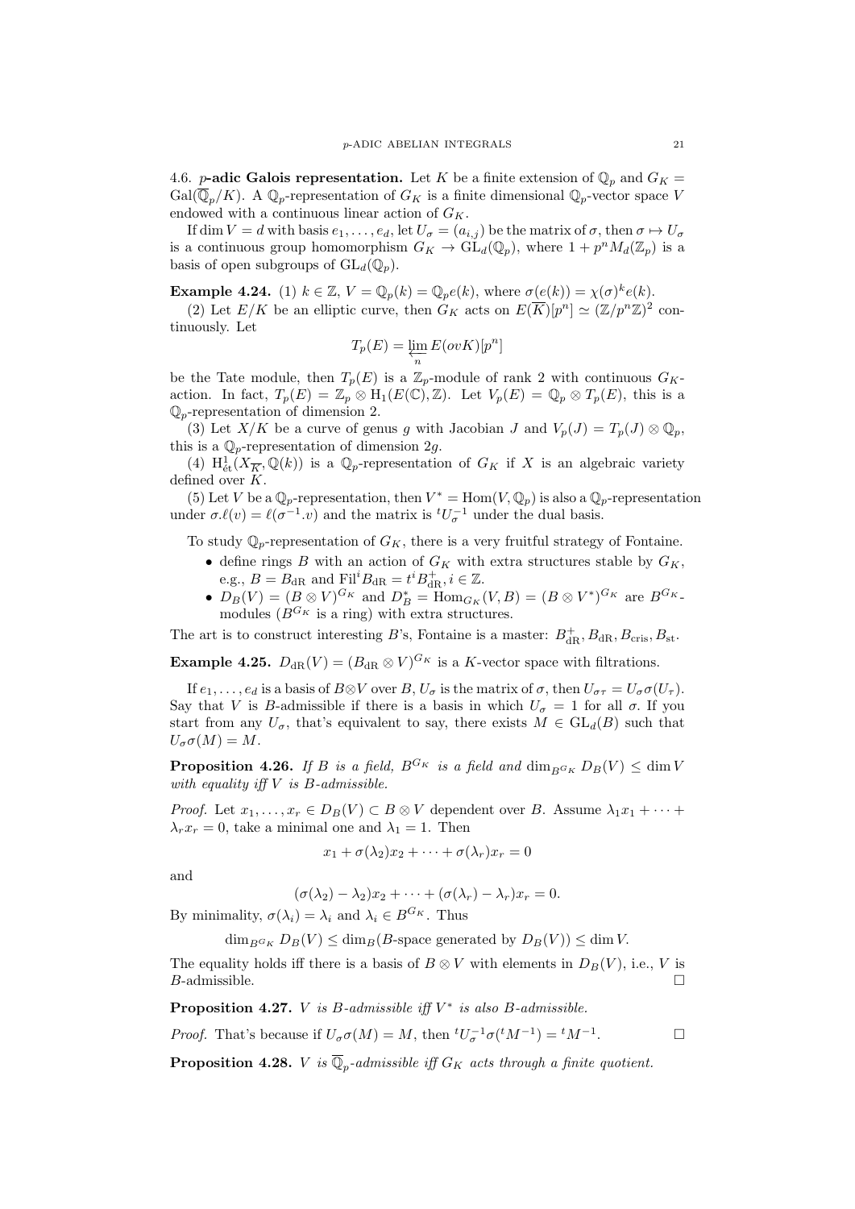4.6. **$p$-adic Galois representation.** Let $K$ be a finite extension of $\mathbb{Q}_p$ and $G_K = \mathrm{Gal}(\overline{\mathbb{Q}}_p/K)$. A $\mathbb{Q}_p$-representation of $G_K$ is a finite dimensional $\mathbb{Q}_p$-vector space $V$ endowed with a continuous linear action of $G_K$.

If $\dim V = d$ with basis $e_1, \ldots, e_d$, let $U_\sigma = (a_{i,j})$ be the matrix of $\sigma$, then $\sigma \mapsto U_\sigma$ is a continuous group homomorphism $G_K \to \mathrm{GL}_d(\mathbb{Q}_p)$, where $1 + p^n M_d(\mathbb{Z}_p)$ is a basis of open subgroups of $\mathrm{GL}_d(\mathbb{Q}_p)$.

**Example 4.24.** (1) $k \in \mathbb{Z}$, $V = \mathbb{Q}_p(k) = \mathbb{Q}_p e(k)$, where $\sigma(e(k)) = \chi(\sigma)^k e(k)$.

(2) Let $E/K$ be an elliptic curve, then $G_K$ acts on $E(\overline{K})[p^n] \simeq (\mathbb{Z}/p^n\mathbb{Z})^2$ continuously. Let

$$T_p(E) = \varprojlim_n E(ovK)[p^n]$$

be the Tate module, then $T_p(E)$ is a $\mathbb{Z}_p$-module of rank 2 with continuous $G_K$-action. In fact, $T_p(E) = \mathbb{Z}_p \otimes \mathrm{H}_1(E(\mathbb{C}), \mathbb{Z})$. Let $V_p(E) = \mathbb{Q}_p \otimes T_p(E)$, this is a $\mathbb{Q}_p$-representation of dimension 2.

(3) Let $X/K$ be a curve of genus $g$ with Jacobian $J$ and $V_p(J) = T_p(J) \otimes \mathbb{Q}_p$, this is a $\mathbb{Q}_p$-representation of dimension $2g$.

(4) $\mathrm{H}^1_{\text{ét}}(X_{\overline{K}}, \mathbb{Q}(k))$ is a $\mathbb{Q}_p$-representation of $G_K$ if $X$ is an algebraic variety defined over $K$.

(5) Let $V$ be a $\mathbb{Q}_p$-representation, then $V^* = \mathrm{Hom}(V, \mathbb{Q}_p)$ is also a $\mathbb{Q}_p$-representation under $\sigma.\ell(v) = \ell(\sigma^{-1}.v)$ and the matrix is ${}^tU_\sigma^{-1}$ under the dual basis.

To study $\mathbb{Q}_p$-representation of $G_K$, there is a very fruitful strategy of Fontaine.

- define rings $B$ with an action of $G_K$ with extra structures stable by $G_K$, e.g., $B = B_{\mathrm{dR}}$ and $\mathrm{Fil}^i B_{\mathrm{dR}} = t^i B^+_{\mathrm{dR}}, i \in \mathbb{Z}$.
- $D_B(V) = (B \otimes V)^{G_K}$ and $D^*_B = \mathrm{Hom}_{G_K}(V, B) = (B \otimes V^*)^{G_K}$ are $B^{G_K}$-modules ($B^{G_K}$ is a ring) with extra structures.

The art is to construct interesting $B$'s, Fontaine is a master: $B^+_{\mathrm{dR}}, B_{\mathrm{dR}}, B_{\mathrm{cris}}, B_{\mathrm{st}}$.

**Example 4.25.** $D_{\mathrm{dR}}(V) = (B_{\mathrm{dR}} \otimes V)^{G_K}$ is a $K$-vector space with filtrations.

If $e_1, \ldots, e_d$ is a basis of $B \otimes V$ over $B$, $U_\sigma$ is the matrix of $\sigma$, then $U_{\sigma\tau} = U_\sigma \sigma(U_\tau)$. Say that $V$ is $B$-admissible if there is a basis in which $U_\sigma = 1$ for all $\sigma$. If you start from any $U_\sigma$, that's equivalent to say, there exists $M \in \mathrm{GL}_d(B)$ such that $U_\sigma \sigma(M) = M$.

**Proposition 4.26.** *If $B$ is a field, $B^{G_K}$ is a field and $\dim_{B^{G_K}} D_B(V) \leq \dim V$ with equality iff $V$ is $B$-admissible.*

*Proof.* Let $x_1, \ldots, x_r \in D_B(V) \subset B \otimes V$ dependent over $B$. Assume $\lambda_1 x_1 + \cdots + \lambda_r x_r = 0$, take a minimal one and $\lambda_1 = 1$. Then

$$x_1 + \sigma(\lambda_2)x_2 + \cdots + \sigma(\lambda_r)x_r = 0$$

and

$$(\sigma(\lambda_2) - \lambda_2)x_2 + \cdots + (\sigma(\lambda_r) - \lambda_r)x_r = 0.$$

By minimality, $\sigma(\lambda_i) = \lambda_i$ and $\lambda_i \in B^{G_K}$. Thus

$$\dim_{B^{G_K}} D_B(V) \leq \dim_B(B\text{-space generated by } D_B(V)) \leq \dim V.$$

The equality holds iff there is a basis of $B \otimes V$ with elements in $D_B(V)$, i.e., $V$ is $B$-admissible. □

**Proposition 4.27.** *$V$ is $B$-admissible iff $V^*$ is also $B$-admissible.*

*Proof.* That's because if $U_\sigma \sigma(M) = M$, then ${}^tU_\sigma^{-1}\sigma({}^tM^{-1}) = {}^tM^{-1}$. □

**Proposition 4.28.** *$V$ is $\overline{\mathbb{Q}}_p$-admissible iff $G_K$ acts through a finite quotient.*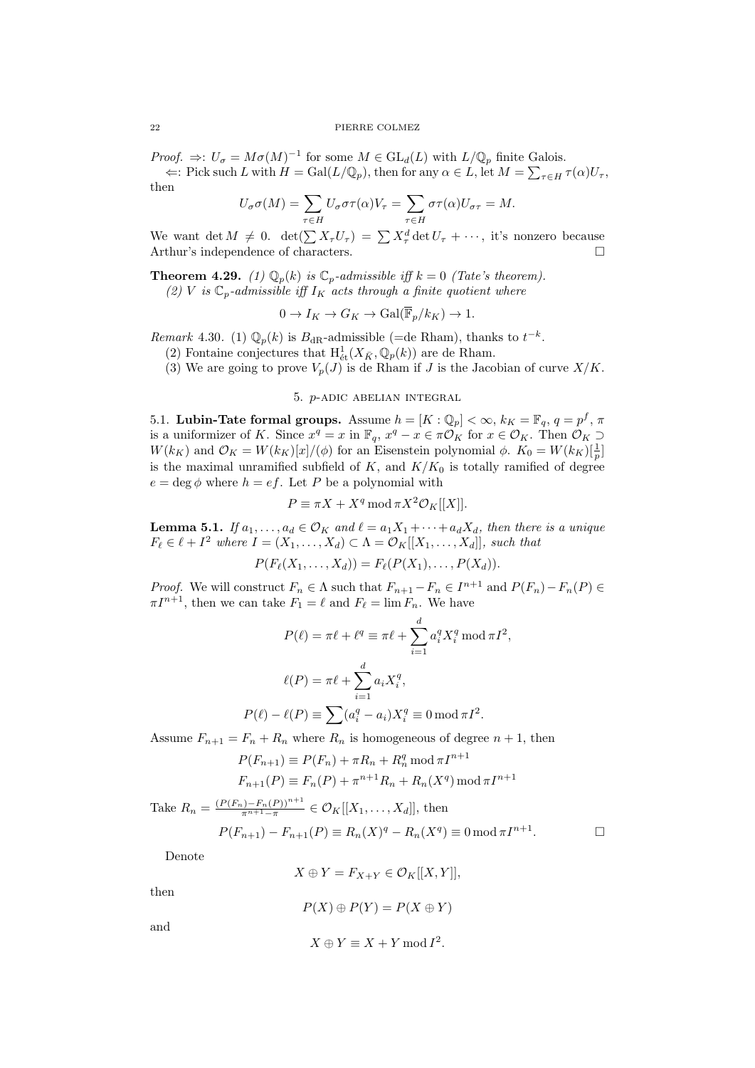*Proof.* $\Rightarrow$: $U_\sigma = M\sigma(M)^{-1}$ for some $M \in \mathrm{GL}_d(L)$ with $L/\mathbb{Q}_p$ finite Galois.

$\Leftarrow$: Pick such $L$ with $H = \mathrm{Gal}(L/\mathbb{Q}_p)$, then for any $\alpha \in L$, let $M = \sum_{\tau \in H} \tau(\alpha) U_\tau$, then

$$U_\sigma \sigma(M) = \sum_{\tau \in H} U_\sigma \sigma\tau(\alpha) V_\tau = \sum_{\tau \in H} \sigma\tau(\alpha) U_{\sigma\tau} = M.$$

We want $\det M \neq 0$. $\det(\sum X_\tau U_\tau) = \sum X_\tau^d \det U_\tau + \cdots$, it's nonzero because Arthur's independence of characters. $\square$

**Theorem 4.29.** *(1) $\mathbb{Q}_p(k)$ is $\mathbb{C}_p$-admissible iff $k = 0$ (Tate's theorem).*

*(2) $V$ is $\mathbb{C}_p$-admissible iff $I_K$ acts through a finite quotient where*

$$0 \to I_K \to G_K \to \mathrm{Gal}(\overline{\mathbb{F}}_p/k_K) \to 1.$$

*Remark* 4.30. (1) $\mathbb{Q}_p(k)$ is $B_{\mathrm{dR}}$-admissible (=de Rham), thanks to $t^{-k}$.

(2) Fontaine conjectures that $\mathrm{H}^1_{\text{ét}}(X_{\bar{K}}, \mathbb{Q}_p(k))$ are de Rham.

(3) We are going to prove $V_p(J)$ is de Rham if $J$ is the Jacobian of curve $X/K$.

## 5. $p$-adic abelian integral

5.1. **Lubin-Tate formal groups.** Assume $h = [K : \mathbb{Q}_p] < \infty$, $k_K = \mathbb{F}_q$, $q = p^f$, $\pi$ is a uniformizer of $K$. Since $x^q = x$ in $\mathbb{F}_q$, $x^q - x \in \pi\mathcal{O}_K$ for $x \in \mathcal{O}_K$. Then $\mathcal{O}_K \supset W(k_K)$ and $\mathcal{O}_K = W(k_K)[x]/(\phi)$ for an Eisenstein polynomial $\phi$. $K_0 = W(k_K)[\frac{1}{p}]$ is the maximal unramified subfield of $K$, and $K/K_0$ is totally ramified of degree $e = \deg \phi$ where $h = ef$. Let $P$ be a polynomial with

$$P \equiv \pi X + X^q \bmod \pi X^2 \mathcal{O}_K[[X]].$$

**Lemma 5.1.** *If $a_1, \ldots, a_d \in \mathcal{O}_K$ and $\ell = a_1 X_1 + \cdots + a_d X_d$, then there is a unique $F_\ell \in \ell + I^2$ where $I = (X_1, \ldots, X_d) \subset \Lambda = \mathcal{O}_K[[X_1, \ldots, X_d]]$, such that*

$$P(F_\ell(X_1, \ldots, X_d)) = F_\ell(P(X_1), \ldots, P(X_d)).$$

*Proof.* We will construct $F_n \in \Lambda$ such that $F_{n+1} - F_n \in I^{n+1}$ and $P(F_n) - F_n(P) \in \pi I^{n+1}$, then we can take $F_1 = \ell$ and $F_\ell = \lim F_n$. We have

$$P(\ell) = \pi\ell + \ell^q \equiv \pi\ell + \sum_{i=1}^d a_i^q X_i^q \bmod \pi I^2,$$

$$\ell(P) = \pi\ell + \sum_{i=1}^d a_i X_i^q,$$

$$P(\ell) - \ell(P) \equiv \sum (a_i^q - a_i) X_i^q \equiv 0 \bmod \pi I^2.$$

Assume $F_{n+1} = F_n + R_n$ where $R_n$ is homogeneous of degree $n+1$, then

$$P(F_{n+1}) \equiv P(F_n) + \pi R_n + R_n^q \bmod \pi I^{n+1}$$
$$F_{n+1}(P) \equiv F_n(P) + \pi^{n+1} R_n + R_n(X^q) \bmod \pi I^{n+1}$$

Take $R_n = \frac{(P(F_n) - F_n(P))^{n+1}}{\pi^{n+1} - \pi} \in \mathcal{O}_K[[X_1, \ldots, X_d]]$, then

$$P(F_{n+1}) - F_{n+1}(P) \equiv R_n(X)^q - R_n(X^q) \equiv 0 \bmod \pi I^{n+1}. \qquad \square$$

Denote

$$X \oplus Y = F_{X+Y} \in \mathcal{O}_K[[X, Y]],$$

then

$$P(X) \oplus P(Y) = P(X \oplus Y)$$

and

$$X \oplus Y \equiv X + Y \bmod I^2.$$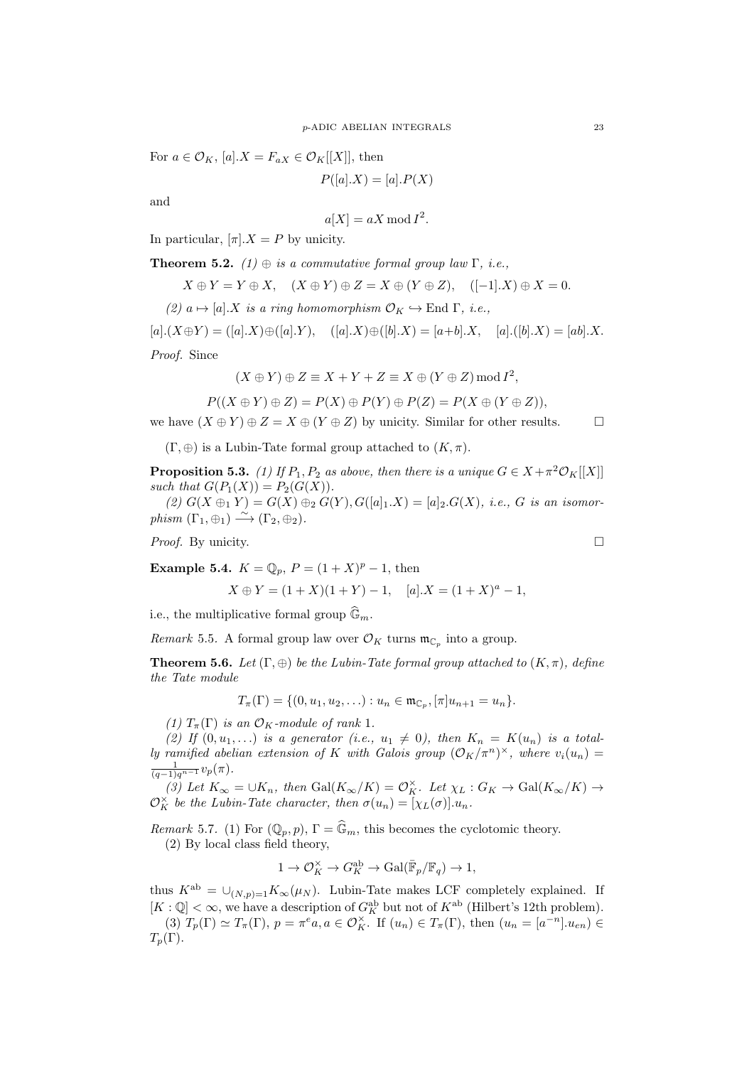For $a \in \mathcal{O}_K$, $[a].X = F_{aX} \in \mathcal{O}_K[[X]]$, then

$$P([a].X) = [a].P(X)$$

and

$$a[X] = aX \bmod I^2.$$

In particular, $[\pi].X = P$ by unicity.

**Theorem 5.2.** *(1) $\oplus$ is a commutative formal group law $\Gamma$, i.e.,*

$$X \oplus Y = Y \oplus X, \quad (X \oplus Y) \oplus Z = X \oplus (Y \oplus Z), \quad ([-1].X) \oplus X = 0.$$

*(2) $a \mapsto [a].X$ is a ring homomorphism $\mathcal{O}_K \hookrightarrow \operatorname{End} \Gamma$, i.e.,*

$$[a].(X \oplus Y) = ([a].X) \oplus ([a].Y), \quad ([a].X) \oplus ([b].X) = [a+b].X, \quad [a].([b].X) = [ab].X.$$

*Proof.* Since

$$(X \oplus Y) \oplus Z \equiv X + Y + Z \equiv X \oplus (Y \oplus Z) \bmod I^2,$$

$$P((X \oplus Y) \oplus Z) = P(X) \oplus P(Y) \oplus P(Z) = P(X \oplus (Y \oplus Z)),$$

we have $(X \oplus Y) \oplus Z = X \oplus (Y \oplus Z)$ by unicity. Similar for other results. $\square$

$(\Gamma, \oplus)$ is a Lubin-Tate formal group attached to $(K, \pi)$.

**Proposition 5.3.** *(1) If $P_1, P_2$ as above, then there is a unique $G \in X + \pi^2\mathcal{O}_K[[X]]$ such that $G(P_1(X)) = P_2(G(X))$.*

*(2) $G(X \oplus_1 Y) = G(X) \oplus_2 G(Y), G([a]_1.X) = [a]_2.G(X)$, i.e., $G$ is an isomorphism $(\Gamma_1, \oplus_1) \xrightarrow{\sim} (\Gamma_2, \oplus_2)$.*

*Proof.* By unicity. $\square$

**Example 5.4.** $K = \mathbb{Q}_p$, $P = (1+X)^p - 1$, then

$$X \oplus Y = (1+X)(1+Y) - 1, \quad [a].X = (1+X)^a - 1,$$

i.e., the multiplicative formal group $\widehat{\mathbb{G}}_m$.

*Remark* 5.5. A formal group law over $\mathcal{O}_K$ turns $\mathfrak{m}_{\mathbb{C}_p}$ into a group.

**Theorem 5.6.** *Let $(\Gamma, \oplus)$ be the Lubin-Tate formal group attached to $(K, \pi)$, define the Tate module*

$$T_\pi(\Gamma) = \{(0, u_1, u_2, \ldots) : u_n \in \mathfrak{m}_{\mathbb{C}_p}, [\pi]u_{n+1} = u_n\}.$$

*(1) $T_\pi(\Gamma)$ is an $\mathcal{O}_K$-module of rank 1.*

*(2) If $(0, u_1, \ldots)$ is a generator (i.e., $u_1 \neq 0$), then $K_n = K(u_n)$ is a totally ramified abelian extension of $K$ with Galois group $(\mathcal{O}_K/\pi^n)^\times$, where $v_i(u_n) = \frac{1}{(q-1)q^{n-1}} v_p(\pi)$.*

*(3) Let $K_\infty = \cup K_n$, then $\operatorname{Gal}(K_\infty/K) = \mathcal{O}_K^\times$. Let $\chi_L : G_K \to \operatorname{Gal}(K_\infty/K) \to \mathcal{O}_K^\times$ be the Lubin-Tate character, then $\sigma(u_n) = [\chi_L(\sigma)].u_n$.*

*Remark* 5.7. (1) For $(\mathbb{Q}_p, p)$, $\Gamma = \widehat{\mathbb{G}}_m$, this becomes the cyclotomic theory.

(2) By local class field theory,

$$1 \to \mathcal{O}_K^\times \to G_K^{\mathrm{ab}} \to \operatorname{Gal}(\bar{\mathbb{F}}_p/\mathbb{F}_q) \to 1,$$

thus $K^{\mathrm{ab}} = \cup_{(N,p)=1} K_\infty(\mu_N)$. Lubin-Tate makes LCF completely explained. If $[K : \mathbb{Q}] < \infty$, we have a description of $G_K^{\mathrm{ab}}$ but not of $K^{\mathrm{ab}}$ (Hilbert's 12th problem).

(3) $T_p(\Gamma) \simeq T_\pi(\Gamma)$, $p = \pi^e a, a \in \mathcal{O}_K^\times$. If $(u_n) \in T_\pi(\Gamma)$, then $(u_n = [a^{-n}].u_{en}) \in T_p(\Gamma)$.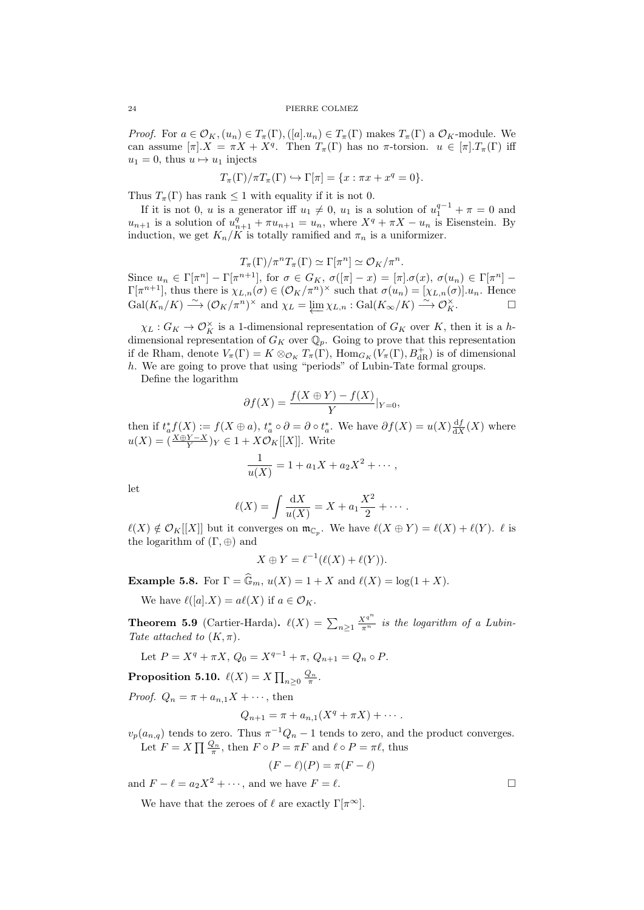*Proof.* For $a \in \mathcal{O}_K, (u_n) \in T_\pi(\Gamma), ([a].u_n) \in T_\pi(\Gamma)$ makes $T_\pi(\Gamma)$ a $\mathcal{O}_K$-module. We can assume $[\pi].X = \pi X + X^q$. Then $T_\pi(\Gamma)$ has no $\pi$-torsion. $u \in [\pi].T_\pi(\Gamma)$ iff $u_1 = 0$, thus $u \mapsto u_1$ injects

$$T_\pi(\Gamma)/\pi T_\pi(\Gamma) \hookrightarrow \Gamma[\pi] = \{x : \pi x + x^q = 0\}.$$

Thus $T_\pi(\Gamma)$ has rank $\leq 1$ with equality if it is not 0.

If it is not 0, $u$ is a generator iff $u_1 \neq 0$, $u_1$ is a solution of $u_1^{q-1} + \pi = 0$ and $u_{n+1}$ is a solution of $u_{n+1}^q + \pi u_{n+1} = u_n$, where $X^q + \pi X - u_n$ is Eisenstein. By induction, we get $K_n/K$ is totally ramified and $\pi_n$ is a uniformizer.

$$T_\pi(\Gamma)/\pi^n T_\pi(\Gamma) \simeq \Gamma[\pi^n] \simeq \mathcal{O}_K/\pi^n.$$

Since $u_n \in \Gamma[\pi^n] - \Gamma[\pi^{n+1}]$, for $\sigma \in G_K$, $\sigma([\pi] - x) = [\pi].\sigma(x)$, $\sigma(u_n) \in \Gamma[\pi^n] - \Gamma[\pi^{n+1}]$, thus there is $\chi_{L,n}(\sigma) \in (\mathcal{O}_K/\pi^n)^\times$ such that $\sigma(u_n) = [\chi_{L,n}(\sigma)].u_n$. Hence $\mathrm{Gal}(K_n/K) \xrightarrow{\sim} (\mathcal{O}_K/\pi^n)^\times$ and $\chi_L = \varprojlim \chi_{L,n} : \mathrm{Gal}(K_\infty/K) \xrightarrow{\sim} \mathcal{O}_K^\times$. $\square$

$\chi_L : G_K \to \mathcal{O}_K^\times$ is a 1-dimensional representation of $G_K$ over $K$, then it is a $h$-dimensional representation of $G_K$ over $\mathbb{Q}_p$. Going to prove that this representation if de Rham, denote $V_\pi(\Gamma) = K \otimes_{\mathcal{O}_K} T_\pi(\Gamma)$, $\mathrm{Hom}_{G_K}(V_\pi(\Gamma), B_{\mathrm{dR}}^+)$ is of dimensional $h$. We are going to prove that using "periods" of Lubin-Tate formal groups.

Define the logarithm

$$\partial f(X) = \frac{f(X \oplus Y) - f(X)}{Y}|_{Y=0},$$

then if $t_a^* f(X) := f(X \oplus a)$, $t_a^* \circ \partial = \partial \circ t_a^*$. We have $\partial f(X) = u(X) \frac{\mathrm{d}f}{\mathrm{d}X}(X)$ where $u(X) = (\frac{X \oplus Y - X}{Y})_Y \in 1 + X\mathcal{O}_K[[X]]$. Write

$$\frac{1}{u(X)} = 1 + a_1 X + a_2 X^2 + \cdots,$$

let

$$\ell(X) = \int \frac{\mathrm{d}X}{u(X)} = X + a_1 \frac{X^2}{2} + \cdots.$$

$\ell(X) \notin \mathcal{O}_K[[X]]$ but it converges on $\mathfrak{m}_{\mathbb{C}_p}$. We have $\ell(X \oplus Y) = \ell(X) + \ell(Y)$. $\ell$ is the logarithm of $(\Gamma, \oplus)$ and

$$X \oplus Y = \ell^{-1}(\ell(X) + \ell(Y)).$$

**Example 5.8.** For $\Gamma = \widehat{\mathbb{G}}_m$, $u(X) = 1 + X$ and $\ell(X) = \log(1 + X)$.

We have $\ell([a].X) = a\ell(X)$ if $a \in \mathcal{O}_K$.

**Theorem 5.9** (Cartier-Harda). *$\ell(X) = \sum_{n \geq 1} \frac{X^{q^n}}{\pi^n}$ is the logarithm of a Lubin-Tate attached to $(K, \pi)$.*

Let $P = X^q + \pi X$, $Q_0 = X^{q-1} + \pi$, $Q_{n+1} = Q_n \circ P$.

**Proposition 5.10.** $\ell(X) = X \prod_{n \geq 0} \frac{Q_n}{\pi}$.

*Proof.* $Q_n = \pi + a_{n,1} X + \cdots$, then

$$Q_{n+1} = \pi + a_{n,1}(X^q + \pi X) + \cdots.$$

$v_p(a_{n,q})$ tends to zero. Thus $\pi^{-1} Q_n - 1$ tends to zero, and the product converges.

Let $F = X \prod \frac{Q_n}{\pi}$, then $F \circ P = \pi F$ and $\ell \circ P = \pi \ell$, thus

$$(F - \ell)(P) = \pi(F - \ell)$$

and $F - \ell = a_2 X^2 + \cdots$, and we have $F = \ell$. $\square$

We have that the zeroes of $\ell$ are exactly $\Gamma[\pi^\infty]$.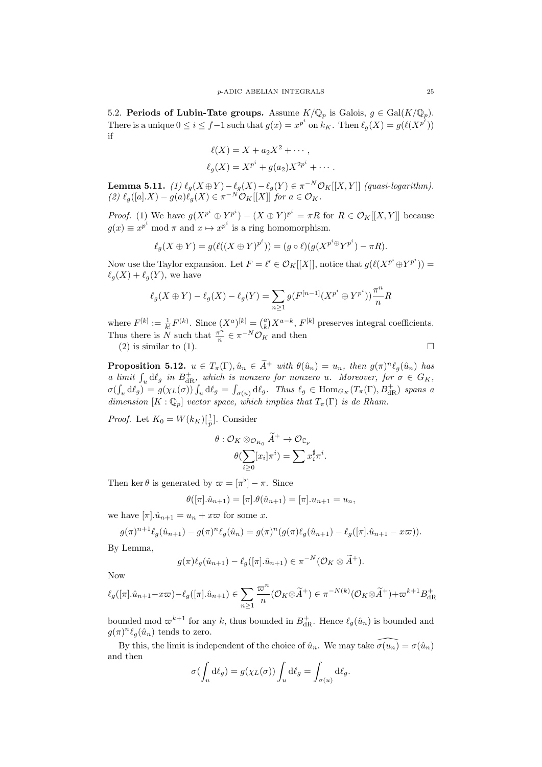5.2. **Periods of Lubin-Tate groups.** Assume $K/\mathbb{Q}_p$ is Galois, $g \in \mathrm{Gal}(K/\mathbb{Q}_p)$. There is a unique $0 \le i \le f-1$ such that $g(x) = x^{p^i}$ on $k_K$. Then $\ell_g(X) = g(\ell(X^{p^i}))$ if

$$\ell(X) = X + a_2 X^2 + \cdots ,$$

$$\ell_g(X) = X^{p^i} + g(a_2) X^{2p^i} + \cdots .$$

**Lemma 5.11.** *(1) $\ell_g(X \oplus Y) - \ell_g(X) - \ell_g(Y) \in \pi^{-N}\mathcal{O}_K[[X,Y]]$ (quasi-logarithm). (2) $\ell_g([a].X) - g(a)\ell_g(X) \in \pi^{-N}\mathcal{O}_K[[X]]$ for $a \in \mathcal{O}_K$.*

*Proof.* (1) We have $g(X^{p^i} \oplus Y^{p^i}) - (X \oplus Y)^{p^i} = \pi R$ for $R \in \mathcal{O}_K[[X,Y]]$ because $g(x) \equiv x^{p^i} \bmod \pi$ and $x \mapsto x^{p^i}$ is a ring homomorphism.

$$\ell_g(X \oplus Y) = g(\ell((X \oplus Y)^{p^i})) = (g \circ \ell)(g(X^{p^i \oplus} Y^{p^i}) - \pi R).$$

Now use the Taylor expansion. Let $F = \ell' \in \mathcal{O}_K[[X]]$, notice that $g(\ell(X^{p^i} \oplus Y^{p^i})) = \ell_g(X) + \ell_g(Y)$, we have

$$\ell_g(X \oplus Y) - \ell_g(X) - \ell_g(Y) = \sum_{n \ge 1} g(F^{[n-1]}(X^{p^i} \oplus Y^{p^i}))\frac{\pi^n}{n} R$$

where $F^{[k]} := \frac{1}{k!}F^{(k)}$. Since $(X^a)^{[k]} = \binom{a}{k} X^{a-k}$, $F^{[k]}$ preserves integral coefficients. Thus there is $N$ such that $\frac{\pi^n}{n} \in \pi^{-N}\mathcal{O}_K$ and then

(2) is similar to (1). $\square$

**Proposition 5.12.** *$u \in T_\pi(\Gamma), \hat{u}_n \in \widetilde{A}^+$ with $\theta(\hat{u}_n) = u_n$, then $g(\pi)^n \ell_g(\hat{u}_n)$ has a limit $\int_u \mathrm{d}\ell_g$ in $B_{\mathrm{dR}}^+$, which is nonzero for nonzero u. Moreover, for $\sigma \in G_K$, $\sigma(\int_u \mathrm{d}\ell_g) = g(\chi_L(\sigma)) \int_u \mathrm{d}\ell_g = \int_{\sigma(u)} \mathrm{d}\ell_g$. Thus $\ell_g \in \mathrm{Hom}_{G_K}(T_\pi(\Gamma), B_{\mathrm{dR}}^+)$ spans a dimension $[K : \mathbb{Q}_p]$ vector space, which implies that $T_\pi(\Gamma)$ is de Rham.*

*Proof.* Let $K_0 = W(k_K)[\frac{1}{p}]$. Consider

$$\theta : \mathcal{O}_K \otimes_{\mathcal{O}_{K_0}} \widetilde{A}^+ \to \mathcal{O}_{\mathbb{C}_p}$$
$$\theta(\sum_{i \ge 0} [x_i]\pi^i) = \sum x_i^\sharp \pi^i.$$

Then $\ker \theta$ is generated by $\varpi = [\pi^\flat] - \pi$. Since

$$\theta([\pi].\hat{u}_{n+1}) = [\pi].\theta(\hat{u}_{n+1}) = [\pi].u_{n+1} = u_n,$$

we have $[\pi].\hat{u}_{n+1} = u_n + x\varpi$ for some $x$.

$$g(\pi)^{n+1}\ell_g(\hat{u}_{n+1}) - g(\pi)^n \ell_g(\hat{u}_n) = g(\pi)^n(g(\pi)\ell_g(\hat{u}_{n+1}) - \ell_g([\pi].\hat{u}_{n+1} - x\varpi)).$$

By Lemma,

$$g(\pi)\ell_g(\hat{u}_{n+1}) - \ell_g([\pi].\hat{u}_{n+1}) \in \pi^{-N}(\mathcal{O}_K \otimes \widetilde{A}^+).$$

Now

$$\ell_g([\pi].\hat{u}_{n+1} - x\varpi) - \ell_g([\pi].\hat{u}_{n+1}) \in \sum_{n \ge 1} \frac{\varpi^n}{n}(\mathcal{O}_K \otimes \widetilde{A}^+) \in \pi^{-N(k)}(\mathcal{O}_K \otimes \widetilde{A}^+) + \varpi^{k+1} B_{\mathrm{dR}}^+$$

bounded mod $\varpi^{k+1}$ for any $k$, thus bounded in $B_{\mathrm{dR}}^+$. Hence $\ell_g(\hat{u}_n)$ is bounded and $g(\pi)^n \ell_g(\hat{u}_n)$ tends to zero.

By this, the limit is independent of the choice of $\hat{u}_n$. We may take $\widehat{\sigma(u_n)} = \sigma(\hat{u}_n)$ and then

$$\sigma(\int_u \mathrm{d}\ell_g) = g(\chi_L(\sigma)) \int_u \mathrm{d}\ell_g = \int_{\sigma(u)} \mathrm{d}\ell_g.$$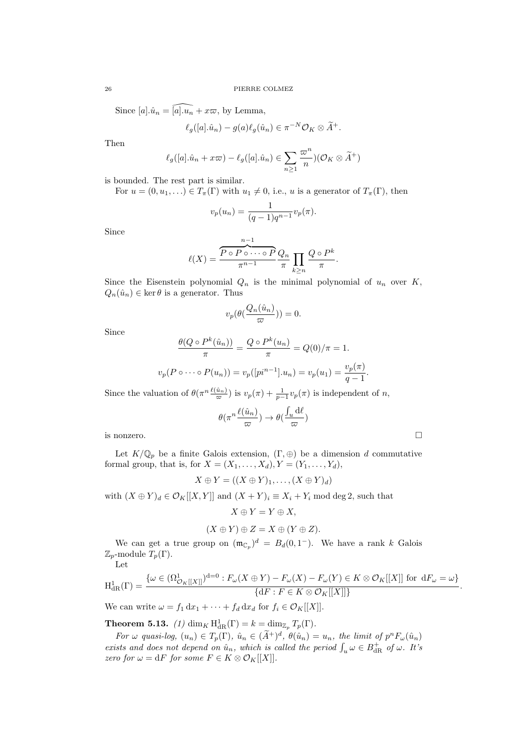Since $[a].\hat{u}_n = \widehat{[a].u_n} + x\varpi$, by Lemma,

$$\ell_g([a].\hat{u}_n) - g(a)\ell_g(\hat{u}_n) \in \pi^{-N}\mathcal{O}_K \otimes \widetilde{A}^+.$$

Then

$$\ell_g([a].\hat{u}_n + x\varpi) - \ell_g([a].\hat{u}_n) \in \sum_{n\geq 1} \frac{\varpi^n}{n})(\mathcal{O}_K \otimes \widetilde{A}^+)$$

is bounded. The rest part is similar.

For $u = (0, u_1, \ldots) \in T_\pi(\Gamma)$ with $u_1 \neq 0$, i.e., $u$ is a generator of $T_\pi(\Gamma)$, then

$$v_p(u_n) = \frac{1}{(q-1)q^{n-1}} v_p(\pi).$$

Since

$$\ell(X) = \frac{\overbrace{P \circ P \circ \cdots \circ P}^{n-1}}{\pi^{n-1}} \frac{Q_n}{\pi} \prod_{k \geq n} \frac{Q \circ P^k}{\pi}.$$

Since the Eisenstein polynomial $Q_n$ is the minimal polynomial of $u_n$ over $K$, $Q_n(\hat{u}_n) \in \ker\theta$ is a generator. Thus

$$v_p(\theta(\frac{Q_n(\hat{u}_n)}{\varpi})) = 0.$$

Since

$$\frac{\theta(Q \circ P^k(\hat{u}_n))}{\pi} = \frac{Q \circ P^k(u_n)}{\pi} = Q(0)/\pi = 1.$$

$$v_p(P \circ \cdots \circ P(u_n)) = v_p([pi^{n-1}].u_n) = v_p(u_1) = \frac{v_p(\pi)}{q-1}.$$

Since the valuation of $\theta(\pi^n \frac{\ell(\hat{u}_n)}{\varpi})$ is $v_p(\pi) + \frac{1}{p-1}v_p(\pi)$ is independent of $n$,

$$\theta(\pi^n \frac{\ell(\hat{u}_n)}{\varpi}) \to \theta(\frac{\int_u \mathrm{d}\ell}{\varpi})$$

is nonzero. $\square$

Let $K/\mathbb{Q}_p$ be a finite Galois extension, $(\Gamma, \oplus)$ be a dimension $d$ commutative formal group, that is, for $X = (X_1, \ldots, X_d), Y = (Y_1, \ldots, Y_d)$,

$$X \oplus Y = ((X \oplus Y)_1, \ldots, (X \oplus Y)_d)$$

with $(X \oplus Y)_d \in \mathcal{O}_K[[X, Y]]$ and $(X + Y)_i \equiv X_i + Y_i \bmod \deg 2$, such that

$$X \oplus Y = Y \oplus X,$$

$$(X \oplus Y) \oplus Z = X \oplus (Y \oplus Z).$$

We can get a true group on $(\mathfrak{m}_{\mathbb{C}_p})^d = B_d(0, 1^-)$. We have a rank $k$ Galois $\mathbb{Z}_p$-module $T_p(\Gamma)$.

Let

$$\mathrm{H}^1_{\mathrm{dR}}(\Gamma) = \frac{\{\omega \in (\Omega^1_{\mathcal{O}_K[[X]]})^{\mathrm{d}=0} : F_\omega(X \oplus Y) - F_\omega(X) - F_\omega(Y) \in K \otimes \mathcal{O}_K[[X]] \text{ for } \mathrm{d}F_\omega = \omega\}}{\{\mathrm{d}F : F \in K \otimes \mathcal{O}_K[[X]]\}}.$$

We can write $\omega = f_1 \,\mathrm{d}x_1 + \cdots + f_d \,\mathrm{d}x_d$ for $f_i \in \mathcal{O}_K[[X]]$.

**Theorem 5.13.** *(1)* $\dim_K \mathrm{H}^1_{\mathrm{dR}}(\Gamma) = k = \dim_{\mathbb{Z}_p} T_p(\Gamma)$.

*For $\omega$ quasi-log, $(u_n) \in T_p(\Gamma)$, $\hat{u}_n \in (\widetilde{A}^+)^d$, $\theta(\hat{u}_n) = u_n$, the limit of $p^n F_\omega(\hat{u}_n)$ exists and does not depend on $\hat{u}_n$, which is called the period $\int_u \omega \in B^+_{\mathrm{dR}}$ of $\omega$. It's zero for $\omega = \mathrm{d}F$ for some $F \in K \otimes \mathcal{O}_K[[X]]$.*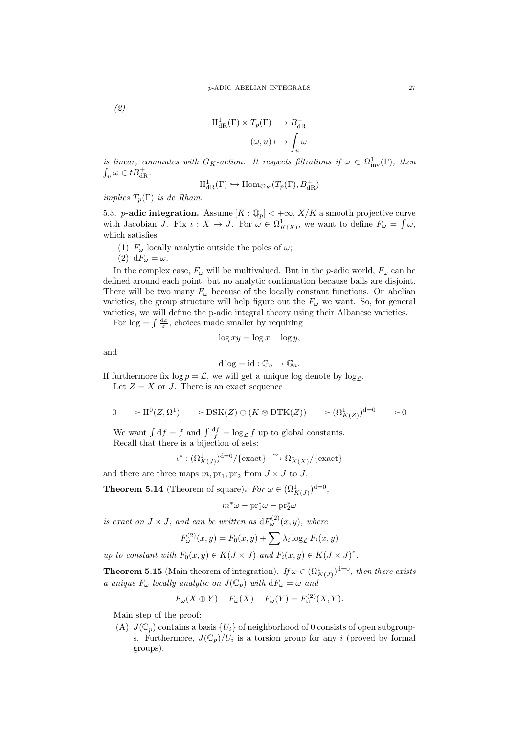*(2)*

$$\mathrm{H}^1_{\mathrm{dR}}(\Gamma) \times T_p(\Gamma) \longrightarrow B^+_{\mathrm{dR}}$$
$$(\omega, u) \longmapsto \int_u \omega$$

*is linear, commutes with $G_K$-action. It respects filtrations if $\omega \in \Omega^1_{\mathrm{inv}}(\Gamma)$, then $\int_u \omega \in tB^+_{\mathrm{dR}}$.*

$$\mathrm{H}^1_{\mathrm{dR}}(\Gamma) \hookrightarrow \mathrm{Hom}_{\mathcal{O}_K}(T_p(\Gamma), B^+_{\mathrm{dR}})$$

*implies $T_p(\Gamma)$ is de Rham.*

5.3. **$p$-adic integration.** Assume $[K : \mathbb{Q}_p] < +\infty$, $X/K$ a smooth projective curve with Jacobian $J$. Fix $\iota : X \to J$. For $\omega \in \Omega^1_{K(X)}$, we want to define $F_\omega = \int \omega$, which satisfies

(1) $F_\omega$ locally analytic outside the poles of $\omega$;
(2) $\mathrm{d}F_\omega = \omega$.

In the complex case, $F_\omega$ will be multivalued. But in the $p$-adic world, $F_\omega$ can be defined around each point, but no analytic continuation because balls are disjoint. There will be two many $F_\omega$ because of the locally constant functions. On abelian varieties, the group structure will help figure out the $F_\omega$ we want. So, for general varieties, we will define the p-adic integral theory using their Albanese varieties.

For $\log = \int \frac{\mathrm{d}x}{x}$, choices made smaller by requiring

$$\log xy = \log x + \log y,$$

and

$$\mathrm{d}\log = \mathrm{id} : \mathbb{G}_a \to \mathbb{G}_a.$$

If furthermore fix $\log p = \mathcal{L}$, we will get a unique log denote by $\log_{\mathcal{L}}$.

Let $Z = X$ or $J$. There is an exact sequence

$$0 \longrightarrow \mathrm{H}^0(Z, \Omega^1) \longrightarrow \mathrm{DSK}(Z) \oplus (K \otimes \mathrm{DTK}(Z)) \longrightarrow (\Omega^1_{K(Z)})^{\mathrm{d}=0} \longrightarrow 0$$

We want $\int \mathrm{d}f = f$ and $\int \frac{\mathrm{d}f}{f} = \log_{\mathcal{L}} f$ up to global constants.

Recall that there is a bijection of sets:

$$\iota^* : (\Omega^1_{K(J)})^{\mathrm{d}=0}/\{\text{exact}\} \xrightarrow{\sim} \Omega^1_{K(X)}/\{\text{exact}\}$$

and there are three maps $m, \mathrm{pr}_1, \mathrm{pr}_2$ from $J \times J$ to $J$.

**Theorem 5.14** (Theorem of square)**.** *For $\omega \in (\Omega^1_{K(J)})^{\mathrm{d}=0}$,*

$$m^*\omega - \mathrm{pr}_1^*\omega - \mathrm{pr}_2^*\omega$$

*is exact on $J \times J$, and can be written as $\mathrm{d}F^{(2)}_\omega(x, y)$, where*

$$F^{(2)}_\omega(x, y) = F_0(x, y) + \sum \lambda_i \log_{\mathcal{L}} F_i(x, y)$$

*up to constant with $F_0(x, y) \in K(J \times J)$ and $F_i(x, y) \in K(J \times J)^*$.*

**Theorem 5.15** (Main theorem of integration)**.** *If $\omega \in (\Omega^1_{K(J)})^{\mathrm{d}=0}$, then there exists a unique $F_\omega$ locally analytic on $J(\mathbb{C}_p)$ with $\mathrm{d}F_\omega = \omega$ and*

$$F_\omega(X \oplus Y) - F_\omega(X) - F_\omega(Y) = F^{(2)}_\omega(X, Y).$$

Main step of the proof:

(A) $J(\mathbb{C}_p)$ contains a basis $\{U_i\}$ of neighborhood of 0 consists of open subgroups. Furthermore, $J(\mathbb{C}_p)/U_i$ is a torsion group for any $i$ (proved by formal groups).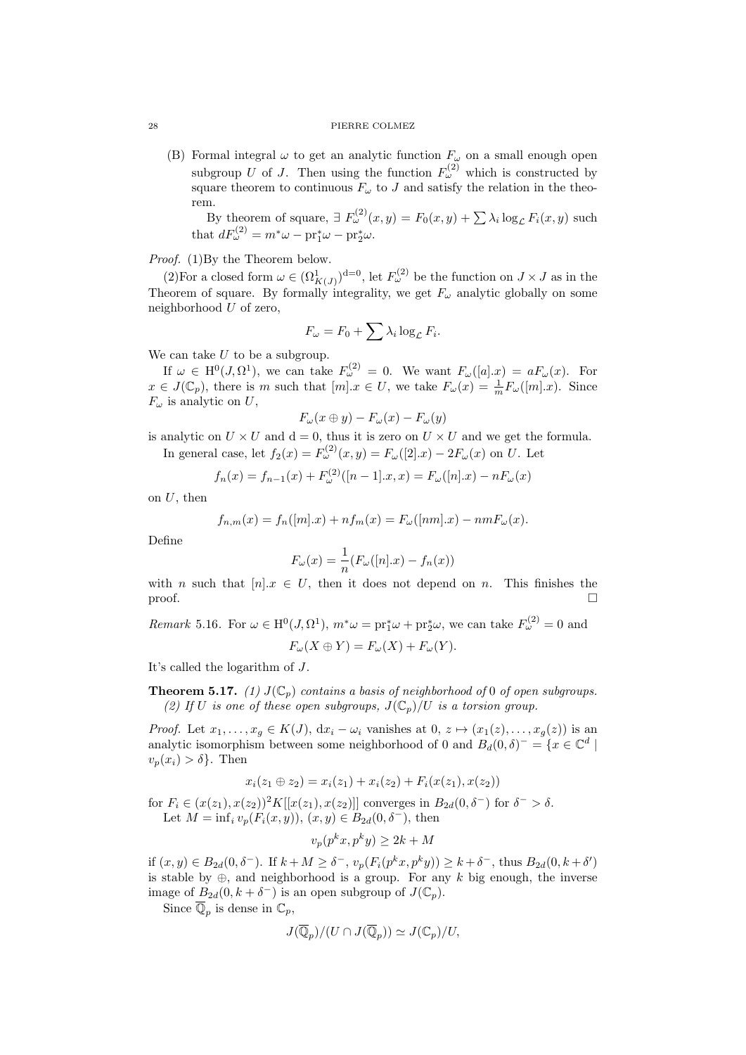(B) Formal integral $\omega$ to get an analytic function $F_\omega$ on a small enough open subgroup $U$ of $J$. Then using the function $F_\omega^{(2)}$ which is constructed by square theorem to continuous $F_\omega$ to $J$ and satisfy the relation in the theorem.

By theorem of square, $\exists\ F_\omega^{(2)}(x,y) = F_0(x,y) + \sum \lambda_i \log_{\mathcal{L}} F_i(x,y)$ such that $dF_\omega^{(2)} = m^*\omega - \mathrm{pr}_1^*\omega - \mathrm{pr}_2^*\omega$.

*Proof.* (1)By the Theorem below.

(2)For a closed form $\omega \in (\Omega^1_{K(J)})^{\mathrm{d}=0}$, let $F_\omega^{(2)}$ be the function on $J \times J$ as in the Theorem of square. By formally integrality, we get $F_\omega$ analytic globally on some neighborhood $U$ of zero,

$$F_\omega = F_0 + \sum \lambda_i \log_{\mathcal{L}} F_i.$$

We can take $U$ to be a subgroup.

If $\omega \in \mathrm{H}^0(J, \Omega^1)$, we can take $F_\omega^{(2)} = 0$. We want $F_\omega([a].x) = aF_\omega(x)$. For $x \in J(\mathbb{C}_p)$, there is $m$ such that $[m].x \in U$, we take $F_\omega(x) = \frac{1}{m}F_\omega([m].x)$. Since $F_\omega$ is analytic on $U$,

$$F_\omega(x \oplus y) - F_\omega(x) - F_\omega(y)$$

is analytic on $U \times U$ and $\mathrm{d} = 0$, thus it is zero on $U \times U$ and we get the formula.

In general case, let $f_2(x) = F_\omega^{(2)}(x,y) = F_\omega([2].x) - 2F_\omega(x)$ on $U$. Let

$$f_n(x) = f_{n-1}(x) + F_\omega^{(2)}([n-1].x, x) = F_\omega([n].x) - nF_\omega(x)$$

on $U$, then

$$f_{n,m}(x) = f_n([m].x) + nf_m(x) = F_\omega([nm].x) - nmF_\omega(x).$$

Define

$$F_\omega(x) = \frac{1}{n}(F_\omega([n].x) - f_n(x))$$

with $n$ such that $[n].x \in U$, then it does not depend on $n$. This finishes the proof. $\square$

*Remark* 5.16. For $\omega \in \mathrm{H}^0(J, \Omega^1)$, $m^*\omega = \mathrm{pr}_1^*\omega + \mathrm{pr}_2^*\omega$, we can take $F_\omega^{(2)} = 0$ and

$$F_\omega(X \oplus Y) = F_\omega(X) + F_\omega(Y).$$

It's called the logarithm of $J$.

**Theorem 5.17.** *(1) $J(\mathbb{C}_p)$ contains a basis of neighborhood of* 0 *of open subgroups.*
*(2) If $U$ is one of these open subgroups, $J(\mathbb{C}_p)/U$ is a torsion group.*

*Proof.* Let $x_1, \ldots, x_g \in K(J)$, $\mathrm{d}x_i - \omega_i$ vanishes at 0, $z \mapsto (x_1(z), \ldots, x_g(z))$ is an analytic isomorphism between some neighborhood of 0 and $B_d(0,\delta)^- = \{x \in \mathbb{C}^d \mid v_p(x_i) > \delta\}$. Then

$$x_i(z_1 \oplus z_2) = x_i(z_1) + x_i(z_2) + F_i(x(z_1), x(z_2))$$

for $F_i \in (x(z_1), x(z_2))^2 K[[x(z_1), x(z_2)]]$ converges in $B_{2d}(0, \delta^-)$ for $\delta^- > \delta$.

Let $M = \inf_i v_p(F_i(x,y))$, $(x,y) \in B_{2d}(0,\delta^-)$, then

$$v_p(p^k x, p^k y) \geq 2k + M$$

if $(x,y) \in B_{2d}(0,\delta^-)$. If $k + M \geq \delta^-$, $v_p(F_i(p^k x, p^k y)) \geq k + \delta^-$, thus $B_{2d}(0, k+\delta')$ is stable by $\oplus$, and neighborhood is a group. For any $k$ big enough, the inverse image of $B_{2d}(0, k+\delta^-)$ is an open subgroup of $J(\mathbb{C}_p)$.

Since $\overline{\mathbb{Q}}_p$ is dense in $\mathbb{C}_p$,

$$J(\overline{\mathbb{Q}}_p)/(U \cap J(\overline{\mathbb{Q}}_p)) \simeq J(\mathbb{C}_p)/U,$$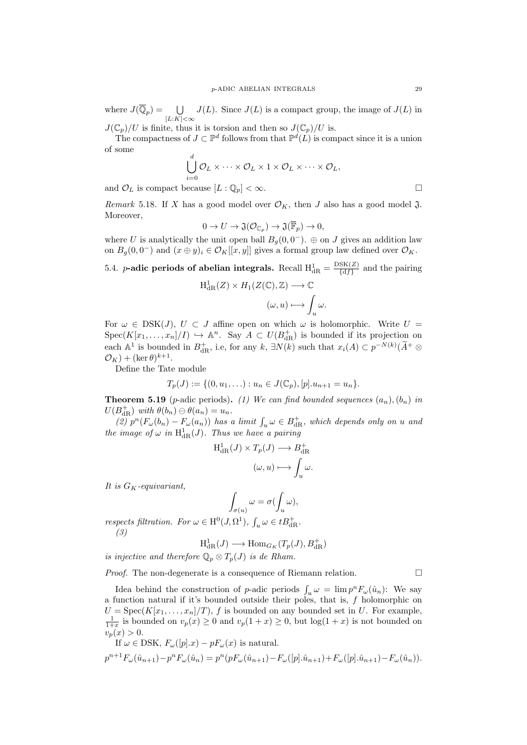where $J(\overline{\mathbb{Q}}_p) = \bigcup_{[L:K]<\infty} J(L)$. Since $J(L)$ is a compact group, the image of $J(L)$ in $J(\mathbb{C}_p)/U$ is finite, thus it is torsion and then so $J(\mathbb{C}_p)/U$ is.

The compactness of $J \subset \mathbb{P}^d$ follows from that $\mathbb{P}^d(L)$ is compact since it is a union of some

$$\bigcup_{i=0}^{d} \mathcal{O}_L \times \cdots \times \mathcal{O}_L \times 1 \times \mathcal{O}_L \times \cdots \times \mathcal{O}_L,$$

and $\mathcal{O}_L$ is compact because $[L : \mathbb{Q}_p] < \infty$. □

*Remark* 5.18. If $X$ has a good model over $\mathcal{O}_K$, then $J$ also has a good model $\mathfrak{J}$. Moreover,

$$0 \to U \to \mathfrak{J}(\mathcal{O}_{\mathbb{C}_p}) \to \mathfrak{J}(\overline{\mathbb{F}}_p) \to 0,$$

where $U$ is analytically the unit open ball $B_g(0, 0^-)$. $\oplus$ on $J$ gives an addition law on $B_g(0, 0^-)$ and $(x \oplus y)_i \in \mathcal{O}_K[[x, y]]$ gives a formal group law defined over $\mathcal{O}_K$.

5.4. ***p*-adic periods of abelian integrals.** Recall $\mathrm{H}^1_{\mathrm{dR}} = \frac{\mathrm{DSK}(Z)}{\{\mathrm{d}f\}}$ and the pairing

$$\mathrm{H}^1_{\mathrm{dR}}(Z) \times H_1(Z(\mathbb{C}), \mathbb{Z}) \longrightarrow \mathbb{C}$$
$$(\omega, u) \longmapsto \int_u \omega.$$

For $\omega \in \mathrm{DSK}(J)$, $U \subset J$ affine open on which $\omega$ is holomorphic. Write $U = \mathrm{Spec}(K[x_1, \ldots, x_n]/I) \hookrightarrow \mathbb{A}^n$. Say $A \subset U(B^+_{\mathrm{dR}})$ is bounded if its projection on each $\mathbb{A}^1$ is bounded in $B^+_{\mathrm{dR}}$, i.e, for any $k$, $\exists N(k)$ such that $x_i(A) \subset p^{-N(k)}(\widetilde{A}^+ \otimes \mathcal{O}_K) + (\ker \theta)^{k+1}$.

Define the Tate module

$$T_p(J) := \{(0, u_1, \ldots) : u_n \in J(\mathbb{C}_p), [p].u_{n+1} = u_n\}.$$

**Theorem 5.19** (*p*-adic periods)**.** *(1) We can find bounded sequences $(a_n), (b_n)$ in $U(B^+_{\mathrm{dR}})$ with $\theta(b_n) \ominus \theta(a_n) = u_n$.*

*(2) $p^n(F_\omega(b_n) - F_\omega(a_n))$ has a limit $\int_u \omega \in B^+_{\mathrm{dR}}$, which depends only on $u$ and the image of $\omega$ in $\mathrm{H}^1_{\mathrm{dR}}(J)$. Thus we have a pairing*

$$\mathrm{H}^1_{\mathrm{dR}}(J) \times T_p(J) \longrightarrow B^+_{\mathrm{dR}}$$
$$(\omega, u) \longmapsto \int_u \omega.$$

*It is $G_K$-equivariant,*

$$\int_{\sigma(u)} \omega = \sigma(\int_u \omega),$$

*respects filtration. For $\omega \in \mathrm{H}^0(J, \Omega^1)$, $\int_u \omega \in tB^+_{\mathrm{dR}}$.*

*(3)*

$$\mathrm{H}^1_{\mathrm{dR}}(J) \longrightarrow \mathrm{Hom}_{G_K}(T_p(J), B^+_{\mathrm{dR}})$$

*is injective and therefore $\mathbb{Q}_p \otimes T_p(J)$ is de Rham.*

*Proof.* The non-degenerate is a consequence of Riemann relation. □

Idea behind the construction of $p$-adic periods $\int_u \omega = \lim p^n F_\omega(\hat{u}_n)$: We say a function natural if it's bounded outside their poles, that is, $f$ holomorphic on $U = \mathrm{Spec}(K[x_1, \ldots, x_n]/T)$, $f$ is bounded on any bounded set in $U$. For example, $\frac{1}{1+x}$ is bounded on $v_p(x) \geq 0$ and $v_p(1 + x) \geq 0$, but $\log(1 + x)$ is not bounded on $v_p(x) > 0$.

If $\omega \in \mathrm{DSK}$, $F_\omega([p].x) - pF_\omega(x)$ is natural.

$$p^{n+1}F_\omega(\hat{u}_{n+1}) - p^n F_\omega(\hat{u}_n) = p^n(pF_\omega(\hat{u}_{n+1}) - F_\omega([p].\hat{u}_{n+1}) + F_\omega([p].\hat{u}_{n+1}) - F_\omega(\hat{u}_n)).$$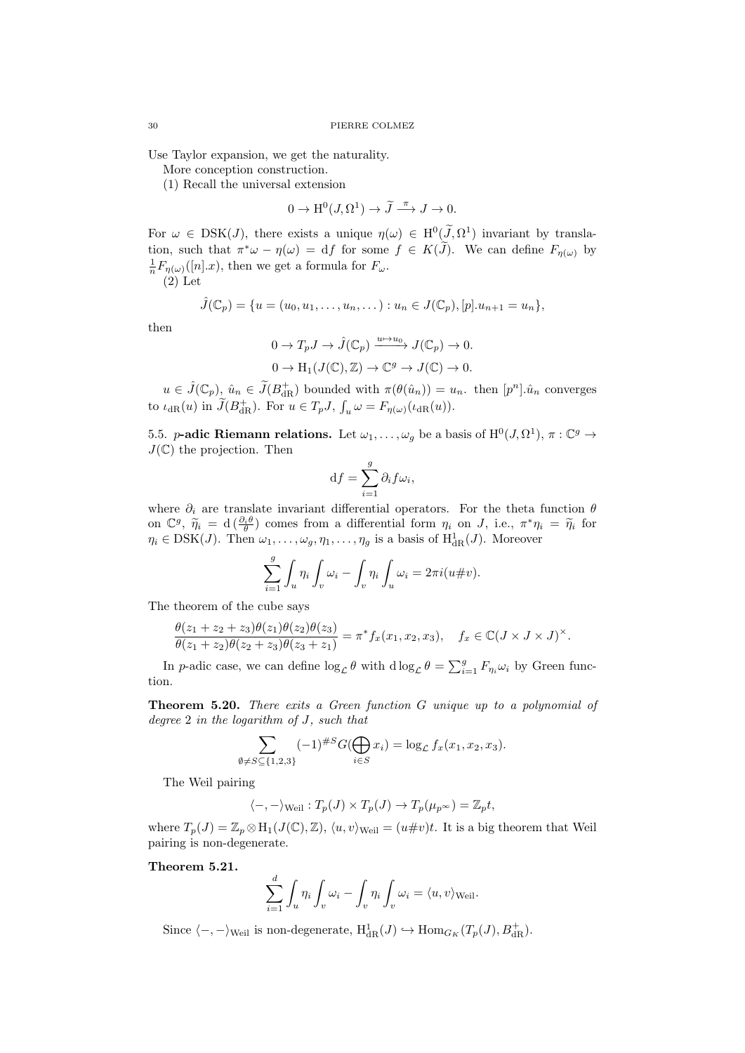Use Taylor expansion, we get the naturality.

More conception construction.

(1) Recall the universal extension

$$0 \to \mathrm{H}^0(J, \Omega^1) \to \widetilde{J} \xrightarrow{\pi} J \to 0.$$

For $\omega \in \mathrm{DSK}(J)$, there exists a unique $\eta(\omega) \in \mathrm{H}^0(\widetilde{J}, \Omega^1)$ invariant by translation, such that $\pi^*\omega - \eta(\omega) = \mathrm{d}f$ for some $f \in K(\widetilde{J})$. We can define $F_{\eta(\omega)}$ by $\frac{1}{n}F_{\eta(\omega)}([n].x)$, then we get a formula for $F_\omega$.

(2) Let

$$\hat{J}(\mathbb{C}_p) = \{u = (u_0, u_1, \dots, u_n, \dots) : u_n \in J(\mathbb{C}_p), [p].u_{n+1} = u_n\},$$

then

$$0 \to T_p J \to \hat{J}(\mathbb{C}_p) \xrightarrow{u \mapsto u_0} J(\mathbb{C}_p) \to 0.$$

$$0 \to \mathrm{H}_1(J(\mathbb{C}), \mathbb{Z}) \to \mathbb{C}^g \to J(\mathbb{C}) \to 0.$$

$u \in \hat{J}(\mathbb{C}_p)$, $\hat{u}_n \in \widetilde{J}(B_{\mathrm{dR}}^+)$ bounded with $\pi(\theta(\hat{u}_n)) = u_n$. then $[p^n].\hat{u}_n$ converges to $\iota_{\mathrm{dR}}(u)$ in $\widetilde{J}(B_{\mathrm{dR}}^+)$. For $u \in T_pJ$, $\int_u \omega = F_{\eta(\omega)}(\iota_{\mathrm{dR}}(u))$.

**5.5. $p$-adic Riemann relations.** Let $\omega_1, \dots, \omega_g$ be a basis of $\mathrm{H}^0(J, \Omega^1)$, $\pi : \mathbb{C}^g \to J(\mathbb{C})$ the projection. Then

$$\mathrm{d}f = \sum_{i=1}^{g} \partial_i f \omega_i,$$

where $\partial_i$ are translate invariant differential operators. For the theta function $\theta$ on $\mathbb{C}^g$, $\widetilde{\eta}_i = \mathrm{d}\,(\frac{\partial_i \theta}{\theta})$ comes from a differential form $\eta_i$ on $J$, i.e., $\pi^*\eta_i = \widetilde{\eta}_i$ for $\eta_i \in \mathrm{DSK}(J)$. Then $\omega_1, \dots, \omega_g, \eta_1, \dots, \eta_g$ is a basis of $\mathrm{H}^1_{\mathrm{dR}}(J)$. Moreover

$$\sum_{i=1}^{g} \int_u \eta_i \int_v \omega_i - \int_v \eta_i \int_u \omega_i = 2\pi i (u \# v).$$

The theorem of the cube says

$$\frac{\theta(z_1+z_2+z_3)\theta(z_1)\theta(z_2)\theta(z_3)}{\theta(z_1+z_2)\theta(z_2+z_3)\theta(z_3+z_1)} = \pi^* f_x(x_1, x_2, x_3), \quad f_x \in \mathbb{C}(J \times J \times J)^\times.$$

In $p$-adic case, we can define $\log_{\mathcal{L}} \theta$ with $\mathrm{d}\log_{\mathcal{L}} \theta = \sum_{i=1}^{g} F_{\eta_i} \omega_i$ by Green function.

**Theorem 5.20.** *There exits a Green function $G$ unique up to a polynomial of degree 2 in the logarithm of $J$, such that*

$$\sum_{\emptyset \neq S \subseteq \{1,2,3\}} (-1)^{\# S} G(\bigoplus_{i \in S} x_i) = \log_{\mathcal{L}} f_x(x_1, x_2, x_3).$$

The Weil pairing

$$\langle -, - \rangle_{\mathrm{Weil}} : T_p(J) \times T_p(J) \to T_p(\mu_{p^\infty}) = \mathbb{Z}_p t,$$

where $T_p(J) = \mathbb{Z}_p \otimes \mathrm{H}_1(J(\mathbb{C}), \mathbb{Z})$, $\langle u, v \rangle_{\mathrm{Weil}} = (u \# v)t$. It is a big theorem that Weil pairing is non-degenerate.

**Theorem 5.21.**

$$\sum_{i=1}^{d} \int_u \eta_i \int_v \omega_i - \int_v \eta_i \int_v \omega_i = \langle u, v \rangle_{\mathrm{Weil}}.$$

Since $\langle -, - \rangle_{\mathrm{Weil}}$ is non-degenerate, $\mathrm{H}^1_{\mathrm{dR}}(J) \hookrightarrow \mathrm{Hom}_{G_K}(T_p(J), B_{\mathrm{dR}}^+)$.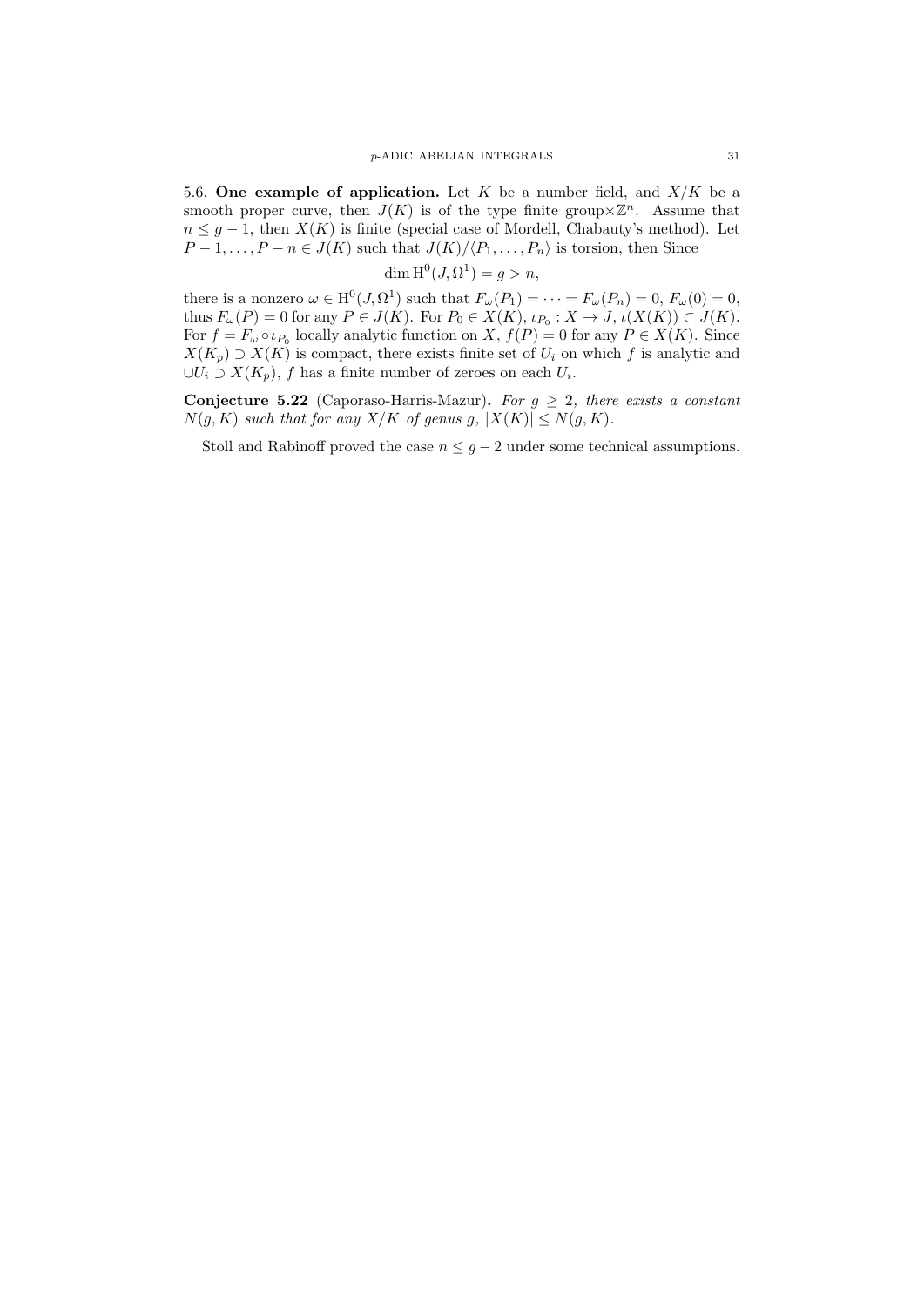5.6. **One example of application.** Let $K$ be a number field, and $X/K$ be a smooth proper curve, then $J(K)$ is of the type finite group$\times\mathbb{Z}^n$. Assume that $n \leq g-1$, then $X(K)$ is finite (special case of Mordell, Chabauty's method). Let $P-1, \ldots, P-n \in J(K)$ such that $J(K)/\langle P_1, \ldots, P_n \rangle$ is torsion, then Since

$$\dim \mathrm{H}^0(J, \Omega^1) = g > n,$$

there is a nonzero $\omega \in \mathrm{H}^0(J, \Omega^1)$ such that $F_\omega(P_1) = \cdots = F_\omega(P_n) = 0$, $F_\omega(0) = 0$, thus $F_\omega(P) = 0$ for any $P \in J(K)$. For $P_0 \in X(K)$, $\iota_{P_0} : X \to J$, $\iota(X(K)) \subset J(K)$. For $f = F_\omega \circ \iota_{P_0}$ locally analytic function on $X$, $f(P) = 0$ for any $P \in X(K)$. Since $X(K_p) \supset X(K)$ is compact, there exists finite set of $U_i$ on which $f$ is analytic and $\cup U_i \supset X(K_p)$, $f$ has a finite number of zeroes on each $U_i$.

**Conjecture 5.22** (Caporaso-Harris-Mazur)**.** *For $g \geq 2$, there exists a constant $N(g, K)$ such that for any $X/K$ of genus $g$, $|X(K)| \leq N(g, K)$.*

Stoll and Rabinoff proved the case $n \leq g-2$ under some technical assumptions.